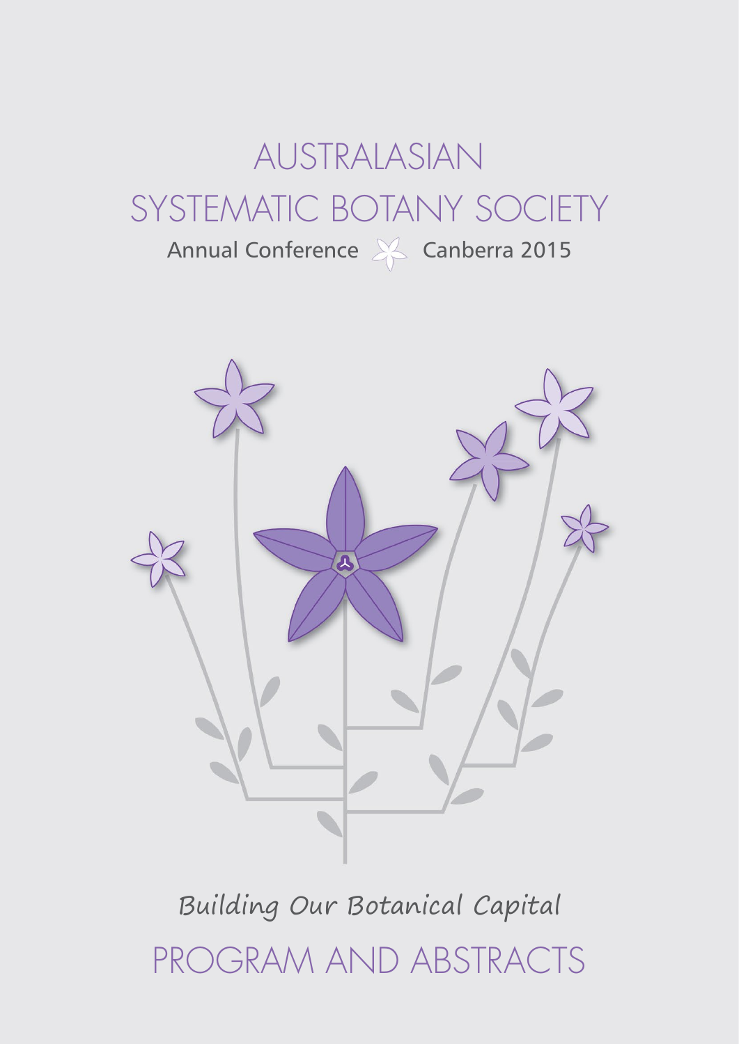# AUSTRALASIAN SYSTEMATIC BOTANY SOCIETY

Annual Conference Canberra 2015

*Building Our Botanical Capital*

# PROGRAM AND ABSTRACTS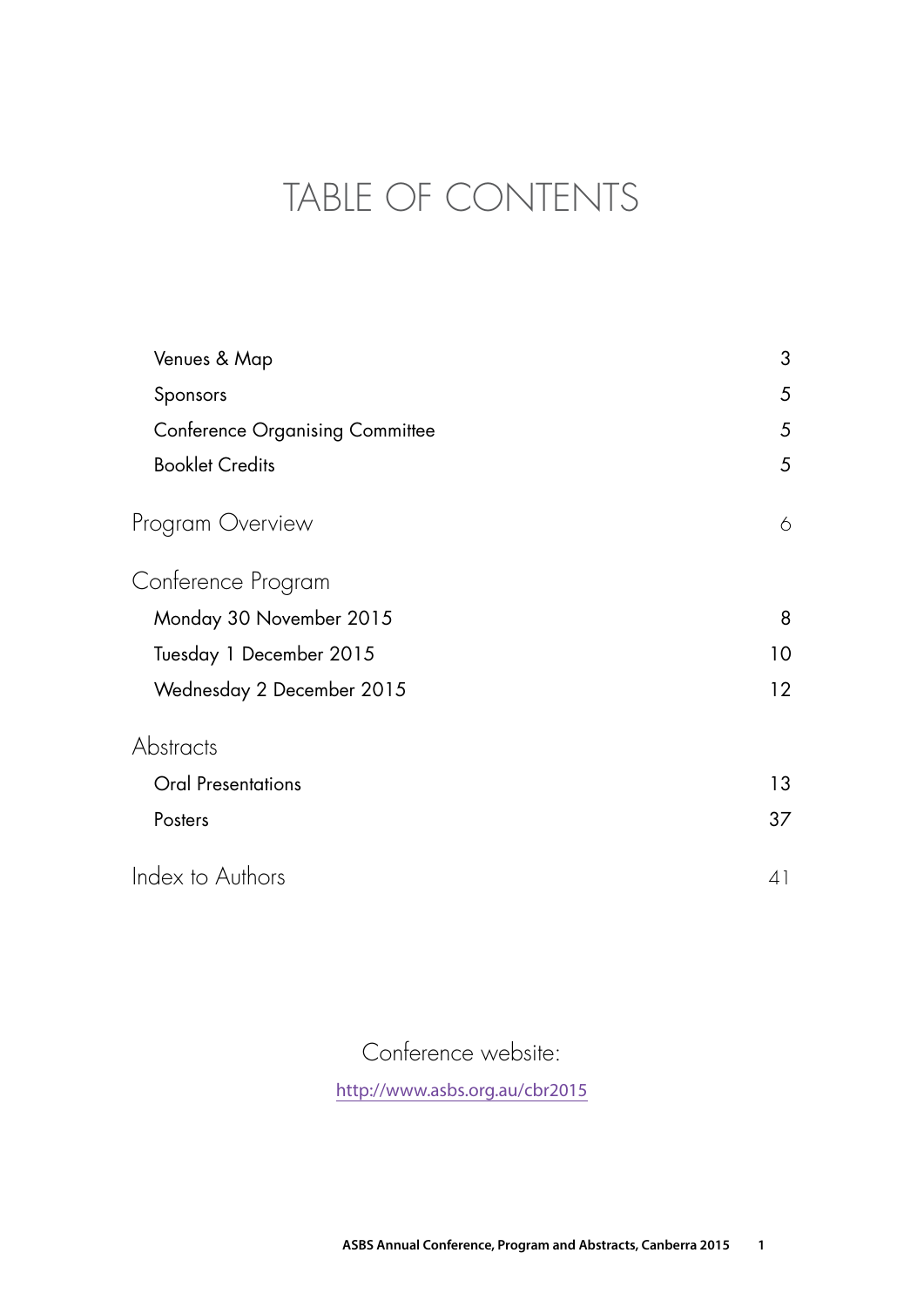# TABLE OF CONTENTS

| | |
|---|---|
| Venues & Map | 3 |
| Sponsors | 5 |
| Conference Organising Committee | 5 |
| Booklet Credits | 5 |
| **Program Overview** | 6 |
| **Conference Program** | |
| Monday 30 November 2015 | 8 |
| Tuesday 1 December 2015 | 10 |
| Wednesday 2 December 2015 | 12 |
| **Abstracts** | |
| Oral Presentations | 13 |
| Posters | 37 |
| **Index to Authors** | 41 |

Conference website:

http://www.asbs.org.au/cbr2015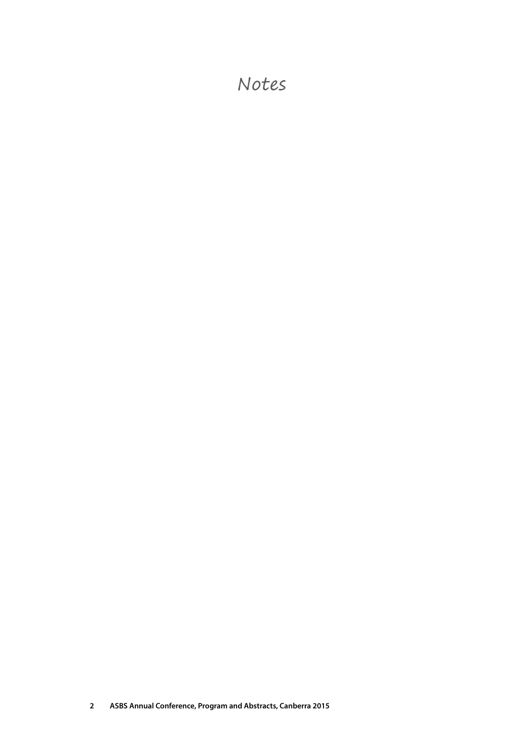# Notes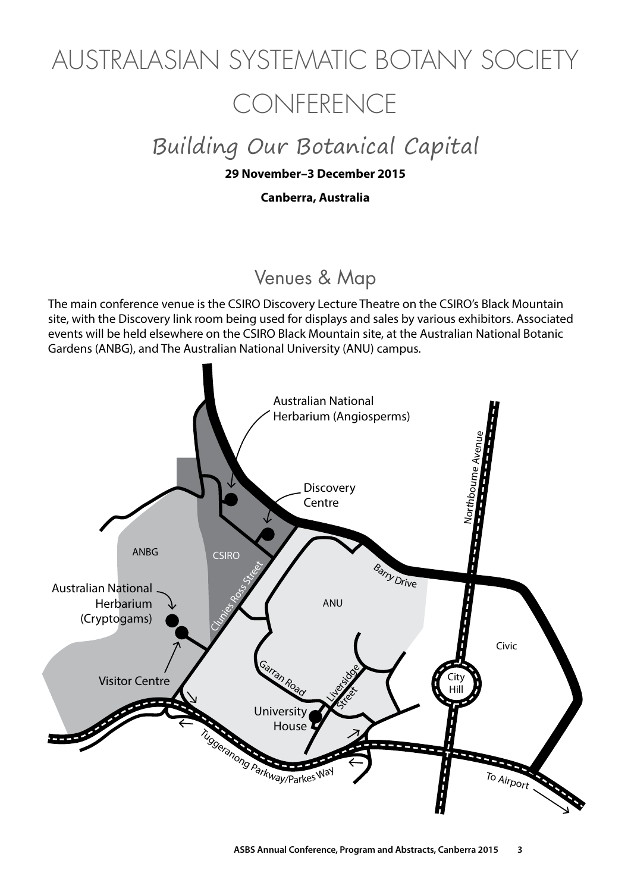# AUSTRALASIAN SYSTEMATIC BOTANY SOCIETY CONFERENCE

## Building Our Botanical Capital

**29 November–3 December 2015**

**Canberra, Australia**

## Venues & Map

The main conference venue is the CSIRO Discovery Lecture Theatre on the CSIRO's Black Mountain site, with the Discovery link room being used for displays and sales by various exhibitors. Associated events will be held elsewhere on the CSIRO Black Mountain site, at the Australian National Botanic Gardens (ANBG), and The Australian National University (ANU) campus.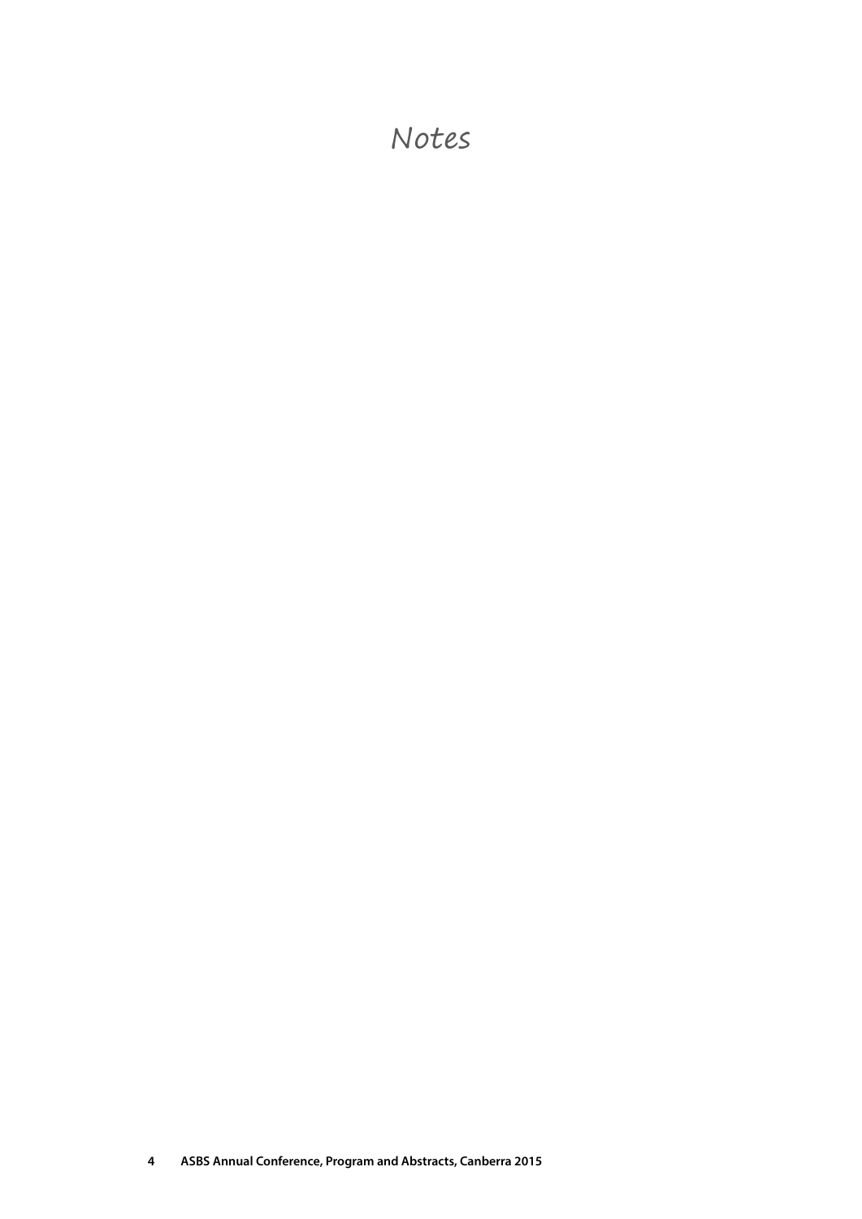# Notes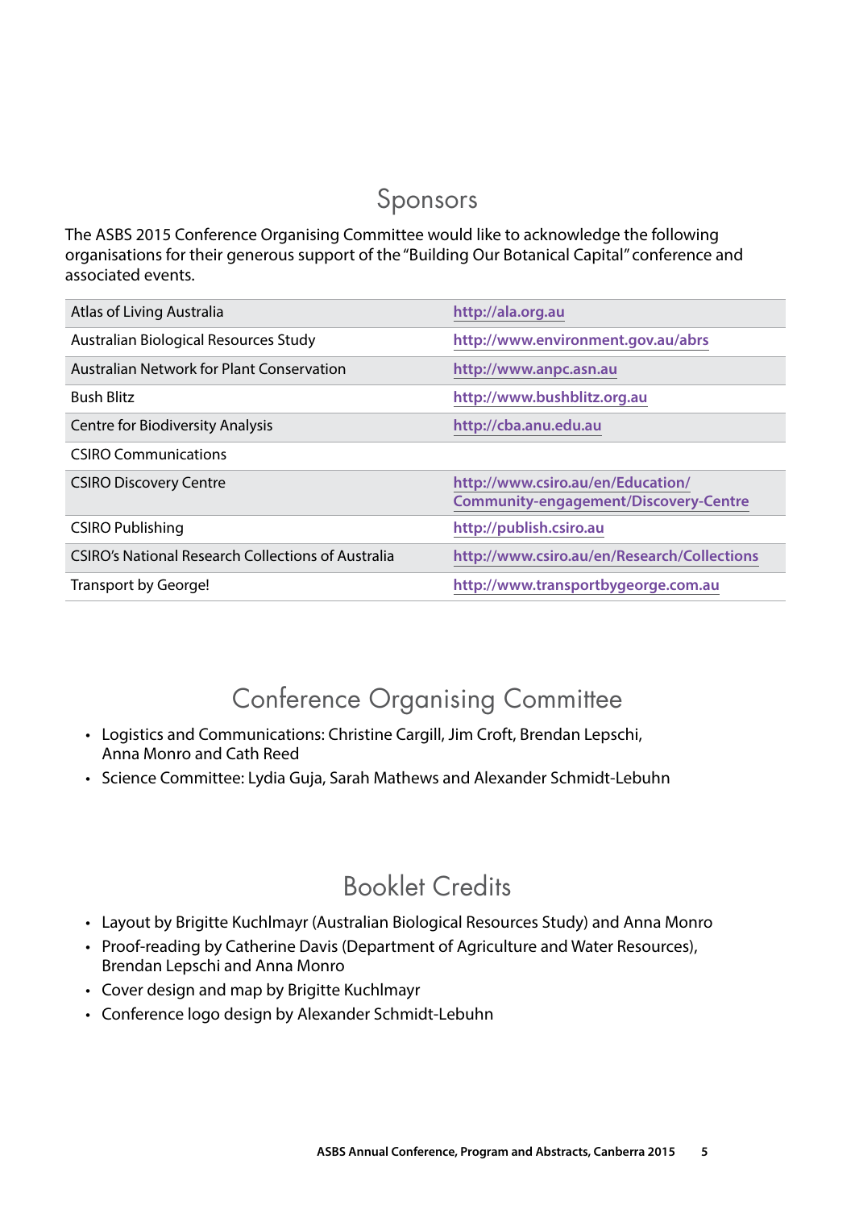# Sponsors

The ASBS 2015 Conference Organising Committee would like to acknowledge the following organisations for their generous support of the "Building Our Botanical Capital" conference and associated events.

| Organisation | Website |
|---|---|
| Atlas of Living Australia | http://ala.org.au |
| Australian Biological Resources Study | http://www.environment.gov.au/abrs |
| Australian Network for Plant Conservation | http://www.anpc.asn.au |
| Bush Blitz | http://www.bushblitz.org.au |
| Centre for Biodiversity Analysis | http://cba.anu.edu.au |
| CSIRO Communications | |
| CSIRO Discovery Centre | http://www.csiro.au/en/Education/Community-engagement/Discovery-Centre |
| CSIRO Publishing | http://publish.csiro.au |
| CSIRO's National Research Collections of Australia | http://www.csiro.au/en/Research/Collections |
| Transport by George! | http://www.transportbygeorge.com.au |

# Conference Organising Committee

- Logistics and Communications: Christine Cargill, Jim Croft, Brendan Lepschi, Anna Monro and Cath Reed
- Science Committee: Lydia Guja, Sarah Mathews and Alexander Schmidt-Lebuhn

# Booklet Credits

- Layout by Brigitte Kuchlmayr (Australian Biological Resources Study) and Anna Monro
- Proof-reading by Catherine Davis (Department of Agriculture and Water Resources), Brendan Lepschi and Anna Monro
- Cover design and map by Brigitte Kuchlmayr
- Conference logo design by Alexander Schmidt-Lebuhn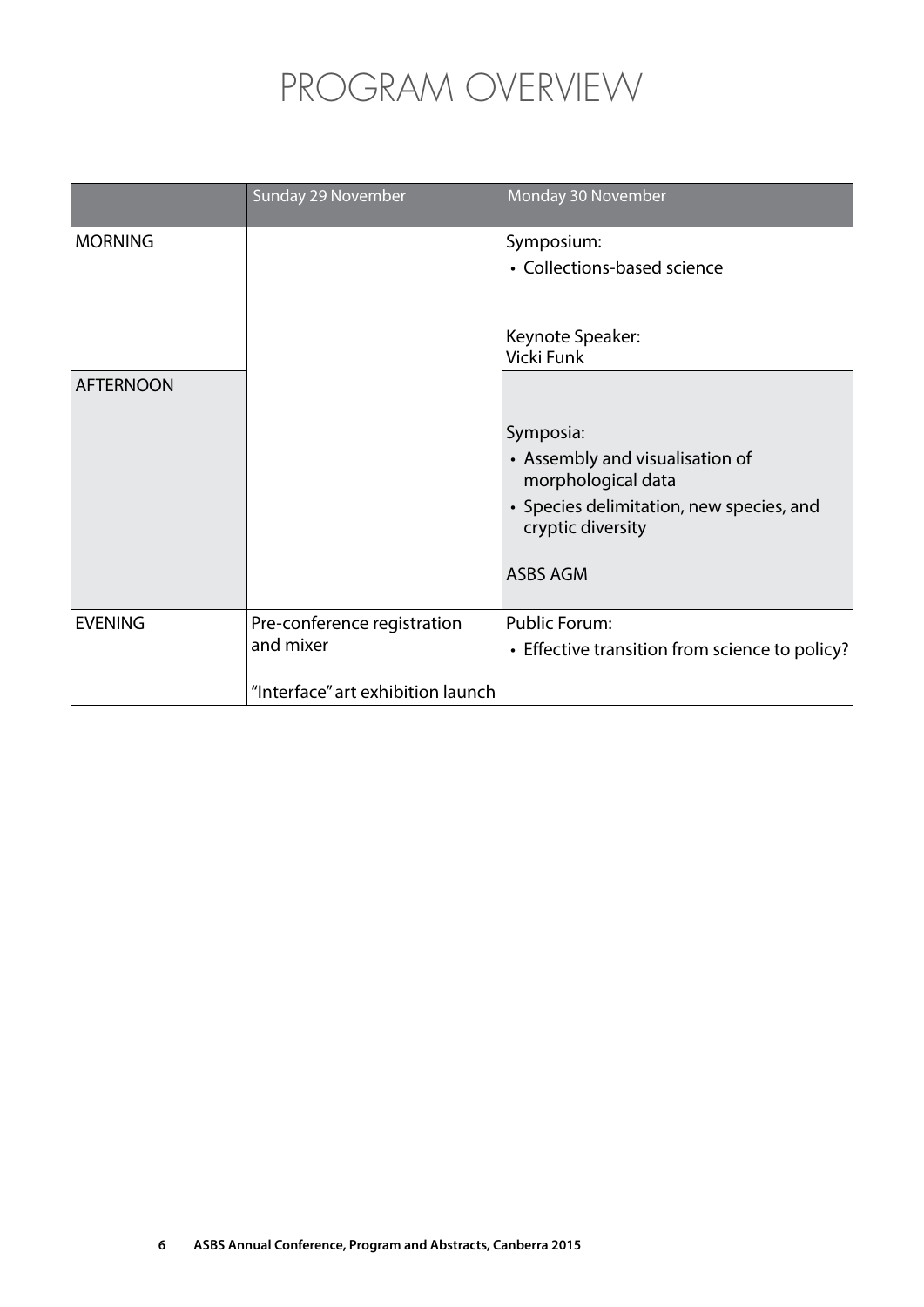# PROGRAM OVERVIEW

| | Sunday 29 November | Monday 30 November |
|---|---|---|
| MORNING | | Symposium:<br>• Collections-based science<br><br>Keynote Speaker:<br>Vicki Funk |
| AFTERNOON | | Symposia:<br>• Assembly and visualisation of morphological data<br>• Species delimitation, new species, and cryptic diversity<br><br>ASBS AGM |
| EVENING | Pre-conference registration and mixer<br><br>"Interface" art exhibition launch | Public Forum:<br>• Effective transition from science to policy? |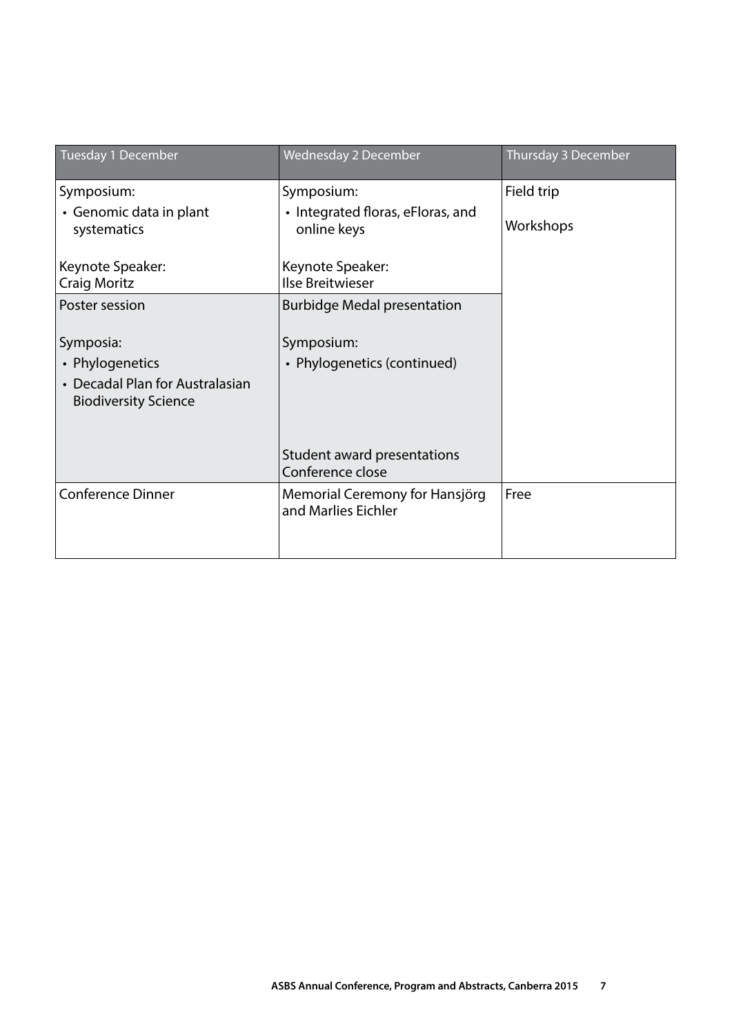| Tuesday 1 December | Wednesday 2 December | Thursday 3 December |
|---|---|---|
| Symposium:<br>• Genomic data in plant systematics<br><br>Keynote Speaker:<br>Craig Moritz | Symposium:<br>• Integrated floras, eFloras, and online keys<br><br>Keynote Speaker:<br>Ilse Breitwieser | Field trip<br><br>Workshops |
| Poster session<br><br>Symposia:<br>• Phylogenetics<br>• Decadal Plan for Australasian Biodiversity Science | Burbidge Medal presentation<br><br>Symposium:<br>• Phylogenetics (continued)<br><br>Student award presentations<br>Conference close | |
| Conference Dinner | Memorial Ceremony for Hansjörg and Marlies Eichler | Free |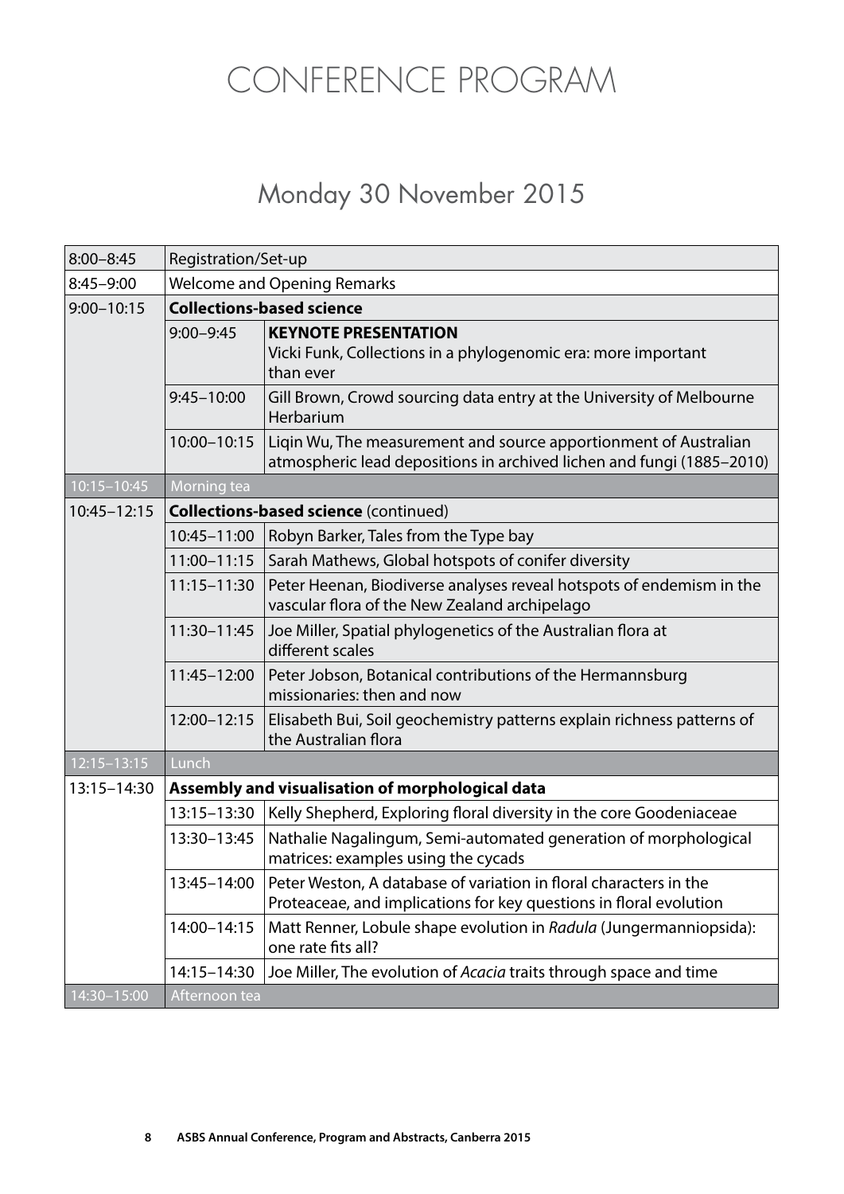# CONFERENCE PROGRAM

## Monday 30 November 2015

| | | |
|---|---|---|
| 8:00–8:45 | Registration/Set-up | |
| 8:45–9:00 | Welcome and Opening Remarks | |
| 9:00–10:15 | **Collections-based science** | |
| | 9:00–9:45 | **KEYNOTE PRESENTATION** Vicki Funk, Collections in a phylogenomic era: more important than ever |
| | 9:45–10:00 | Gill Brown, Crowd sourcing data entry at the University of Melbourne Herbarium |
| | 10:00–10:15 | Liqin Wu, The measurement and source apportionment of Australian atmospheric lead depositions in archived lichen and fungi (1885–2010) |
| 10:15–10:45 | Morning tea | |
| 10:45–12:15 | **Collections-based science** (continued) | |
| | 10:45–11:00 | Robyn Barker, Tales from the Type bay |
| | 11:00–11:15 | Sarah Mathews, Global hotspots of conifer diversity |
| | 11:15–11:30 | Peter Heenan, Biodiverse analyses reveal hotspots of endemism in the vascular flora of the New Zealand archipelago |
| | 11:30–11:45 | Joe Miller, Spatial phylogenetics of the Australian flora at different scales |
| | 11:45–12:00 | Peter Jobson, Botanical contributions of the Hermannsburg missionaries: then and now |
| | 12:00–12:15 | Elisabeth Bui, Soil geochemistry patterns explain richness patterns of the Australian flora |
| 12:15–13:15 | Lunch | |
| 13:15–14:30 | **Assembly and visualisation of morphological data** | |
| | 13:15–13:30 | Kelly Shepherd, Exploring floral diversity in the core Goodeniaceae |
| | 13:30–13:45 | Nathalie Nagalingum, Semi-automated generation of morphological matrices: examples using the cycads |
| | 13:45–14:00 | Peter Weston, A database of variation in floral characters in the Proteaceae, and implications for key questions in floral evolution |
| | 14:00–14:15 | Matt Renner, Lobule shape evolution in *Radula* (Jungermanniopsida): one rate fits all? |
| | 14:15–14:30 | Joe Miller, The evolution of *Acacia* traits through space and time |
| 14:30–15:00 | Afternoon tea | |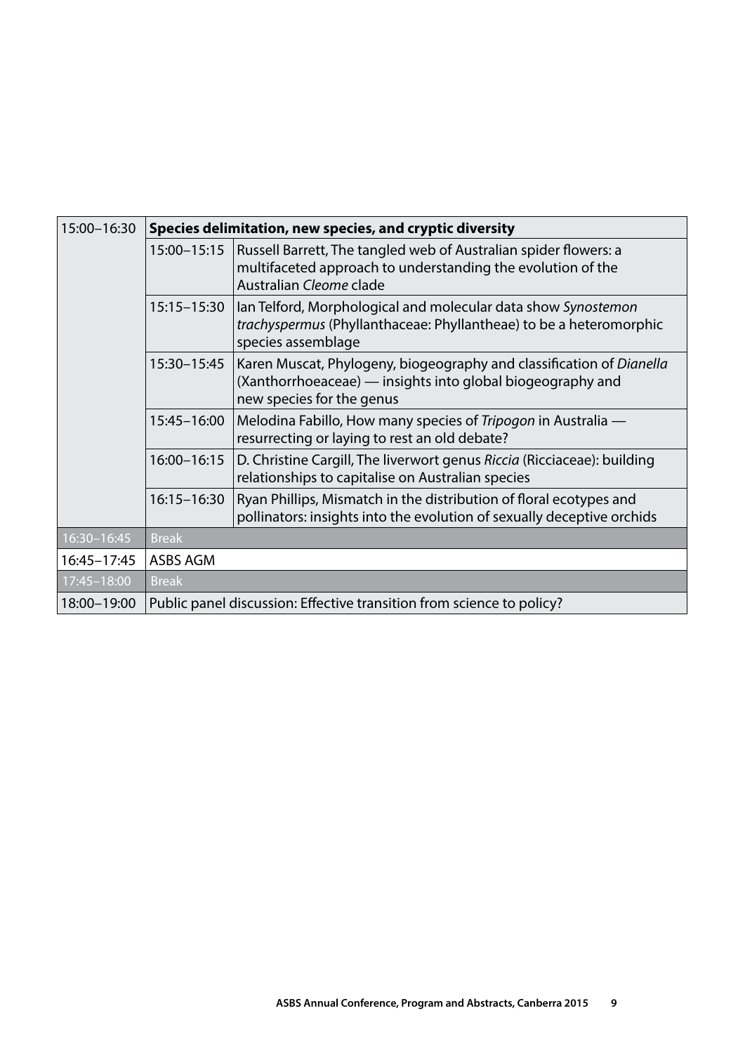| | | |
|---|---|---|
| 15:00–16:30 | **Species delimitation, new species, and cryptic diversity** | |
| | 15:00–15:15 | Russell Barrett, The tangled web of Australian spider flowers: a multifaceted approach to understanding the evolution of the Australian *Cleome* clade |
| | 15:15–15:30 | Ian Telford, Morphological and molecular data show *Synostemon trachyspermus* (Phyllanthaceae: Phyllantheae) to be a heteromorphic species assemblage |
| | 15:30–15:45 | Karen Muscat, Phylogeny, biogeography and classification of *Dianella* (Xanthorrhoeaceae) — insights into global biogeography and new species for the genus |
| | 15:45–16:00 | Melodina Fabillo, How many species of *Tripogon* in Australia — resurrecting or laying to rest an old debate? |
| | 16:00–16:15 | D. Christine Cargill, The liverwort genus *Riccia* (Ricciaceae): building relationships to capitalise on Australian species |
| | 16:15–16:30 | Ryan Phillips, Mismatch in the distribution of floral ecotypes and pollinators: insights into the evolution of sexually deceptive orchids |
| 16:30–16:45 | Break | |
| 16:45–17:45 | ASBS AGM | |
| 17:45–18:00 | Break | |
| 18:00–19:00 | Public panel discussion: Effective transition from science to policy? | |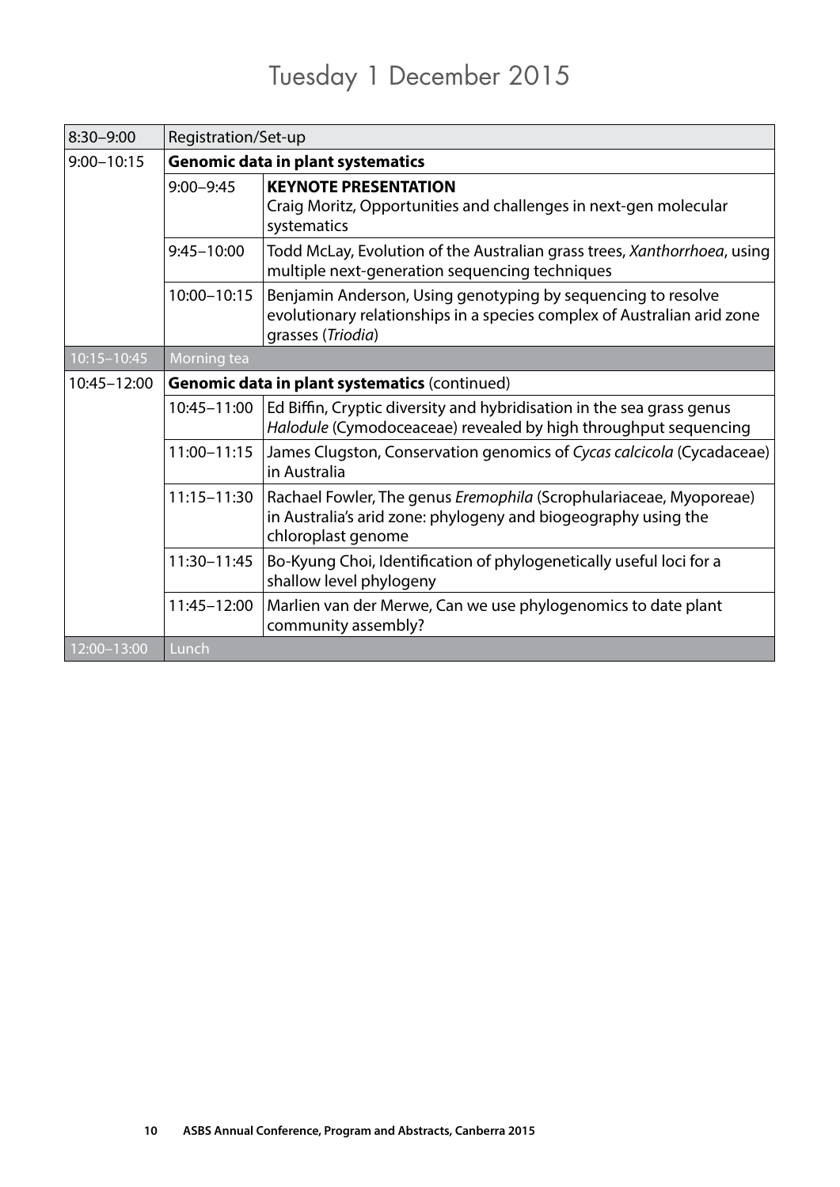# Tuesday 1 December 2015

| | | |
|---|---|---|
| 8:30–9:00 | Registration/Set-up | |
| 9:00–10:15 | **Genomic data in plant systematics** | |
| | 9:00–9:45 | **KEYNOTE PRESENTATION** Craig Moritz, Opportunities and challenges in next-gen molecular systematics |
| | 9:45–10:00 | Todd McLay, Evolution of the Australian grass trees, *Xanthorrhoea*, using multiple next-generation sequencing techniques |
| | 10:00–10:15 | Benjamin Anderson, Using genotyping by sequencing to resolve evolutionary relationships in a species complex of Australian arid zone grasses (*Triodia*) |
| 10:15–10:45 | Morning tea | |
| 10:45–12:00 | **Genomic data in plant systematics** (continued) | |
| | 10:45–11:00 | Ed Biffin, Cryptic diversity and hybridisation in the sea grass genus *Halodule* (Cymodoceaceae) revealed by high throughput sequencing |
| | 11:00–11:15 | James Clugston, Conservation genomics of *Cycas calcicola* (Cycadaceae) in Australia |
| | 11:15–11:30 | Rachael Fowler, The genus *Eremophila* (Scrophulariaceae, Myoporeae) in Australia's arid zone: phylogeny and biogeography using the chloroplast genome |
| | 11:30–11:45 | Bo-Kyung Choi, Identification of phylogenetically useful loci for a shallow level phylogeny |
| | 11:45–12:00 | Marlien van der Merwe, Can we use phylogenomics to date plant community assembly? |
| 12:00–13:00 | Lunch | |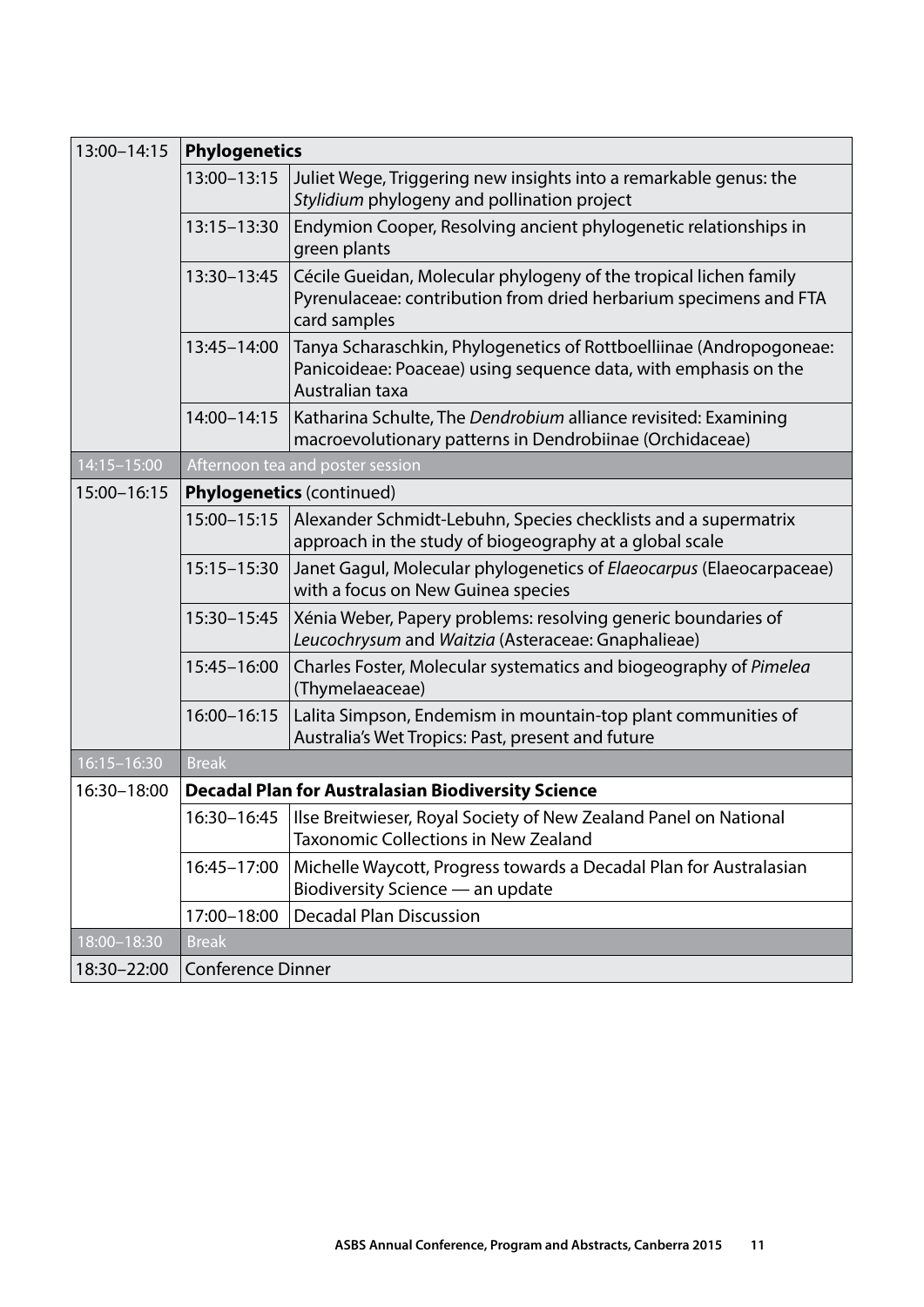| | | |
|---|---|---|
| 13:00–14:15 | **Phylogenetics** | |
| | 13:00–13:15 | Juliet Wege, Triggering new insights into a remarkable genus: the *Stylidium* phylogeny and pollination project |
| | 13:15–13:30 | Endymion Cooper, Resolving ancient phylogenetic relationships in green plants |
| | 13:30–13:45 | Cécile Gueidan, Molecular phylogeny of the tropical lichen family Pyrenulaceae: contribution from dried herbarium specimens and FTA card samples |
| | 13:45–14:00 | Tanya Scharaschkin, Phylogenetics of Rottboelliinae (Andropogoneae: Panicoideae: Poaceae) using sequence data, with emphasis on the Australian taxa |
| | 14:00–14:15 | Katharina Schulte, The *Dendrobium* alliance revisited: Examining macroevolutionary patterns in Dendrobiinae (Orchidaceae) |
| 14:15–15:00 | Afternoon tea and poster session | |
| 15:00–16:15 | **Phylogenetics** (continued) | |
| | 15:00–15:15 | Alexander Schmidt-Lebuhn, Species checklists and a supermatrix approach in the study of biogeography at a global scale |
| | 15:15–15:30 | Janet Gagul, Molecular phylogenetics of *Elaeocarpus* (Elaeocarpaceae) with a focus on New Guinea species |
| | 15:30–15:45 | Xénia Weber, Papery problems: resolving generic boundaries of *Leucochrysum* and *Waitzia* (Asteraceae: Gnaphalieae) |
| | 15:45–16:00 | Charles Foster, Molecular systematics and biogeography of *Pimelea* (Thymelaeaceae) |
| | 16:00–16:15 | Lalita Simpson, Endemism in mountain-top plant communities of Australia's Wet Tropics: Past, present and future |
| 16:15–16:30 | Break | |
| 16:30–18:00 | **Decadal Plan for Australasian Biodiversity Science** | |
| | 16:30–16:45 | Ilse Breitwieser, Royal Society of New Zealand Panel on National Taxonomic Collections in New Zealand |
| | 16:45–17:00 | Michelle Waycott, Progress towards a Decadal Plan for Australasian Biodiversity Science — an update |
| | 17:00–18:00 | Decadal Plan Discussion |
| 18:00–18:30 | Break | |
| 18:30–22:00 | Conference Dinner | |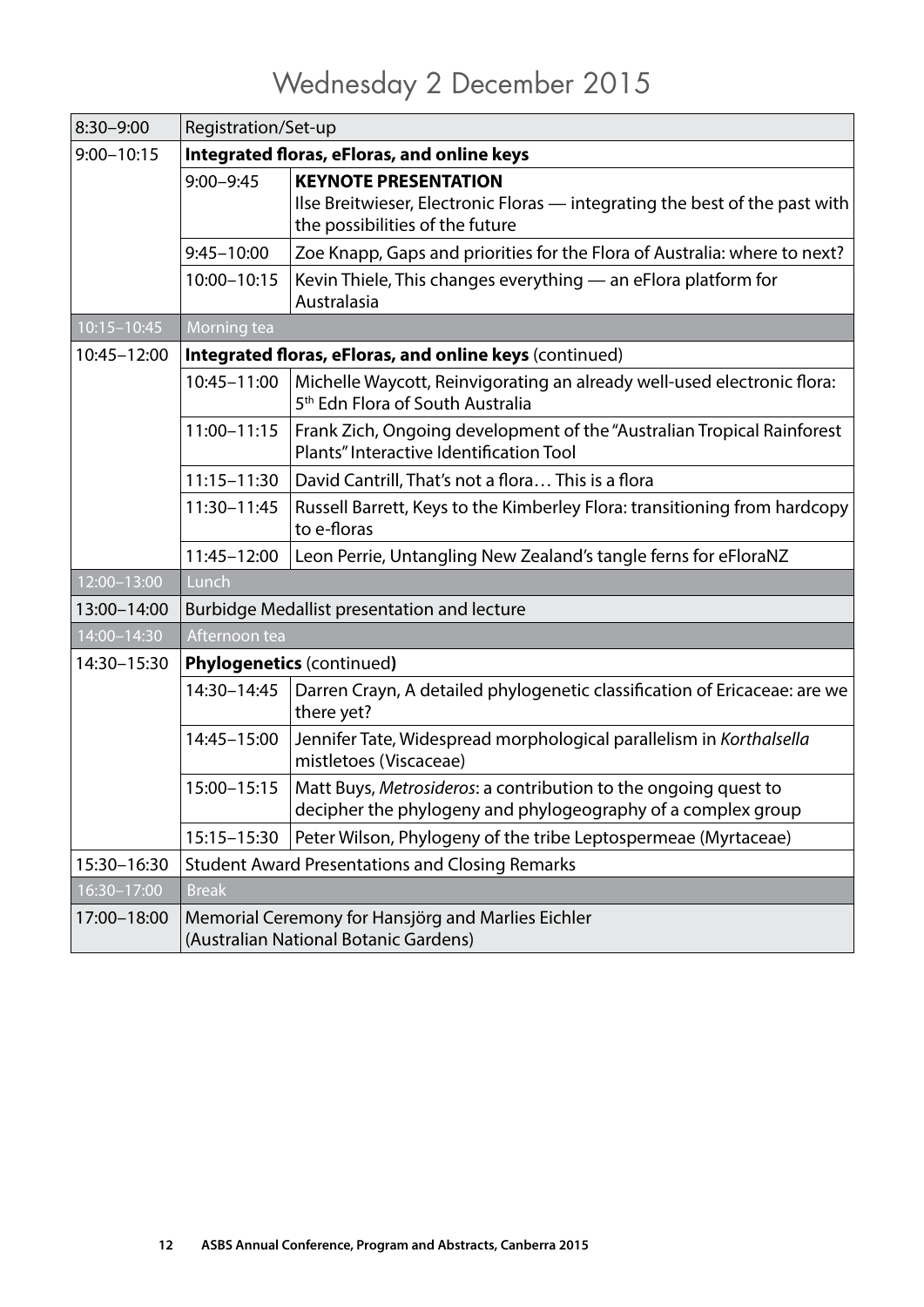# Wednesday 2 December 2015

| | | |
|---|---|---|
| 8:30–9:00 | Registration/Set-up | |
| 9:00–10:15 | **Integrated floras, eFloras, and online keys** | |
| | 9:00–9:45 | **KEYNOTE PRESENTATION** Ilse Breitwieser, Electronic Floras — integrating the best of the past with the possibilities of the future |
| | 9:45–10:00 | Zoe Knapp, Gaps and priorities for the Flora of Australia: where to next? |
| | 10:00–10:15 | Kevin Thiele, This changes everything — an eFlora platform for Australasia |
| 10:15–10:45 | Morning tea | |
| 10:45–12:00 | **Integrated floras, eFloras, and online keys** (continued) | |
| | 10:45–11:00 | Michelle Waycott, Reinvigorating an already well-used electronic flora: 5th Edn Flora of South Australia |
| | 11:00–11:15 | Frank Zich, Ongoing development of the "Australian Tropical Rainforest Plants" Interactive Identification Tool |
| | 11:15–11:30 | David Cantrill, That's not a flora… This is a flora |
| | 11:30–11:45 | Russell Barrett, Keys to the Kimberley Flora: transitioning from hardcopy to e-floras |
| | 11:45–12:00 | Leon Perrie, Untangling New Zealand's tangle ferns for eFloraNZ |
| 12:00–13:00 | Lunch | |
| 13:00–14:00 | Burbidge Medallist presentation and lecture | |
| 14:00–14:30 | Afternoon tea | |
| 14:30–15:30 | **Phylogenetics** (continued**)** | |
| | 14:30–14:45 | Darren Crayn, A detailed phylogenetic classification of Ericaceae: are we there yet? |
| | 14:45–15:00 | Jennifer Tate, Widespread morphological parallelism in *Korthalsella* mistletoes (Viscaceae) |
| | 15:00–15:15 | Matt Buys, *Metrosideros*: a contribution to the ongoing quest to decipher the phylogeny and phylogeography of a complex group |
| | 15:15–15:30 | Peter Wilson, Phylogeny of the tribe Leptospermeae (Myrtaceae) |
| 15:30–16:30 | Student Award Presentations and Closing Remarks | |
| 16:30–17:00 | Break | |
| 17:00–18:00 | Memorial Ceremony for Hansjörg and Marlies Eichler (Australian National Botanic Gardens) | |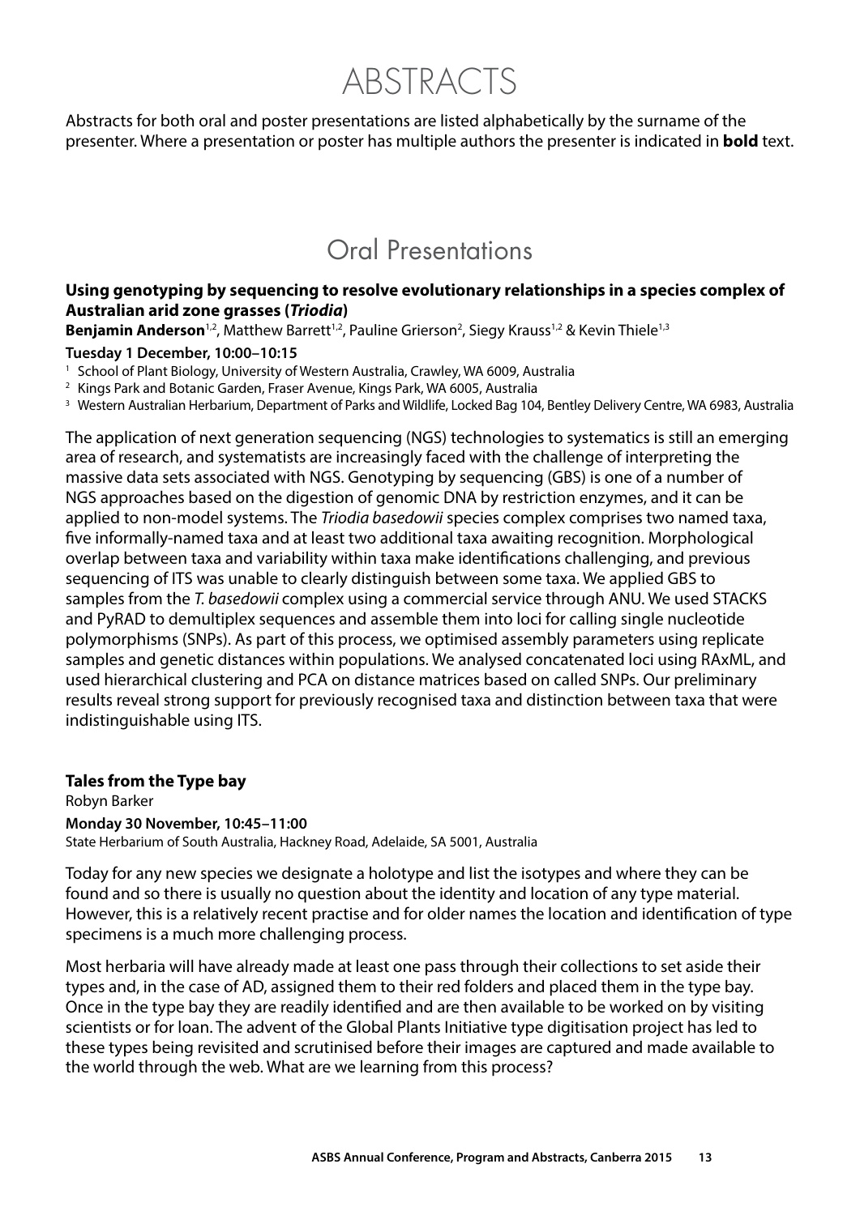# ABSTRACTS

Abstracts for both oral and poster presentations are listed alphabetically by the surname of the presenter. Where a presentation or poster has multiple authors the presenter is indicated in **bold** text.

## Oral Presentations

### Using genotyping by sequencing to resolve evolutionary relationships in a species complex of Australian arid zone grasses (*Triodia*)

**Benjamin Anderson**[1,2], Matthew Barrett[1,2], Pauline Grierson[2], Siegy Krauss[1,2] & Kevin Thiele[1,3]

**Tuesday 1 December, 10:00–10:15**

[1] School of Plant Biology, University of Western Australia, Crawley, WA 6009, Australia

[2] Kings Park and Botanic Garden, Fraser Avenue, Kings Park, WA 6005, Australia

[3] Western Australian Herbarium, Department of Parks and Wildlife, Locked Bag 104, Bentley Delivery Centre, WA 6983, Australia

The application of next generation sequencing (NGS) technologies to systematics is still an emerging area of research, and systematists are increasingly faced with the challenge of interpreting the massive data sets associated with NGS. Genotyping by sequencing (GBS) is one of a number of NGS approaches based on the digestion of genomic DNA by restriction enzymes, and it can be applied to non-model systems. The *Triodia basedowii* species complex comprises two named taxa, five informally-named taxa and at least two additional taxa awaiting recognition. Morphological overlap between taxa and variability within taxa make identifications challenging, and previous sequencing of ITS was unable to clearly distinguish between some taxa. We applied GBS to samples from the *T. basedowii* complex using a commercial service through ANU. We used STACKS and PyRAD to demultiplex sequences and assemble them into loci for calling single nucleotide polymorphisms (SNPs). As part of this process, we optimised assembly parameters using replicate samples and genetic distances within populations. We analysed concatenated loci using RAxML, and used hierarchical clustering and PCA on distance matrices based on called SNPs. Our preliminary results reveal strong support for previously recognised taxa and distinction between taxa that were indistinguishable using ITS.

### Tales from the Type bay

Robyn Barker

**Monday 30 November, 10:45–11:00**

State Herbarium of South Australia, Hackney Road, Adelaide, SA 5001, Australia

Today for any new species we designate a holotype and list the isotypes and where they can be found and so there is usually no question about the identity and location of any type material. However, this is a relatively recent practise and for older names the location and identification of type specimens is a much more challenging process.

Most herbaria will have already made at least one pass through their collections to set aside their types and, in the case of AD, assigned them to their red folders and placed them in the type bay. Once in the type bay they are readily identified and are then available to be worked on by visiting scientists or for loan. The advent of the Global Plants Initiative type digitisation project has led to these types being revisited and scrutinised before their images are captured and made available to the world through the web. What are we learning from this process?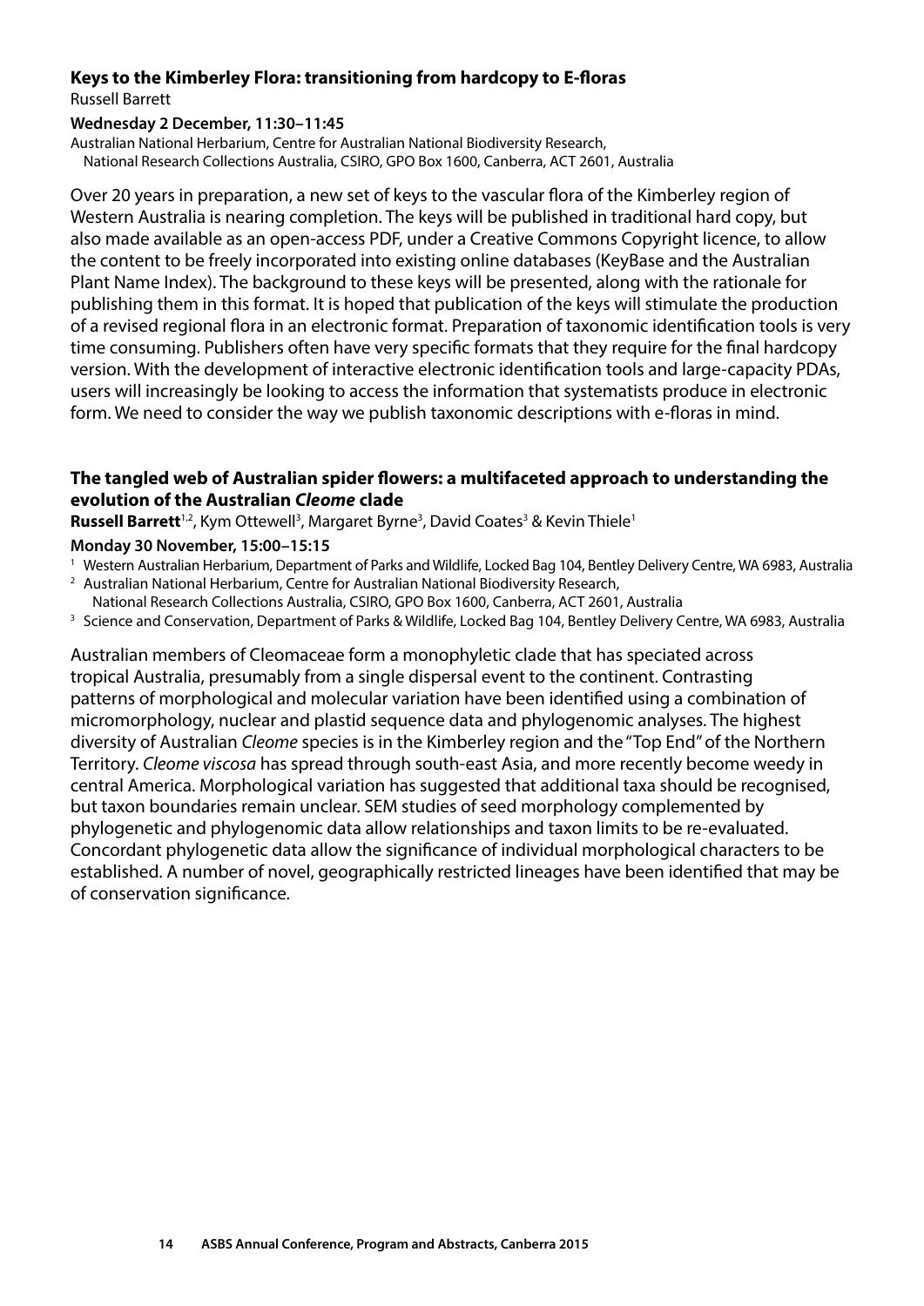### Keys to the Kimberley Flora: transitioning from hardcopy to E-floras

Russell Barrett

**Wednesday 2 December, 11:30–11:45**

Australian National Herbarium, Centre for Australian National Biodiversity Research, National Research Collections Australia, CSIRO, GPO Box 1600, Canberra, ACT 2601, Australia

Over 20 years in preparation, a new set of keys to the vascular flora of the Kimberley region of Western Australia is nearing completion. The keys will be published in traditional hard copy, but also made available as an open-access PDF, under a Creative Commons Copyright licence, to allow the content to be freely incorporated into existing online databases (KeyBase and the Australian Plant Name Index). The background to these keys will be presented, along with the rationale for publishing them in this format. It is hoped that publication of the keys will stimulate the production of a revised regional flora in an electronic format. Preparation of taxonomic identification tools is very time consuming. Publishers often have very specific formats that they require for the final hardcopy version. With the development of interactive electronic identification tools and large-capacity PDAs, users will increasingly be looking to access the information that systematists produce in electronic form. We need to consider the way we publish taxonomic descriptions with e-floras in mind.

### The tangled web of Australian spider flowers: a multifaceted approach to understanding the evolution of the Australian *Cleome* clade

**Russell Barrett**[1,2], Kym Ottewell[3], Margaret Byrne[3], David Coates[3] & Kevin Thiele[1]

**Monday 30 November, 15:00–15:15**

[1] Western Australian Herbarium, Department of Parks and Wildlife, Locked Bag 104, Bentley Delivery Centre, WA 6983, Australia

[2] Australian National Herbarium, Centre for Australian National Biodiversity Research, National Research Collections Australia, CSIRO, GPO Box 1600, Canberra, ACT 2601, Australia

[3] Science and Conservation, Department of Parks & Wildlife, Locked Bag 104, Bentley Delivery Centre, WA 6983, Australia

Australian members of Cleomaceae form a monophyletic clade that has speciated across tropical Australia, presumably from a single dispersal event to the continent. Contrasting patterns of morphological and molecular variation have been identified using a combination of micromorphology, nuclear and plastid sequence data and phylogenomic analyses. The highest diversity of Australian *Cleome* species is in the Kimberley region and the "Top End" of the Northern Territory. *Cleome viscosa* has spread through south-east Asia, and more recently become weedy in central America. Morphological variation has suggested that additional taxa should be recognised, but taxon boundaries remain unclear. SEM studies of seed morphology complemented by phylogenetic and phylogenomic data allow relationships and taxon limits to be re-evaluated. Concordant phylogenetic data allow the significance of individual morphological characters to be established. A number of novel, geographically restricted lineages have been identified that may be of conservation significance.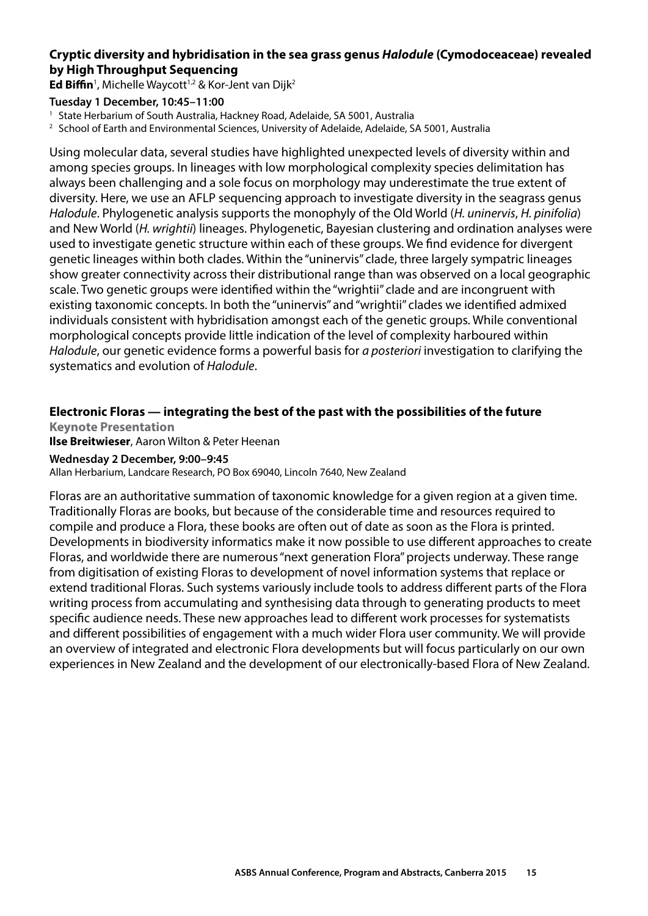### Cryptic diversity and hybridisation in the sea grass genus *Halodule* (Cymodoceaceae) revealed by High Throughput Sequencing

**Ed Biffin**[1], Michelle Waycott[1,2] & Kor-Jent van Dijk[2]

**Tuesday 1 December, 10:45–11:00**

[1] State Herbarium of South Australia, Hackney Road, Adelaide, SA 5001, Australia
[2] School of Earth and Environmental Sciences, University of Adelaide, Adelaide, SA 5001, Australia

Using molecular data, several studies have highlighted unexpected levels of diversity within and among species groups. In lineages with low morphological complexity species delimitation has always been challenging and a sole focus on morphology may underestimate the true extent of diversity. Here, we use an AFLP sequencing approach to investigate diversity in the seagrass genus *Halodule*. Phylogenetic analysis supports the monophyly of the Old World (*H. uninervis*, *H. pinifolia*) and New World (*H. wrightii*) lineages. Phylogenetic, Bayesian clustering and ordination analyses were used to investigate genetic structure within each of these groups. We find evidence for divergent genetic lineages within both clades. Within the "uninervis" clade, three largely sympatric lineages show greater connectivity across their distributional range than was observed on a local geographic scale. Two genetic groups were identified within the "wrightii" clade and are incongruent with existing taxonomic concepts. In both the "uninervis" and "wrightii" clades we identified admixed individuals consistent with hybridisation amongst each of the genetic groups. While conventional morphological concepts provide little indication of the level of complexity harboured within *Halodule*, our genetic evidence forms a powerful basis for *a posteriori* investigation to clarifying the systematics and evolution of *Halodule*.

### Electronic Floras — integrating the best of the past with the possibilities of the future

**Keynote Presentation**

**Ilse Breitwieser**, Aaron Wilton & Peter Heenan

**Wednesday 2 December, 9:00–9:45**

Allan Herbarium, Landcare Research, PO Box 69040, Lincoln 7640, New Zealand

Floras are an authoritative summation of taxonomic knowledge for a given region at a given time. Traditionally Floras are books, but because of the considerable time and resources required to compile and produce a Flora, these books are often out of date as soon as the Flora is printed. Developments in biodiversity informatics make it now possible to use different approaches to create Floras, and worldwide there are numerous "next generation Flora" projects underway. These range from digitisation of existing Floras to development of novel information systems that replace or extend traditional Floras. Such systems variously include tools to address different parts of the Flora writing process from accumulating and synthesising data through to generating products to meet specific audience needs. These new approaches lead to different work processes for systematists and different possibilities of engagement with a much wider Flora user community. We will provide an overview of integrated and electronic Flora developments but will focus particularly on our own experiences in New Zealand and the development of our electronically-based Flora of New Zealand.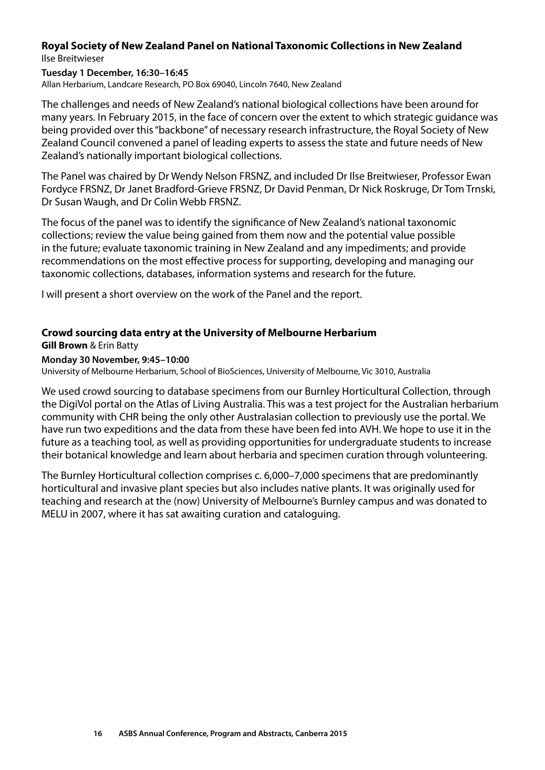### Royal Society of New Zealand Panel on National Taxonomic Collections in New Zealand

Ilse Breitwieser

**Tuesday 1 December, 16:30–16:45**

Allan Herbarium, Landcare Research, PO Box 69040, Lincoln 7640, New Zealand

The challenges and needs of New Zealand's national biological collections have been around for many years. In February 2015, in the face of concern over the extent to which strategic guidance was being provided over this "backbone" of necessary research infrastructure, the Royal Society of New Zealand Council convened a panel of leading experts to assess the state and future needs of New Zealand's nationally important biological collections.

The Panel was chaired by Dr Wendy Nelson FRSNZ, and included Dr Ilse Breitwieser, Professor Ewan Fordyce FRSNZ, Dr Janet Bradford-Grieve FRSNZ, Dr David Penman, Dr Nick Roskruge, Dr Tom Trnski, Dr Susan Waugh, and Dr Colin Webb FRSNZ.

The focus of the panel was to identify the significance of New Zealand's national taxonomic collections; review the value being gained from them now and the potential value possible in the future; evaluate taxonomic training in New Zealand and any impediments; and provide recommendations on the most effective process for supporting, developing and managing our taxonomic collections, databases, information systems and research for the future.

I will present a short overview on the work of the Panel and the report.

### Crowd sourcing data entry at the University of Melbourne Herbarium

**Gill Brown** & Erin Batty

**Monday 30 November, 9:45–10:00**

University of Melbourne Herbarium, School of BioSciences, University of Melbourne, Vic 3010, Australia

We used crowd sourcing to database specimens from our Burnley Horticultural Collection, through the DigiVol portal on the Atlas of Living Australia. This was a test project for the Australian herbarium community with CHR being the only other Australasian collection to previously use the portal. We have run two expeditions and the data from these have been fed into AVH. We hope to use it in the future as a teaching tool, as well as providing opportunities for undergraduate students to increase their botanical knowledge and learn about herbaria and specimen curation through volunteering.

The Burnley Horticultural collection comprises c. 6,000–7,000 specimens that are predominantly horticultural and invasive plant species but also includes native plants. It was originally used for teaching and research at the (now) University of Melbourne's Burnley campus and was donated to MELU in 2007, where it has sat awaiting curation and cataloguing.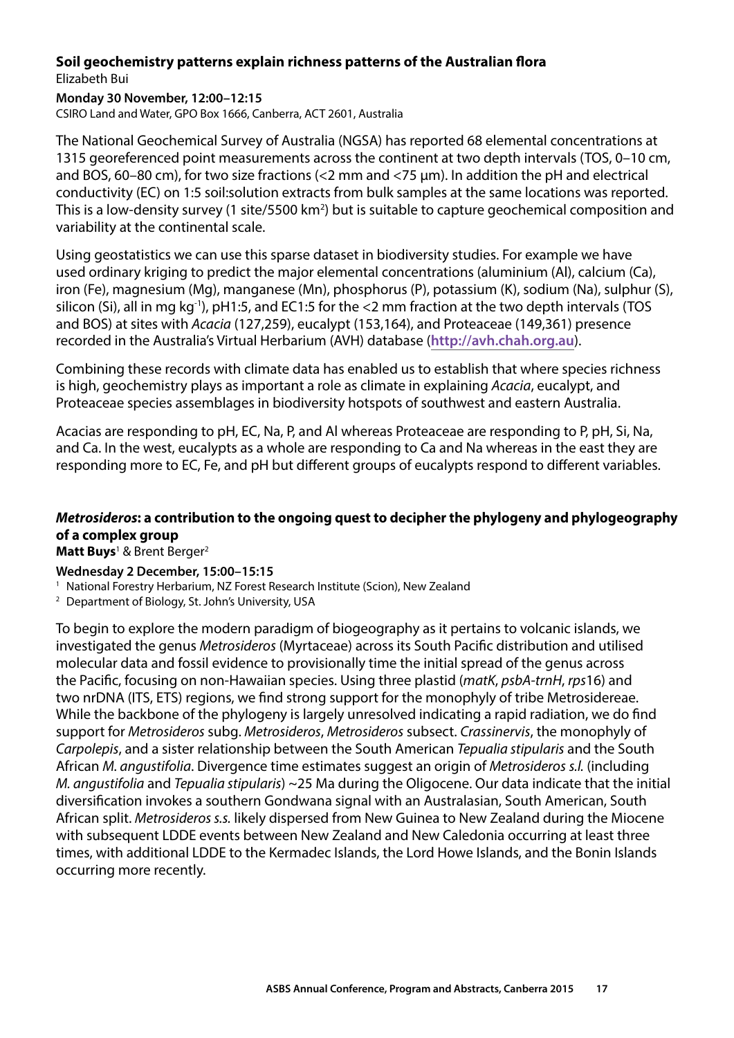## Soil geochemistry patterns explain richness patterns of the Australian flora

Elizabeth Bui

**Monday 30 November, 12:00–12:15**

CSIRO Land and Water, GPO Box 1666, Canberra, ACT 2601, Australia

The National Geochemical Survey of Australia (NGSA) has reported 68 elemental concentrations at 1315 georeferenced point measurements across the continent at two depth intervals (TOS, 0–10 cm, and BOS, 60–80 cm), for two size fractions (<2 mm and <75 µm). In addition the pH and electrical conductivity (EC) on 1:5 soil:solution extracts from bulk samples at the same locations was reported. This is a low-density survey (1 site/5500 km$^2$) but is suitable to capture geochemical composition and variability at the continental scale.

Using geostatistics we can use this sparse dataset in biodiversity studies. For example we have used ordinary kriging to predict the major elemental concentrations (aluminium (Al), calcium (Ca), iron (Fe), magnesium (Mg), manganese (Mn), phosphorus (P), potassium (K), sodium (Na), sulphur (S), silicon (Si), all in mg kg$^{-1}$), pH1:5, and EC1:5 for the <2 mm fraction at the two depth intervals (TOS and BOS) at sites with *Acacia* (127,259), eucalypt (153,164), and Proteaceae (149,361) presence recorded in the Australia's Virtual Herbarium (AVH) database (**http://avh.chah.org.au**).

Combining these records with climate data has enabled us to establish that where species richness is high, geochemistry plays as important a role as climate in explaining *Acacia*, eucalypt, and Proteaceae species assemblages in biodiversity hotspots of southwest and eastern Australia.

Acacias are responding to pH, EC, Na, P, and Al whereas Proteaceae are responding to P, pH, Si, Na, and Ca. In the west, eucalypts as a whole are responding to Ca and Na whereas in the east they are responding more to EC, Fe, and pH but different groups of eucalypts respond to different variables.

## *Metrosideros*: a contribution to the ongoing quest to decipher the phylogeny and phylogeography of a complex group

**Matt Buys**[1] & Brent Berger[2]

**Wednesday 2 December, 15:00–15:15**

[1] National Forestry Herbarium, NZ Forest Research Institute (Scion), New Zealand

[2] Department of Biology, St. John's University, USA

To begin to explore the modern paradigm of biogeography as it pertains to volcanic islands, we investigated the genus *Metrosideros* (Myrtaceae) across its South Pacific distribution and utilised molecular data and fossil evidence to provisionally time the initial spread of the genus across the Pacific, focusing on non-Hawaiian species. Using three plastid (*matK*, *psbA-trnH*, *rps*16) and two nrDNA (ITS, ETS) regions, we find strong support for the monophyly of tribe Metrosidereae. While the backbone of the phylogeny is largely unresolved indicating a rapid radiation, we do find support for *Metrosideros* subg. *Metrosideros*, *Metrosideros* subsect. *Crassinervis*, the monophyly of *Carpolepis*, and a sister relationship between the South American *Tepualia stipularis* and the South African *M. angustifolia*. Divergence time estimates suggest an origin of *Metrosideros s.l.* (including *M. angustifolia* and *Tepualia stipularis*) ~25 Ma during the Oligocene. Our data indicate that the initial diversification invokes a southern Gondwana signal with an Australasian, South American, South African split. *Metrosideros s.s.* likely dispersed from New Guinea to New Zealand during the Miocene with subsequent LDDE events between New Zealand and New Caledonia occurring at least three times, with additional LDDE to the Kermadec Islands, the Lord Howe Islands, and the Bonin Islands occurring more recently.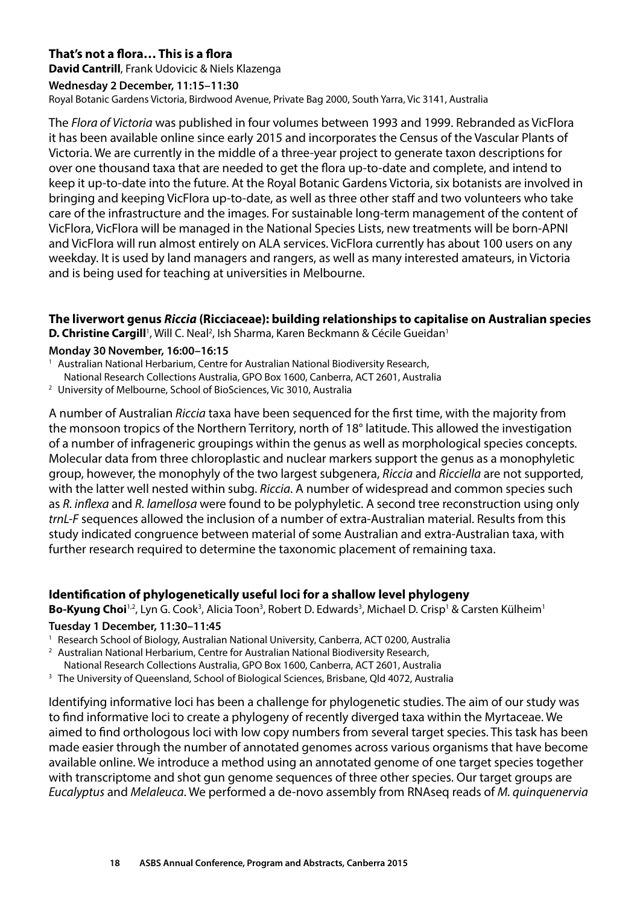### That's not a flora… This is a flora

**David Cantrill**, Frank Udovicic & Niels Klazenga

**Wednesday 2 December, 11:15–11:30**

Royal Botanic Gardens Victoria, Birdwood Avenue, Private Bag 2000, South Yarra, Vic 3141, Australia

The *Flora of Victoria* was published in four volumes between 1993 and 1999. Rebranded as VicFlora it has been available online since early 2015 and incorporates the Census of the Vascular Plants of Victoria. We are currently in the middle of a three-year project to generate taxon descriptions for over one thousand taxa that are needed to get the flora up-to-date and complete, and intend to keep it up-to-date into the future. At the Royal Botanic Gardens Victoria, six botanists are involved in bringing and keeping VicFlora up-to-date, as well as three other staff and two volunteers who take care of the infrastructure and the images. For sustainable long-term management of the content of VicFlora, VicFlora will be managed in the National Species Lists, new treatments will be born-APNI and VicFlora will run almost entirely on ALA services. VicFlora currently has about 100 users on any weekday. It is used by land managers and rangers, as well as many interested amateurs, in Victoria and is being used for teaching at universities in Melbourne.

### The liverwort genus *Riccia* (Ricciaceae): building relationships to capitalise on Australian species

**D. Christine Cargill**[1], Will C. Neal[2], Ish Sharma, Karen Beckmann & Cécile Gueidan[1]

**Monday 30 November, 16:00–16:15**

[1] Australian National Herbarium, Centre for Australian National Biodiversity Research, National Research Collections Australia, GPO Box 1600, Canberra, ACT 2601, Australia

[2] University of Melbourne, School of BioSciences, Vic 3010, Australia

A number of Australian *Riccia* taxa have been sequenced for the first time, with the majority from the monsoon tropics of the Northern Territory, north of 18° latitude. This allowed the investigation of a number of infrageneric groupings within the genus as well as morphological species concepts. Molecular data from three chloroplastic and nuclear markers support the genus as a monophyletic group, however, the monophyly of the two largest subgenera, *Riccia* and *Ricciella* are not supported, with the latter well nested within subg. *Riccia*. A number of widespread and common species such as *R. inflexa* and *R. lamellosa* were found to be polyphyletic. A second tree reconstruction using only *trnL-F* sequences allowed the inclusion of a number of extra-Australian material. Results from this study indicated congruence between material of some Australian and extra-Australian taxa, with further research required to determine the taxonomic placement of remaining taxa.

### Identification of phylogenetically useful loci for a shallow level phylogeny

**Bo-Kyung Choi**[1,2], Lyn G. Cook[3], Alicia Toon[3], Robert D. Edwards[3], Michael D. Crisp[1] & Carsten Külheim[1]

**Tuesday 1 December, 11:30–11:45**

[1] Research School of Biology, Australian National University, Canberra, ACT 0200, Australia

[2] Australian National Herbarium, Centre for Australian National Biodiversity Research, National Research Collections Australia, GPO Box 1600, Canberra, ACT 2601, Australia

[3] The University of Queensland, School of Biological Sciences, Brisbane, Qld 4072, Australia

Identifying informative loci has been a challenge for phylogenetic studies. The aim of our study was to find informative loci to create a phylogeny of recently diverged taxa within the Myrtaceae. We aimed to find orthologous loci with low copy numbers from several target species. This task has been made easier through the number of annotated genomes across various organisms that have become available online. We introduce a method using an annotated genome of one target species together with transcriptome and shot gun genome sequences of three other species. Our target groups are *Eucalyptus* and *Melaleuca*. We performed a de-novo assembly from RNAseq reads of *M. quinquenervia*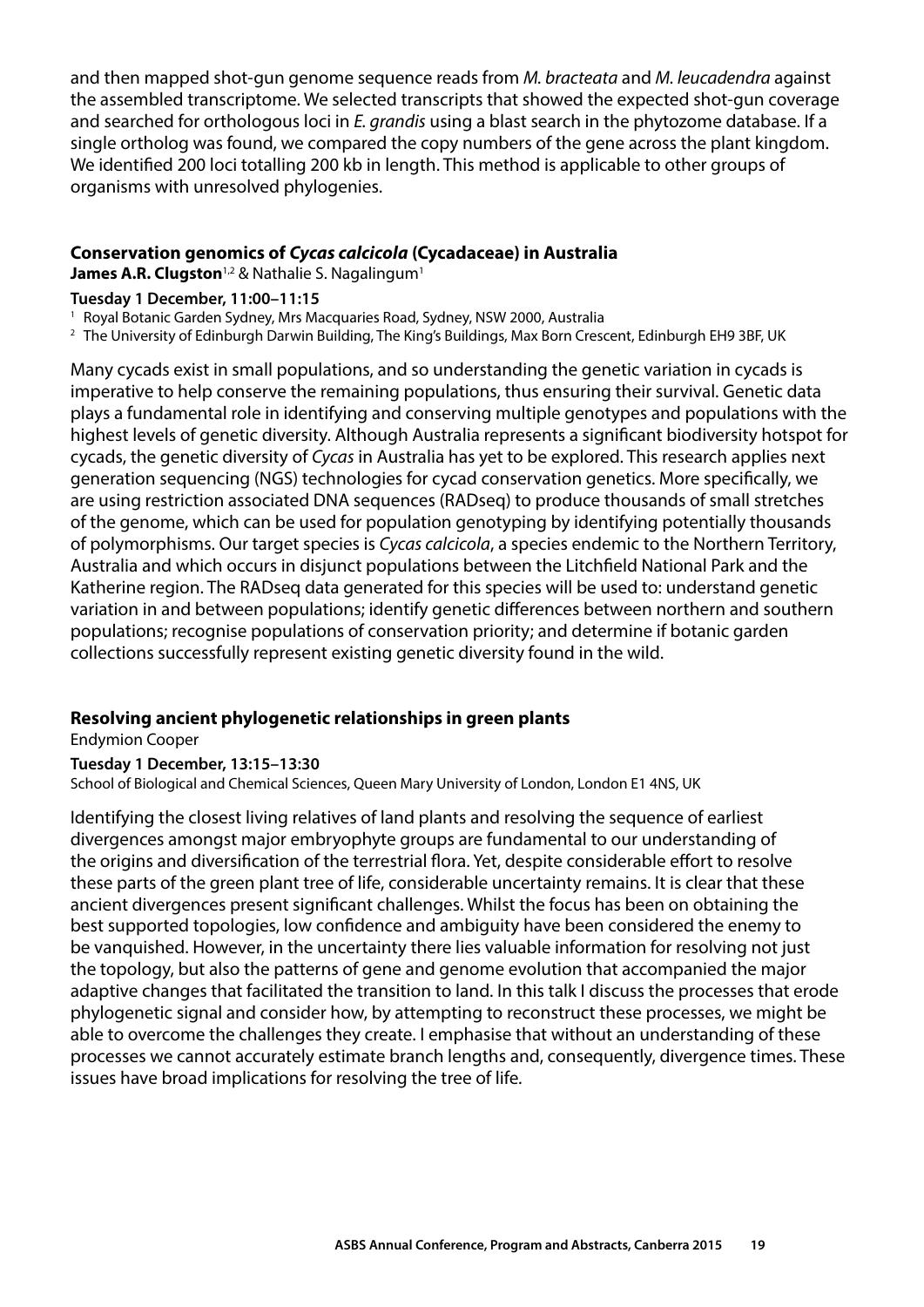and then mapped shot-gun genome sequence reads from *M. bracteata* and *M. leucadendra* against the assembled transcriptome. We selected transcripts that showed the expected shot-gun coverage and searched for orthologous loci in *E. grandis* using a blast search in the phytozome database. If a single ortholog was found, we compared the copy numbers of the gene across the plant kingdom. We identified 200 loci totalling 200 kb in length. This method is applicable to other groups of organisms with unresolved phylogenies.

### Conservation genomics of *Cycas calcicola* (Cycadaceae) in Australia

**James A.R. Clugston**[1,2] & Nathalie S. Nagalingum[1]

**Tuesday 1 December, 11:00–11:15**

[1] Royal Botanic Garden Sydney, Mrs Macquaries Road, Sydney, NSW 2000, Australia

[2] The University of Edinburgh Darwin Building, The King's Buildings, Max Born Crescent, Edinburgh EH9 3BF, UK

Many cycads exist in small populations, and so understanding the genetic variation in cycads is imperative to help conserve the remaining populations, thus ensuring their survival. Genetic data plays a fundamental role in identifying and conserving multiple genotypes and populations with the highest levels of genetic diversity. Although Australia represents a significant biodiversity hotspot for cycads, the genetic diversity of *Cycas* in Australia has yet to be explored. This research applies next generation sequencing (NGS) technologies for cycad conservation genetics. More specifically, we are using restriction associated DNA sequences (RADseq) to produce thousands of small stretches of the genome, which can be used for population genotyping by identifying potentially thousands of polymorphisms. Our target species is *Cycas calcicola*, a species endemic to the Northern Territory, Australia and which occurs in disjunct populations between the Litchfield National Park and the Katherine region. The RADseq data generated for this species will be used to: understand genetic variation in and between populations; identify genetic differences between northern and southern populations; recognise populations of conservation priority; and determine if botanic garden collections successfully represent existing genetic diversity found in the wild.

### Resolving ancient phylogenetic relationships in green plants

Endymion Cooper

**Tuesday 1 December, 13:15–13:30**

School of Biological and Chemical Sciences, Queen Mary University of London, London E1 4NS, UK

Identifying the closest living relatives of land plants and resolving the sequence of earliest divergences amongst major embryophyte groups are fundamental to our understanding of the origins and diversification of the terrestrial flora. Yet, despite considerable effort to resolve these parts of the green plant tree of life, considerable uncertainty remains. It is clear that these ancient divergences present significant challenges. Whilst the focus has been on obtaining the best supported topologies, low confidence and ambiguity have been considered the enemy to be vanquished. However, in the uncertainty there lies valuable information for resolving not just the topology, but also the patterns of gene and genome evolution that accompanied the major adaptive changes that facilitated the transition to land. In this talk I discuss the processes that erode phylogenetic signal and consider how, by attempting to reconstruct these processes, we might be able to overcome the challenges they create. I emphasise that without an understanding of these processes we cannot accurately estimate branch lengths and, consequently, divergence times. These issues have broad implications for resolving the tree of life.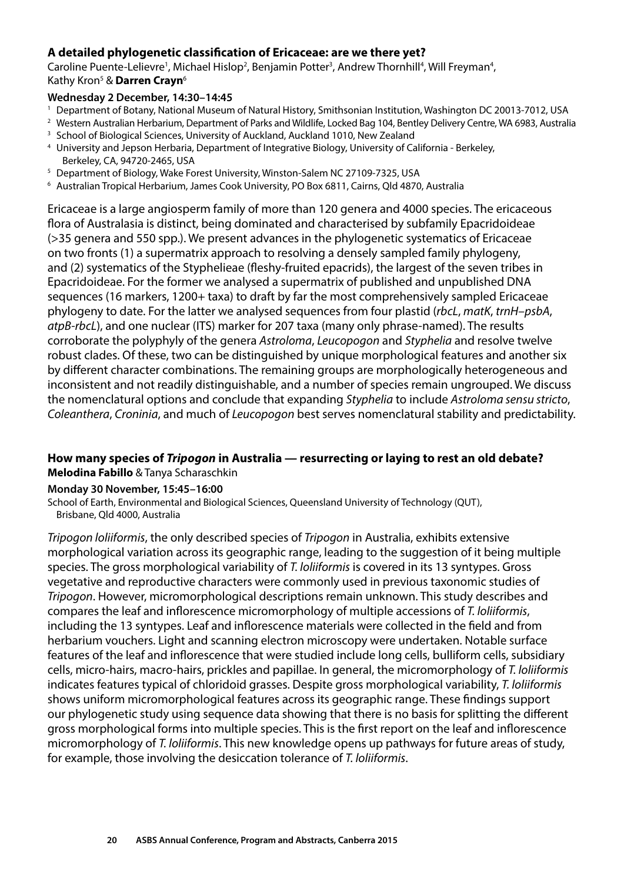### A detailed phylogenetic classification of Ericaceae: are we there yet?

Caroline Puente-Lelievre[1], Michael Hislop[2], Benjamin Potter[3], Andrew Thornhill[4], Will Freyman[4], Kathy Kron[5] & **Darren Crayn**[6]

**Wednesday 2 December, 14:30–14:45**

[1] Department of Botany, National Museum of Natural History, Smithsonian Institution, Washington DC 20013-7012, USA
[2] Western Australian Herbarium, Department of Parks and Wildlife, Locked Bag 104, Bentley Delivery Centre, WA 6983, Australia
[3] School of Biological Sciences, University of Auckland, Auckland 1010, New Zealand
[4] University and Jepson Herbaria, Department of Integrative Biology, University of California - Berkeley, Berkeley, CA, 94720-2465, USA
[5] Department of Biology, Wake Forest University, Winston-Salem NC 27109-7325, USA
[6] Australian Tropical Herbarium, James Cook University, PO Box 6811, Cairns, Qld 4870, Australia

Ericaceae is a large angiosperm family of more than 120 genera and 4000 species. The ericaceous flora of Australasia is distinct, being dominated and characterised by subfamily Epacridoideae (>35 genera and 550 spp.). We present advances in the phylogenetic systematics of Ericaceae on two fronts (1) a supermatrix approach to resolving a densely sampled family phylogeny, and (2) systematics of the Styphelieae (fleshy-fruited epacrids), the largest of the seven tribes in Epacridoideae. For the former we analysed a supermatrix of published and unpublished DNA sequences (16 markers, 1200+ taxa) to draft by far the most comprehensively sampled Ericaceae phylogeny to date. For the latter we analysed sequences from four plastid (*rbcL*, *matK*, *trnH–psbA*, *atpB-rbcL*), and one nuclear (ITS) marker for 207 taxa (many only phrase-named). The results corroborate the polyphyly of the genera *Astroloma*, *Leucopogon* and *Styphelia* and resolve twelve robust clades. Of these, two can be distinguished by unique morphological features and another six by different character combinations. The remaining groups are morphologically heterogeneous and inconsistent and not readily distinguishable, and a number of species remain ungrouped. We discuss the nomenclatural options and conclude that expanding *Styphelia* to include *Astroloma sensu stricto*, *Coleanthera*, *Croninia*, and much of *Leucopogon* best serves nomenclatural stability and predictability.

### How many species of *Tripogon* in Australia — resurrecting or laying to rest an old debate?

**Melodina Fabillo** & Tanya Scharaschkin

**Monday 30 November, 15:45–16:00**

School of Earth, Environmental and Biological Sciences, Queensland University of Technology (QUT), Brisbane, Qld 4000, Australia

*Tripogon loliiformis*, the only described species of *Tripogon* in Australia, exhibits extensive morphological variation across its geographic range, leading to the suggestion of it being multiple species. The gross morphological variability of *T. loliiformis* is covered in its 13 syntypes. Gross vegetative and reproductive characters were commonly used in previous taxonomic studies of *Tripogon*. However, micromorphological descriptions remain unknown. This study describes and compares the leaf and inflorescence micromorphology of multiple accessions of *T. loliiformis*, including the 13 syntypes. Leaf and inflorescence materials were collected in the field and from herbarium vouchers. Light and scanning electron microscopy were undertaken. Notable surface features of the leaf and inflorescence that were studied include long cells, bulliform cells, subsidiary cells, micro-hairs, macro-hairs, prickles and papillae. In general, the micromorphology of *T. loliiformis* indicates features typical of chloridoid grasses. Despite gross morphological variability, *T. loliiformis* shows uniform micromorphological features across its geographic range. These findings support our phylogenetic study using sequence data showing that there is no basis for splitting the different gross morphological forms into multiple species. This is the first report on the leaf and inflorescence micromorphology of *T. loliiformis*. This new knowledge opens up pathways for future areas of study, for example, those involving the desiccation tolerance of *T. loliiformis*.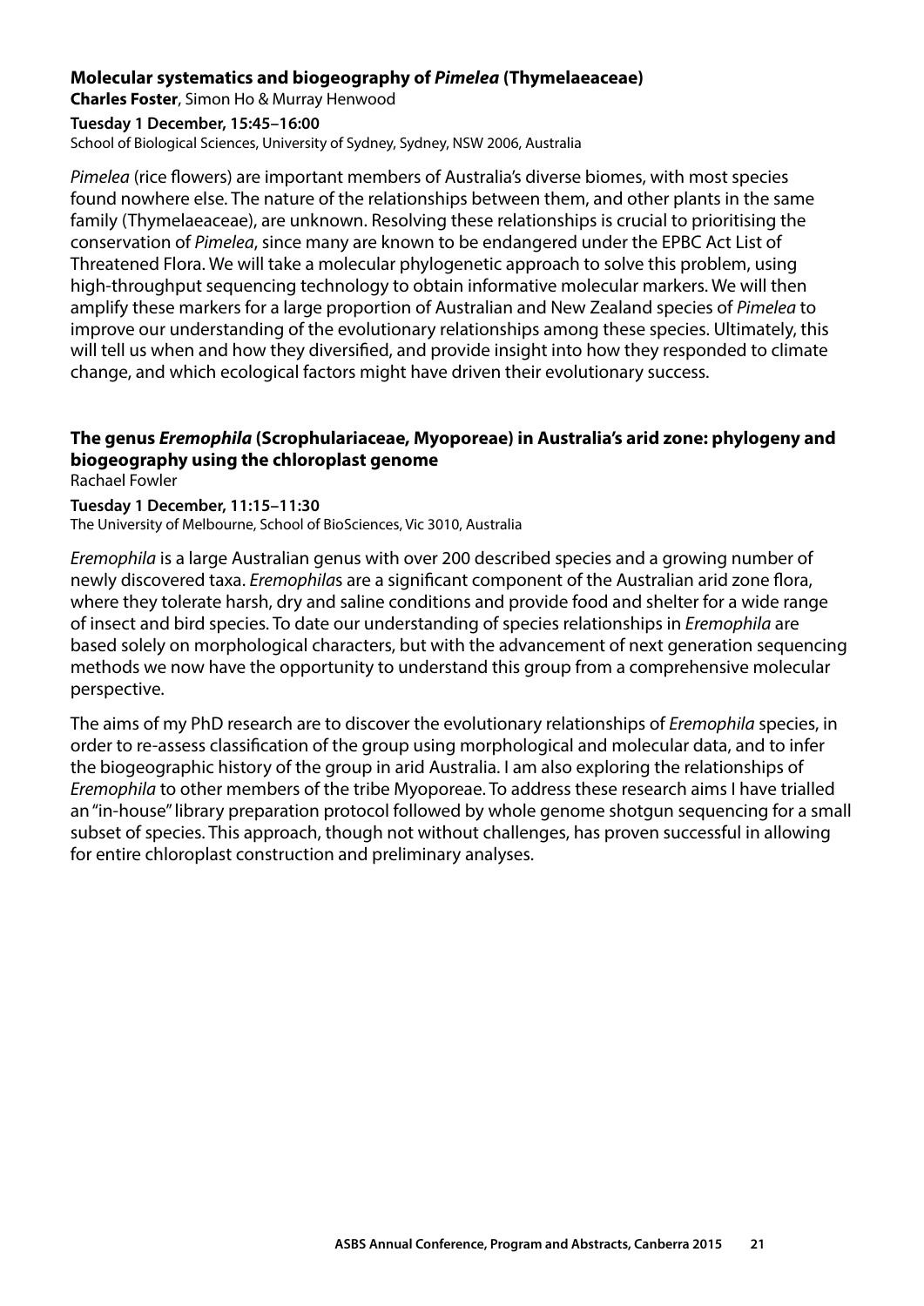### Molecular systematics and biogeography of *Pimelea* (Thymelaeaceae)

**Charles Foster**, Simon Ho & Murray Henwood

**Tuesday 1 December, 15:45–16:00**

School of Biological Sciences, University of Sydney, Sydney, NSW 2006, Australia

*Pimelea* (rice flowers) are important members of Australia's diverse biomes, with most species found nowhere else. The nature of the relationships between them, and other plants in the same family (Thymelaeaceae), are unknown. Resolving these relationships is crucial to prioritising the conservation of *Pimelea*, since many are known to be endangered under the EPBC Act List of Threatened Flora. We will take a molecular phylogenetic approach to solve this problem, using high-throughput sequencing technology to obtain informative molecular markers. We will then amplify these markers for a large proportion of Australian and New Zealand species of *Pimelea* to improve our understanding of the evolutionary relationships among these species. Ultimately, this will tell us when and how they diversified, and provide insight into how they responded to climate change, and which ecological factors might have driven their evolutionary success.

### The genus *Eremophila* (Scrophulariaceae, Myoporeae) in Australia's arid zone: phylogeny and biogeography using the chloroplast genome

Rachael Fowler

**Tuesday 1 December, 11:15–11:30**

The University of Melbourne, School of BioSciences, Vic 3010, Australia

*Eremophila* is a large Australian genus with over 200 described species and a growing number of newly discovered taxa. *Eremophila*s are a significant component of the Australian arid zone flora, where they tolerate harsh, dry and saline conditions and provide food and shelter for a wide range of insect and bird species. To date our understanding of species relationships in *Eremophila* are based solely on morphological characters, but with the advancement of next generation sequencing methods we now have the opportunity to understand this group from a comprehensive molecular perspective.

The aims of my PhD research are to discover the evolutionary relationships of *Eremophila* species, in order to re-assess classification of the group using morphological and molecular data, and to infer the biogeographic history of the group in arid Australia. I am also exploring the relationships of *Eremophila* to other members of the tribe Myoporeae. To address these research aims I have trialled an "in-house" library preparation protocol followed by whole genome shotgun sequencing for a small subset of species. This approach, though not without challenges, has proven successful in allowing for entire chloroplast construction and preliminary analyses.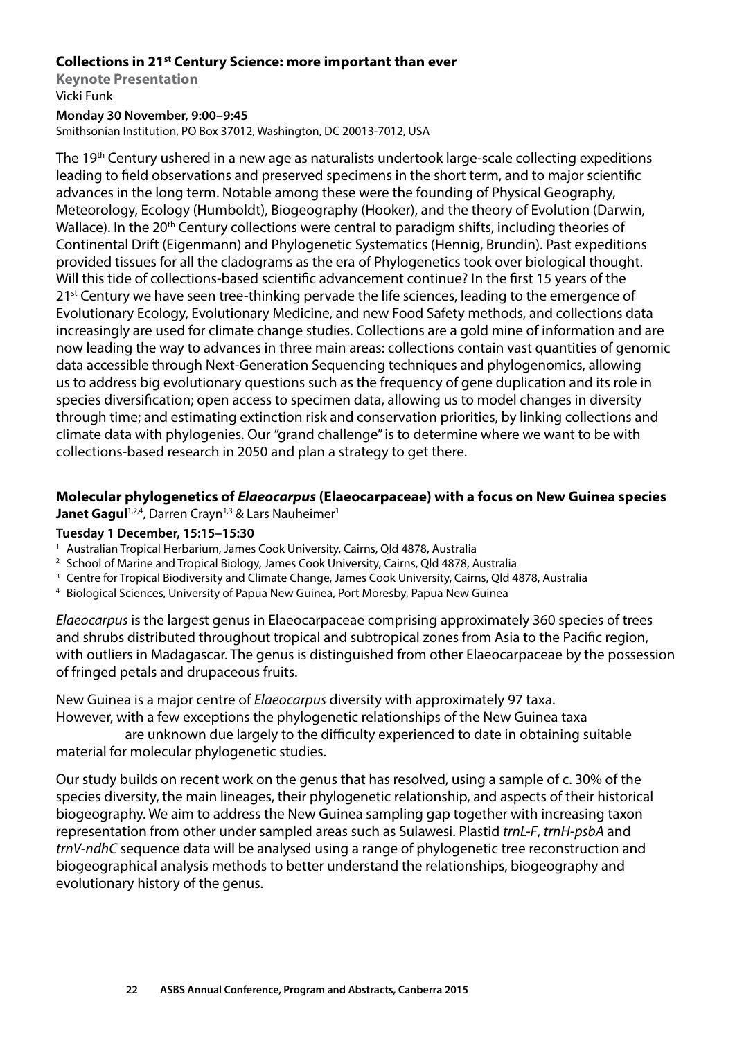### Collections in 21st Century Science: more important than ever

**Keynote Presentation**
Vicki Funk

**Monday 30 November, 9:00–9:45**
Smithsonian Institution, PO Box 37012, Washington, DC 20013-7012, USA

The 19th Century ushered in a new age as naturalists undertook large-scale collecting expeditions leading to field observations and preserved specimens in the short term, and to major scientific advances in the long term. Notable among these were the founding of Physical Geography, Meteorology, Ecology (Humboldt), Biogeography (Hooker), and the theory of Evolution (Darwin, Wallace). In the 20th Century collections were central to paradigm shifts, including theories of Continental Drift (Eigenmann) and Phylogenetic Systematics (Hennig, Brundin). Past expeditions provided tissues for all the cladograms as the era of Phylogenetics took over biological thought. Will this tide of collections-based scientific advancement continue? In the first 15 years of the 21st Century we have seen tree-thinking pervade the life sciences, leading to the emergence of Evolutionary Ecology, Evolutionary Medicine, and new Food Safety methods, and collections data increasingly are used for climate change studies. Collections are a gold mine of information and are now leading the way to advances in three main areas: collections contain vast quantities of genomic data accessible through Next-Generation Sequencing techniques and phylogenomics, allowing us to address big evolutionary questions such as the frequency of gene duplication and its role in species diversification; open access to specimen data, allowing us to model changes in diversity through time; and estimating extinction risk and conservation priorities, by linking collections and climate data with phylogenies. Our "grand challenge" is to determine where we want to be with collections-based research in 2050 and plan a strategy to get there.

### Molecular phylogenetics of *Elaeocarpus* (Elaeocarpaceae) with a focus on New Guinea species

**Janet Gagul**[1,2,4], Darren Crayn[1,3] & Lars Nauheimer[1]

**Tuesday 1 December, 15:15–15:30**

[1] Australian Tropical Herbarium, James Cook University, Cairns, Qld 4878, Australia
[2] School of Marine and Tropical Biology, James Cook University, Cairns, Qld 4878, Australia
[3] Centre for Tropical Biodiversity and Climate Change, James Cook University, Cairns, Qld 4878, Australia
[4] Biological Sciences, University of Papua New Guinea, Port Moresby, Papua New Guinea

*Elaeocarpus* is the largest genus in Elaeocarpaceae comprising approximately 360 species of trees and shrubs distributed throughout tropical and subtropical zones from Asia to the Pacific region, with outliers in Madagascar. The genus is distinguished from other Elaeocarpaceae by the possession of fringed petals and drupaceous fruits.

New Guinea is a major centre of *Elaeocarpus* diversity with approximately 97 taxa. However, with a few exceptions the phylogenetic relationships of the New Guinea taxa are unknown due largely to the difficulty experienced to date in obtaining suitable material for molecular phylogenetic studies.

Our study builds on recent work on the genus that has resolved, using a sample of c. 30% of the species diversity, the main lineages, their phylogenetic relationship, and aspects of their historical biogeography. We aim to address the New Guinea sampling gap together with increasing taxon representation from other under sampled areas such as Sulawesi. Plastid *trnL-F*, *trnH-psbA* and *trnV-ndhC* sequence data will be analysed using a range of phylogenetic tree reconstruction and biogeographical analysis methods to better understand the relationships, biogeography and evolutionary history of the genus.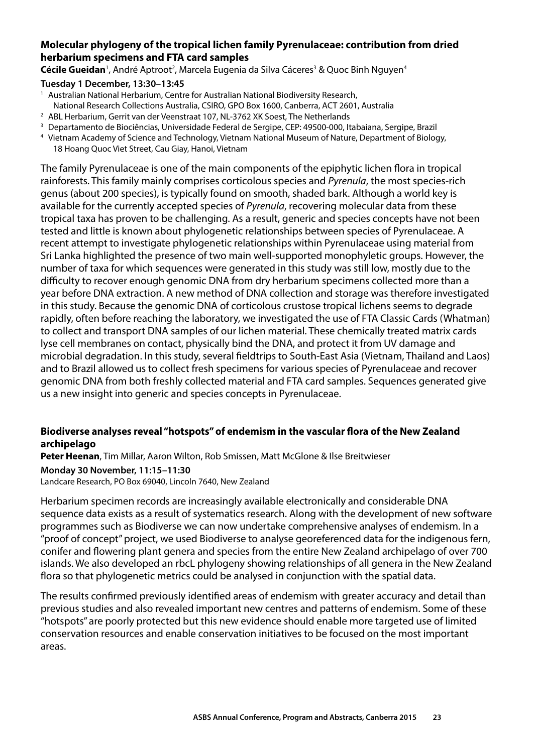### Molecular phylogeny of the tropical lichen family Pyrenulaceae: contribution from dried herbarium specimens and FTA card samples

**Cécile Gueidan**[1], André Aptroot[2], Marcela Eugenia da Silva Cáceres[3] & Quoc Binh Nguyen[4]

**Tuesday 1 December, 13:30–13:45**

[1] Australian National Herbarium, Centre for Australian National Biodiversity Research, National Research Collections Australia, CSIRO, GPO Box 1600, Canberra, ACT 2601, Australia
[2] ABL Herbarium, Gerrit van der Veenstraat 107, NL-3762 XK Soest, The Netherlands
[3] Departamento de Biociências, Universidade Federal de Sergipe, CEP: 49500-000, Itabaiana, Sergipe, Brazil
[4] Vietnam Academy of Science and Technology, Vietnam National Museum of Nature, Department of Biology, 18 Hoang Quoc Viet Street, Cau Giay, Hanoi, Vietnam

The family Pyrenulaceae is one of the main components of the epiphytic lichen flora in tropical rainforests. This family mainly comprises corticolous species and *Pyrenula*, the most species-rich genus (about 200 species), is typically found on smooth, shaded bark. Although a world key is available for the currently accepted species of *Pyrenula*, recovering molecular data from these tropical taxa has proven to be challenging. As a result, generic and species concepts have not been tested and little is known about phylogenetic relationships between species of Pyrenulaceae. A recent attempt to investigate phylogenetic relationships within Pyrenulaceae using material from Sri Lanka highlighted the presence of two main well-supported monophyletic groups. However, the number of taxa for which sequences were generated in this study was still low, mostly due to the difficulty to recover enough genomic DNA from dry herbarium specimens collected more than a year before DNA extraction. A new method of DNA collection and storage was therefore investigated in this study. Because the genomic DNA of corticolous crustose tropical lichens seems to degrade rapidly, often before reaching the laboratory, we investigated the use of FTA Classic Cards (Whatman) to collect and transport DNA samples of our lichen material. These chemically treated matrix cards lyse cell membranes on contact, physically bind the DNA, and protect it from UV damage and microbial degradation. In this study, several fieldtrips to South-East Asia (Vietnam, Thailand and Laos) and to Brazil allowed us to collect fresh specimens for various species of Pyrenulaceae and recover genomic DNA from both freshly collected material and FTA card samples. Sequences generated give us a new insight into generic and species concepts in Pyrenulaceae.

### Biodiverse analyses reveal "hotspots" of endemism in the vascular flora of the New Zealand archipelago

**Peter Heenan**, Tim Millar, Aaron Wilton, Rob Smissen, Matt McGlone & Ilse Breitwieser

**Monday 30 November, 11:15–11:30**

Landcare Research, PO Box 69040, Lincoln 7640, New Zealand

Herbarium specimen records are increasingly available electronically and considerable DNA sequence data exists as a result of systematics research. Along with the development of new software programmes such as Biodiverse we can now undertake comprehensive analyses of endemism. In a "proof of concept" project, we used Biodiverse to analyse georeferenced data for the indigenous fern, conifer and flowering plant genera and species from the entire New Zealand archipelago of over 700 islands. We also developed an rbcL phylogeny showing relationships of all genera in the New Zealand flora so that phylogenetic metrics could be analysed in conjunction with the spatial data.

The results confirmed previously identified areas of endemism with greater accuracy and detail than previous studies and also revealed important new centres and patterns of endemism. Some of these "hotspots" are poorly protected but this new evidence should enable more targeted use of limited conservation resources and enable conservation initiatives to be focused on the most important areas.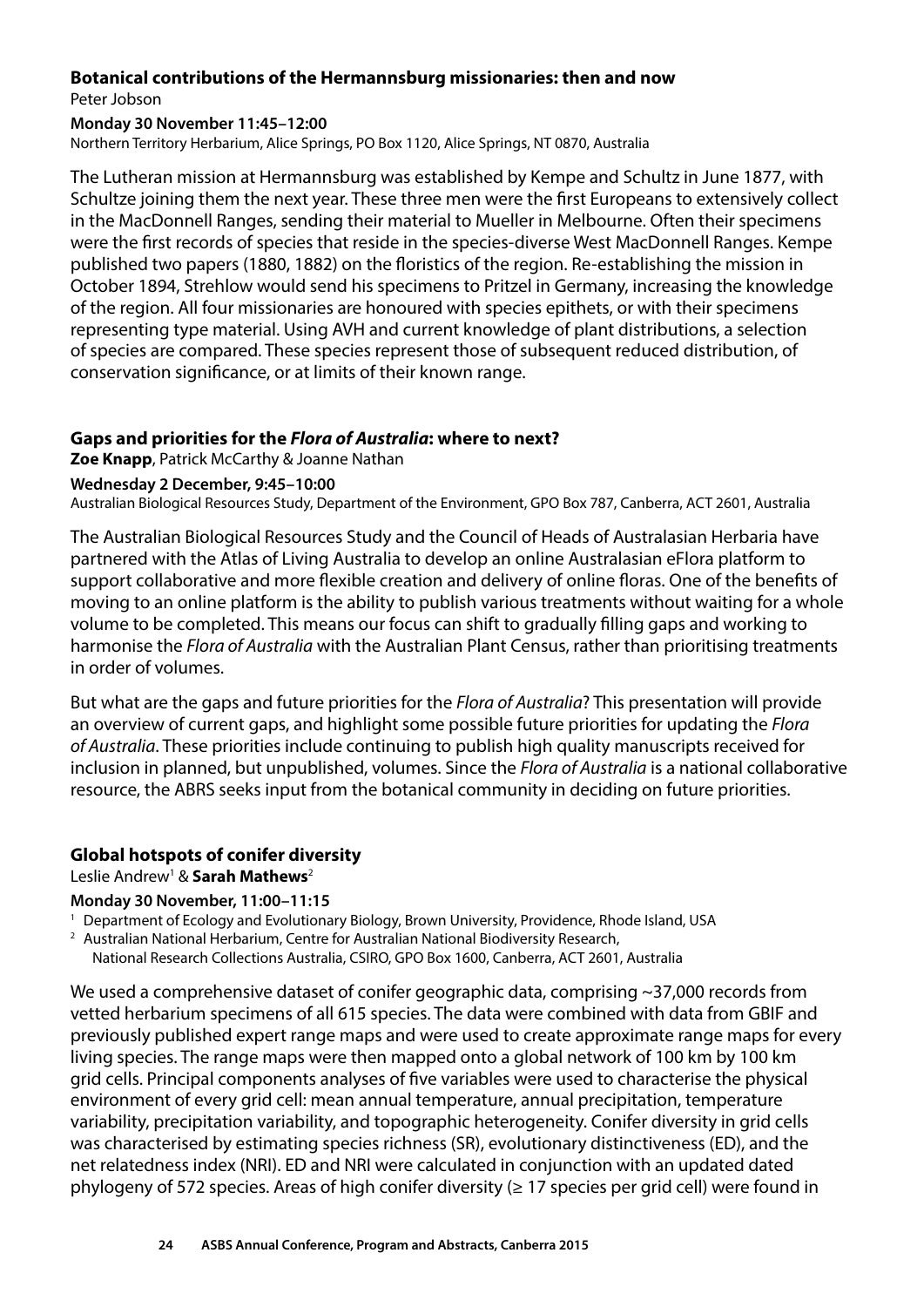### Botanical contributions of the Hermannsburg missionaries: then and now

Peter Jobson

**Monday 30 November 11:45–12:00**

Northern Territory Herbarium, Alice Springs, PO Box 1120, Alice Springs, NT 0870, Australia

The Lutheran mission at Hermannsburg was established by Kempe and Schultz in June 1877, with Schultze joining them the next year. These three men were the first Europeans to extensively collect in the MacDonnell Ranges, sending their material to Mueller in Melbourne. Often their specimens were the first records of species that reside in the species-diverse West MacDonnell Ranges. Kempe published two papers (1880, 1882) on the floristics of the region. Re-establishing the mission in October 1894, Strehlow would send his specimens to Pritzel in Germany, increasing the knowledge of the region. All four missionaries are honoured with species epithets, or with their specimens representing type material. Using AVH and current knowledge of plant distributions, a selection of species are compared. These species represent those of subsequent reduced distribution, of conservation significance, or at limits of their known range.

### Gaps and priorities for the *Flora of Australia*: where to next?

**Zoe Knapp**, Patrick McCarthy & Joanne Nathan

**Wednesday 2 December, 9:45–10:00**

Australian Biological Resources Study, Department of the Environment, GPO Box 787, Canberra, ACT 2601, Australia

The Australian Biological Resources Study and the Council of Heads of Australasian Herbaria have partnered with the Atlas of Living Australia to develop an online Australasian eFlora platform to support collaborative and more flexible creation and delivery of online floras. One of the benefits of moving to an online platform is the ability to publish various treatments without waiting for a whole volume to be completed. This means our focus can shift to gradually filling gaps and working to harmonise the *Flora of Australia* with the Australian Plant Census, rather than prioritising treatments in order of volumes.

But what are the gaps and future priorities for the *Flora of Australia*? This presentation will provide an overview of current gaps, and highlight some possible future priorities for updating the *Flora of Australia*. These priorities include continuing to publish high quality manuscripts received for inclusion in planned, but unpublished, volumes. Since the *Flora of Australia* is a national collaborative resource, the ABRS seeks input from the botanical community in deciding on future priorities.

### Global hotspots of conifer diversity

Leslie Andrew[1] & **Sarah Mathews**[2]

**Monday 30 November, 11:00–11:15**

[1] Department of Ecology and Evolutionary Biology, Brown University, Providence, Rhode Island, USA

[2] Australian National Herbarium, Centre for Australian National Biodiversity Research, National Research Collections Australia, CSIRO, GPO Box 1600, Canberra, ACT 2601, Australia

We used a comprehensive dataset of conifer geographic data, comprising ~37,000 records from vetted herbarium specimens of all 615 species. The data were combined with data from GBIF and previously published expert range maps and were used to create approximate range maps for every living species. The range maps were then mapped onto a global network of 100 km by 100 km grid cells. Principal components analyses of five variables were used to characterise the physical environment of every grid cell: mean annual temperature, annual precipitation, temperature variability, precipitation variability, and topographic heterogeneity. Conifer diversity in grid cells was characterised by estimating species richness (SR), evolutionary distinctiveness (ED), and the net relatedness index (NRI). ED and NRI were calculated in conjunction with an updated dated phylogeny of 572 species. Areas of high conifer diversity (≥ 17 species per grid cell) were found in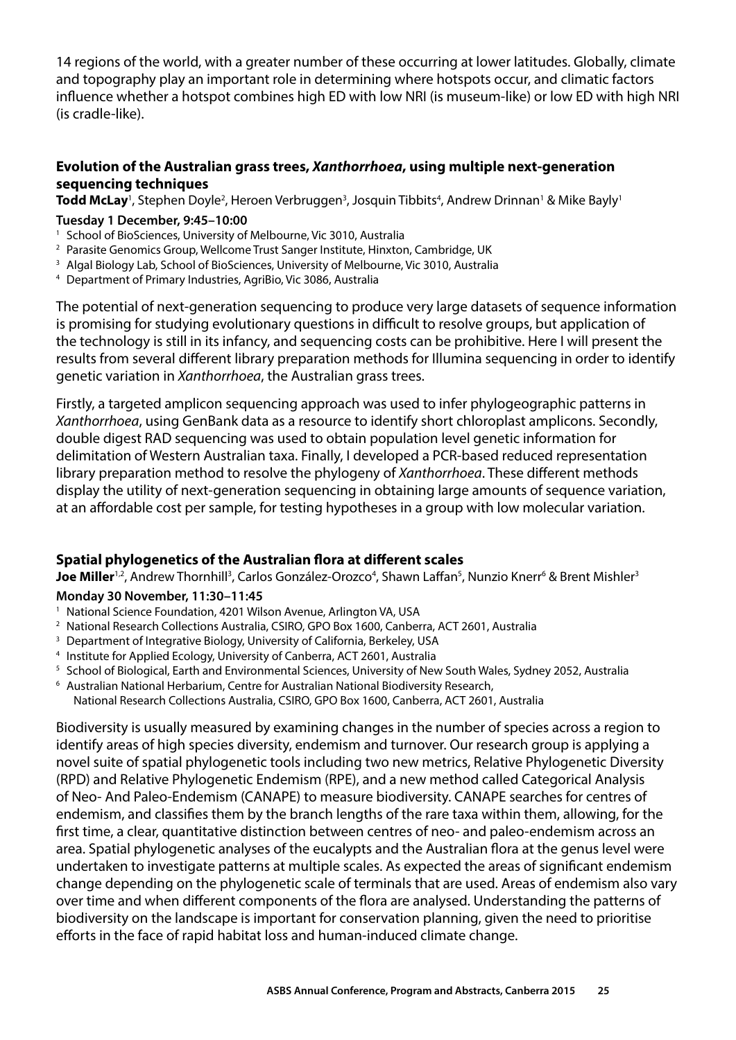14 regions of the world, with a greater number of these occurring at lower latitudes. Globally, climate and topography play an important role in determining where hotspots occur, and climatic factors influence whether a hotspot combines high ED with low NRI (is museum-like) or low ED with high NRI (is cradle-like).

### Evolution of the Australian grass trees, *Xanthorrhoea*, using multiple next-generation sequencing techniques

**Todd McLay**[1], Stephen Doyle[2], Heroen Verbruggen[3], Josquin Tibbits[4], Andrew Drinnan[1] & Mike Bayly[1]

**Tuesday 1 December, 9:45–10:00**

[1] School of BioSciences, University of Melbourne, Vic 3010, Australia
[2] Parasite Genomics Group, Wellcome Trust Sanger Institute, Hinxton, Cambridge, UK
[3] Algal Biology Lab, School of BioSciences, University of Melbourne, Vic 3010, Australia
[4] Department of Primary Industries, AgriBio, Vic 3086, Australia

The potential of next-generation sequencing to produce very large datasets of sequence information is promising for studying evolutionary questions in difficult to resolve groups, but application of the technology is still in its infancy, and sequencing costs can be prohibitive. Here I will present the results from several different library preparation methods for Illumina sequencing in order to identify genetic variation in *Xanthorrhoea*, the Australian grass trees.

Firstly, a targeted amplicon sequencing approach was used to infer phylogeographic patterns in *Xanthorrhoea*, using GenBank data as a resource to identify short chloroplast amplicons. Secondly, double digest RAD sequencing was used to obtain population level genetic information for delimitation of Western Australian taxa. Finally, I developed a PCR-based reduced representation library preparation method to resolve the phylogeny of *Xanthorrhoea*. These different methods display the utility of next-generation sequencing in obtaining large amounts of sequence variation, at an affordable cost per sample, for testing hypotheses in a group with low molecular variation.

### Spatial phylogenetics of the Australian flora at different scales

**Joe Miller**[1,2], Andrew Thornhill[3], Carlos González-Orozco[4], Shawn Laffan[5], Nunzio Knerr[6] & Brent Mishler[3]

**Monday 30 November, 11:30–11:45**

[1] National Science Foundation, 4201 Wilson Avenue, Arlington VA, USA
[2] National Research Collections Australia, CSIRO, GPO Box 1600, Canberra, ACT 2601, Australia
[3] Department of Integrative Biology, University of California, Berkeley, USA
[4] Institute for Applied Ecology, University of Canberra, ACT 2601, Australia
[5] School of Biological, Earth and Environmental Sciences, University of New South Wales, Sydney 2052, Australia
[6] Australian National Herbarium, Centre for Australian National Biodiversity Research, National Research Collections Australia, CSIRO, GPO Box 1600, Canberra, ACT 2601, Australia

Biodiversity is usually measured by examining changes in the number of species across a region to identify areas of high species diversity, endemism and turnover. Our research group is applying a novel suite of spatial phylogenetic tools including two new metrics, Relative Phylogenetic Diversity (RPD) and Relative Phylogenetic Endemism (RPE), and a new method called Categorical Analysis of Neo- And Paleo-Endemism (CANAPE) to measure biodiversity. CANAPE searches for centres of endemism, and classifies them by the branch lengths of the rare taxa within them, allowing, for the first time, a clear, quantitative distinction between centres of neo- and paleo-endemism across an area. Spatial phylogenetic analyses of the eucalypts and the Australian flora at the genus level were undertaken to investigate patterns at multiple scales. As expected the areas of significant endemism change depending on the phylogenetic scale of terminals that are used. Areas of endemism also vary over time and when different components of the flora are analysed. Understanding the patterns of biodiversity on the landscape is important for conservation planning, given the need to prioritise efforts in the face of rapid habitat loss and human-induced climate change.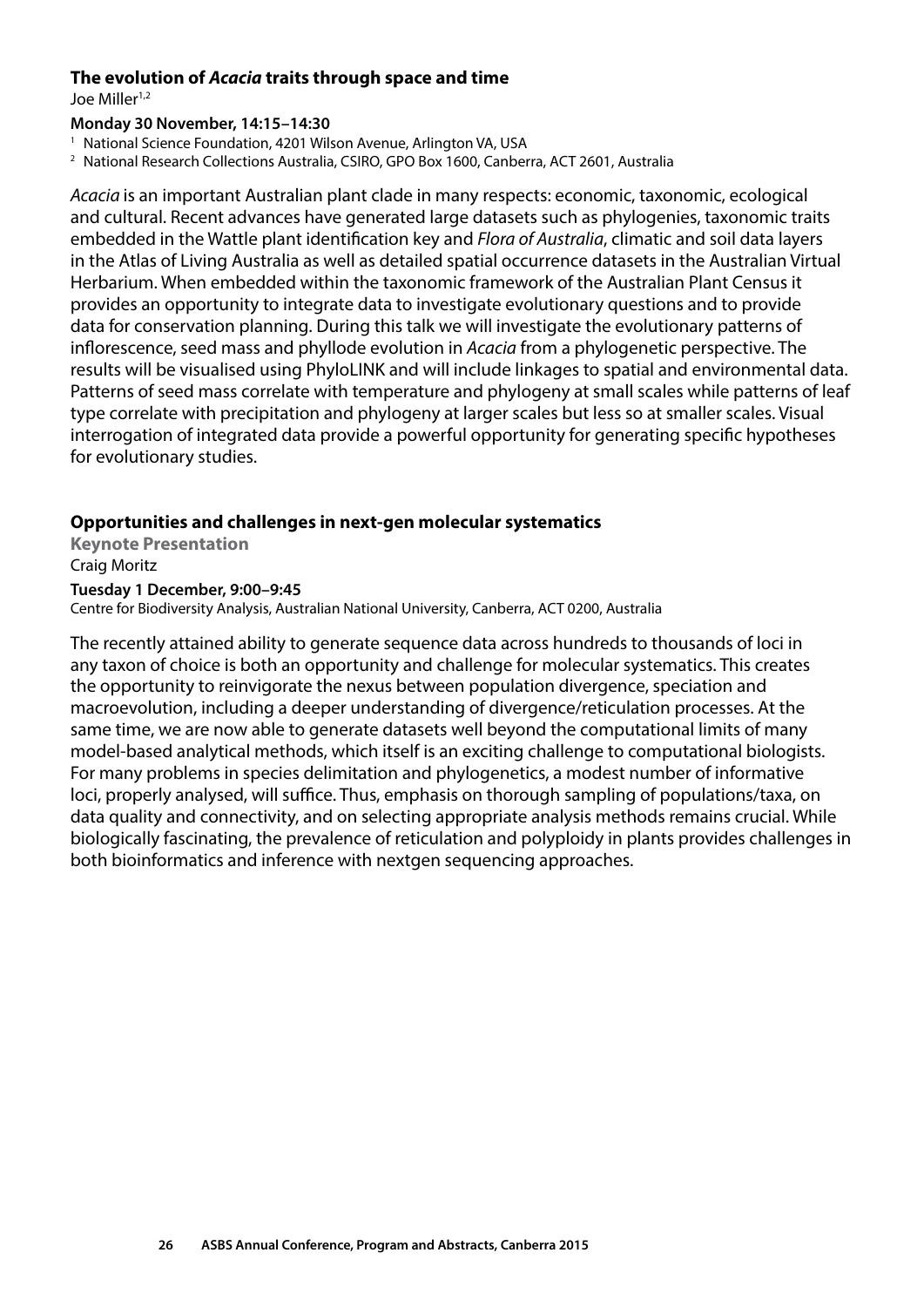### The evolution of *Acacia* traits through space and time

Joe Miller[1,2]

**Monday 30 November, 14:15–14:30**

[1] National Science Foundation, 4201 Wilson Avenue, Arlington VA, USA
[2] National Research Collections Australia, CSIRO, GPO Box 1600, Canberra, ACT 2601, Australia

*Acacia* is an important Australian plant clade in many respects: economic, taxonomic, ecological and cultural. Recent advances have generated large datasets such as phylogenies, taxonomic traits embedded in the Wattle plant identification key and *Flora of Australia*, climatic and soil data layers in the Atlas of Living Australia as well as detailed spatial occurrence datasets in the Australian Virtual Herbarium. When embedded within the taxonomic framework of the Australian Plant Census it provides an opportunity to integrate data to investigate evolutionary questions and to provide data for conservation planning. During this talk we will investigate the evolutionary patterns of inflorescence, seed mass and phyllode evolution in *Acacia* from a phylogenetic perspective. The results will be visualised using PhyloLINK and will include linkages to spatial and environmental data. Patterns of seed mass correlate with temperature and phylogeny at small scales while patterns of leaf type correlate with precipitation and phylogeny at larger scales but less so at smaller scales. Visual interrogation of integrated data provide a powerful opportunity for generating specific hypotheses for evolutionary studies.

### Opportunities and challenges in next-gen molecular systematics

**Keynote Presentation**

Craig Moritz

**Tuesday 1 December, 9:00–9:45**

Centre for Biodiversity Analysis, Australian National University, Canberra, ACT 0200, Australia

The recently attained ability to generate sequence data across hundreds to thousands of loci in any taxon of choice is both an opportunity and challenge for molecular systematics. This creates the opportunity to reinvigorate the nexus between population divergence, speciation and macroevolution, including a deeper understanding of divergence/reticulation processes. At the same time, we are now able to generate datasets well beyond the computational limits of many model-based analytical methods, which itself is an exciting challenge to computational biologists. For many problems in species delimitation and phylogenetics, a modest number of informative loci, properly analysed, will suffice. Thus, emphasis on thorough sampling of populations/taxa, on data quality and connectivity, and on selecting appropriate analysis methods remains crucial. While biologically fascinating, the prevalence of reticulation and polyploidy in plants provides challenges in both bioinformatics and inference with nextgen sequencing approaches.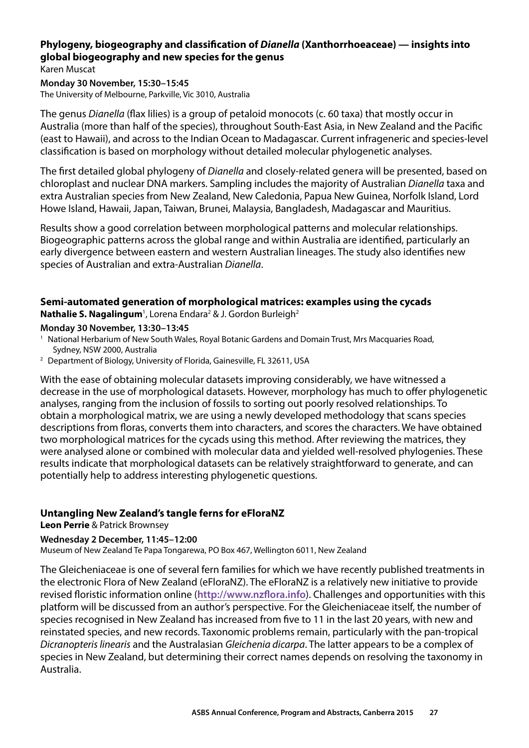### Phylogeny, biogeography and classification of *Dianella* (Xanthorrhoeaceae) — insights into global biogeography and new species for the genus

Karen Muscat

**Monday 30 November, 15:30–15:45**

The University of Melbourne, Parkville, Vic 3010, Australia

The genus *Dianella* (flax lilies) is a group of petaloid monocots (c. 60 taxa) that mostly occur in Australia (more than half of the species), throughout South-East Asia, in New Zealand and the Pacific (east to Hawaii), and across to the Indian Ocean to Madagascar. Current infrageneric and species-level classification is based on morphology without detailed molecular phylogenetic analyses.

The first detailed global phylogeny of *Dianella* and closely-related genera will be presented, based on chloroplast and nuclear DNA markers. Sampling includes the majority of Australian *Dianella* taxa and extra Australian species from New Zealand, New Caledonia, Papua New Guinea, Norfolk Island, Lord Howe Island, Hawaii, Japan, Taiwan, Brunei, Malaysia, Bangladesh, Madagascar and Mauritius.

Results show a good correlation between morphological patterns and molecular relationships. Biogeographic patterns across the global range and within Australia are identified, particularly an early divergence between eastern and western Australian lineages. The study also identifies new species of Australian and extra-Australian *Dianella*.

### Semi-automated generation of morphological matrices: examples using the cycads

**Nathalie S. Nagalingum**[1], Lorena Endara[2] & J. Gordon Burleigh[2]

**Monday 30 November, 13:30–13:45**

[1] National Herbarium of New South Wales, Royal Botanic Gardens and Domain Trust, Mrs Macquaries Road, Sydney, NSW 2000, Australia

[2] Department of Biology, University of Florida, Gainesville, FL 32611, USA

With the ease of obtaining molecular datasets improving considerably, we have witnessed a decrease in the use of morphological datasets. However, morphology has much to offer phylogenetic analyses, ranging from the inclusion of fossils to sorting out poorly resolved relationships. To obtain a morphological matrix, we are using a newly developed methodology that scans species descriptions from floras, converts them into characters, and scores the characters. We have obtained two morphological matrices for the cycads using this method. After reviewing the matrices, they were analysed alone or combined with molecular data and yielded well-resolved phylogenies. These results indicate that morphological datasets can be relatively straightforward to generate, and can potentially help to address interesting phylogenetic questions.

### Untangling New Zealand's tangle ferns for eFloraNZ

**Leon Perrie** & Patrick Brownsey

**Wednesday 2 December, 11:45–12:00**

Museum of New Zealand Te Papa Tongarewa, PO Box 467, Wellington 6011, New Zealand

The Gleicheniaceae is one of several fern families for which we have recently published treatments in the electronic Flora of New Zealand (eFloraNZ). The eFloraNZ is a relatively new initiative to provide revised floristic information online (**http://www.nzflora.info**). Challenges and opportunities with this platform will be discussed from an author's perspective. For the Gleicheniaceae itself, the number of species recognised in New Zealand has increased from five to 11 in the last 20 years, with new and reinstated species, and new records. Taxonomic problems remain, particularly with the pan-tropical *Dicranopteris linearis* and the Australasian *Gleichenia dicarpa*. The latter appears to be a complex of species in New Zealand, but determining their correct names depends on resolving the taxonomy in Australia.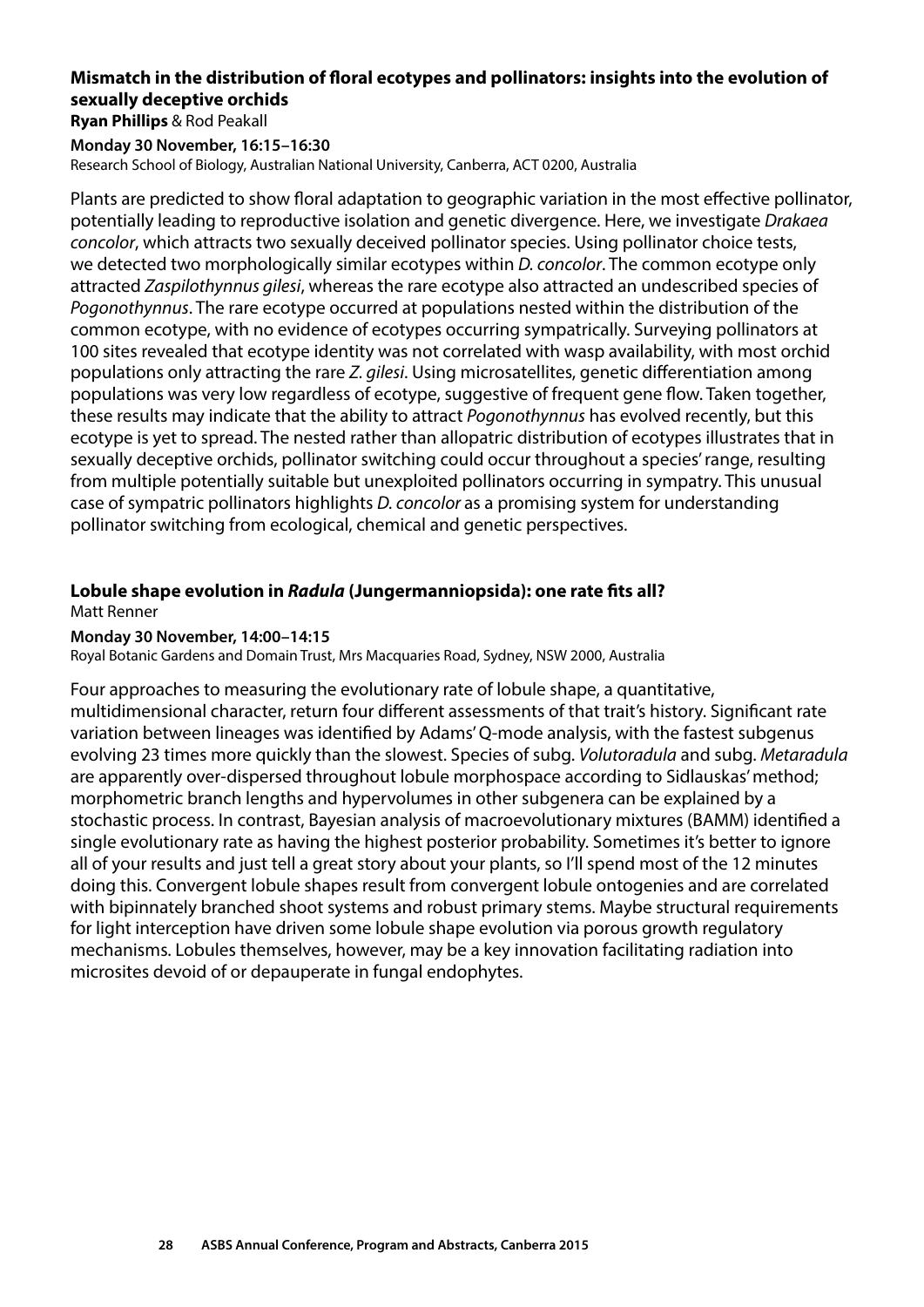### Mismatch in the distribution of floral ecotypes and pollinators: insights into the evolution of sexually deceptive orchids

**Ryan Phillips** & Rod Peakall

**Monday 30 November, 16:15–16:30**

Research School of Biology, Australian National University, Canberra, ACT 0200, Australia

Plants are predicted to show floral adaptation to geographic variation in the most effective pollinator, potentially leading to reproductive isolation and genetic divergence. Here, we investigate *Drakaea concolor*, which attracts two sexually deceived pollinator species. Using pollinator choice tests, we detected two morphologically similar ecotypes within *D. concolor*. The common ecotype only attracted *Zaspilothynnus gilesi*, whereas the rare ecotype also attracted an undescribed species of *Pogonothynnus*. The rare ecotype occurred at populations nested within the distribution of the common ecotype, with no evidence of ecotypes occurring sympatrically. Surveying pollinators at 100 sites revealed that ecotype identity was not correlated with wasp availability, with most orchid populations only attracting the rare *Z. gilesi*. Using microsatellites, genetic differentiation among populations was very low regardless of ecotype, suggestive of frequent gene flow. Taken together, these results may indicate that the ability to attract *Pogonothynnus* has evolved recently, but this ecotype is yet to spread. The nested rather than allopatric distribution of ecotypes illustrates that in sexually deceptive orchids, pollinator switching could occur throughout a species' range, resulting from multiple potentially suitable but unexploited pollinators occurring in sympatry. This unusual case of sympatric pollinators highlights *D. concolor* as a promising system for understanding pollinator switching from ecological, chemical and genetic perspectives.

### Lobule shape evolution in *Radula* (Jungermanniopsida): one rate fits all?

Matt Renner

**Monday 30 November, 14:00–14:15**

Royal Botanic Gardens and Domain Trust, Mrs Macquaries Road, Sydney, NSW 2000, Australia

Four approaches to measuring the evolutionary rate of lobule shape, a quantitative, multidimensional character, return four different assessments of that trait's history. Significant rate variation between lineages was identified by Adams' Q-mode analysis, with the fastest subgenus evolving 23 times more quickly than the slowest. Species of subg. *Volutoradula* and subg. *Metaradula* are apparently over-dispersed throughout lobule morphospace according to Sidlauskas' method; morphometric branch lengths and hypervolumes in other subgenera can be explained by a stochastic process. In contrast, Bayesian analysis of macroevolutionary mixtures (BAMM) identified a single evolutionary rate as having the highest posterior probability. Sometimes it's better to ignore all of your results and just tell a great story about your plants, so I'll spend most of the 12 minutes doing this. Convergent lobule shapes result from convergent lobule ontogenies and are correlated with bipinnately branched shoot systems and robust primary stems. Maybe structural requirements for light interception have driven some lobule shape evolution via porous growth regulatory mechanisms. Lobules themselves, however, may be a key innovation facilitating radiation into microsites devoid of or depauperate in fungal endophytes.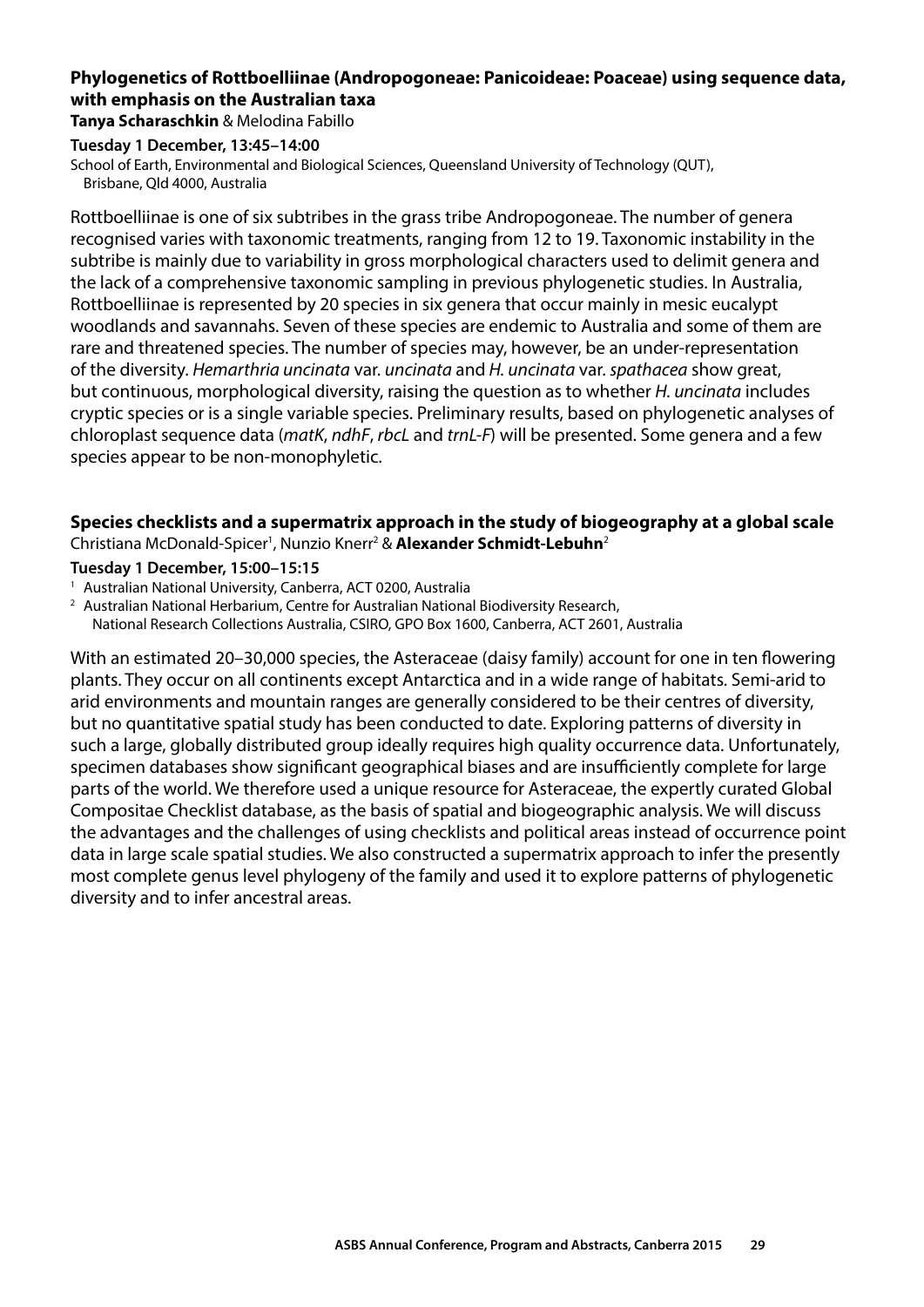### Phylogenetics of Rottboelliinae (Andropogoneae: Panicoideae: Poaceae) using sequence data, with emphasis on the Australian taxa

**Tanya Scharaschkin** & Melodina Fabillo

**Tuesday 1 December, 13:45–14:00**

School of Earth, Environmental and Biological Sciences, Queensland University of Technology (QUT), Brisbane, Qld 4000, Australia

Rottboelliinae is one of six subtribes in the grass tribe Andropogoneae. The number of genera recognised varies with taxonomic treatments, ranging from 12 to 19. Taxonomic instability in the subtribe is mainly due to variability in gross morphological characters used to delimit genera and the lack of a comprehensive taxonomic sampling in previous phylogenetic studies. In Australia, Rottboelliinae is represented by 20 species in six genera that occur mainly in mesic eucalypt woodlands and savannahs. Seven of these species are endemic to Australia and some of them are rare and threatened species. The number of species may, however, be an under-representation of the diversity. *Hemarthria uncinata* var. *uncinata* and *H. uncinata* var. *spathacea* show great, but continuous, morphological diversity, raising the question as to whether *H. uncinata* includes cryptic species or is a single variable species. Preliminary results, based on phylogenetic analyses of chloroplast sequence data (*matK*, *ndhF*, *rbcL* and *trnL-F*) will be presented. Some genera and a few species appear to be non-monophyletic.

### Species checklists and a supermatrix approach in the study of biogeography at a global scale

Christiana McDonald-Spicer[1], Nunzio Knerr[2] & **Alexander Schmidt-Lebuhn**[2]

**Tuesday 1 December, 15:00–15:15**

[1] Australian National University, Canberra, ACT 0200, Australia

[2] Australian National Herbarium, Centre for Australian National Biodiversity Research, National Research Collections Australia, CSIRO, GPO Box 1600, Canberra, ACT 2601, Australia

With an estimated 20–30,000 species, the Asteraceae (daisy family) account for one in ten flowering plants. They occur on all continents except Antarctica and in a wide range of habitats. Semi-arid to arid environments and mountain ranges are generally considered to be their centres of diversity, but no quantitative spatial study has been conducted to date. Exploring patterns of diversity in such a large, globally distributed group ideally requires high quality occurrence data. Unfortunately, specimen databases show significant geographical biases and are insufficiently complete for large parts of the world. We therefore used a unique resource for Asteraceae, the expertly curated Global Compositae Checklist database, as the basis of spatial and biogeographic analysis. We will discuss the advantages and the challenges of using checklists and political areas instead of occurrence point data in large scale spatial studies. We also constructed a supermatrix approach to infer the presently most complete genus level phylogeny of the family and used it to explore patterns of phylogenetic diversity and to infer ancestral areas.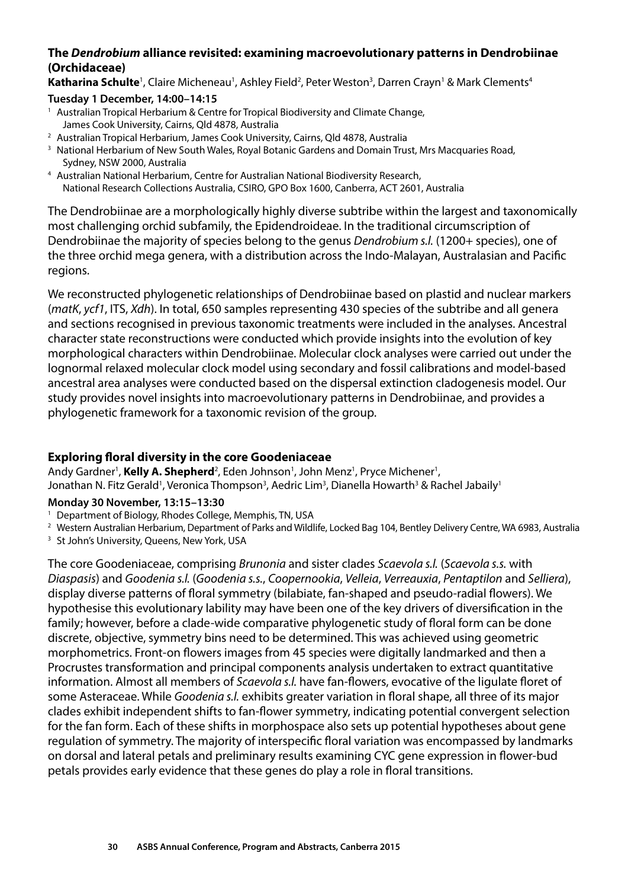### The *Dendrobium* alliance revisited: examining macroevolutionary patterns in Dendrobiinae (Orchidaceae)

**Katharina Schulte**[1], Claire Micheneau[1], Ashley Field[2], Peter Weston[3], Darren Crayn[1] & Mark Clements[4]

**Tuesday 1 December, 14:00–14:15**

[1] Australian Tropical Herbarium & Centre for Tropical Biodiversity and Climate Change, James Cook University, Cairns, Qld 4878, Australia
[2] Australian Tropical Herbarium, James Cook University, Cairns, Qld 4878, Australia
[3] National Herbarium of New South Wales, Royal Botanic Gardens and Domain Trust, Mrs Macquaries Road, Sydney, NSW 2000, Australia
[4] Australian National Herbarium, Centre for Australian National Biodiversity Research, National Research Collections Australia, CSIRO, GPO Box 1600, Canberra, ACT 2601, Australia

The Dendrobiinae are a morphologically highly diverse subtribe within the largest and taxonomically most challenging orchid subfamily, the Epidendroideae. In the traditional circumscription of Dendrobiinae the majority of species belong to the genus *Dendrobium s.l.* (1200+ species), one of the three orchid mega genera, with a distribution across the Indo-Malayan, Australasian and Pacific regions.

We reconstructed phylogenetic relationships of Dendrobiinae based on plastid and nuclear markers (*matK*, *ycf1*, ITS, *Xdh*). In total, 650 samples representing 430 species of the subtribe and all genera and sections recognised in previous taxonomic treatments were included in the analyses. Ancestral character state reconstructions were conducted which provide insights into the evolution of key morphological characters within Dendrobiinae. Molecular clock analyses were carried out under the lognormal relaxed molecular clock model using secondary and fossil calibrations and model-based ancestral area analyses were conducted based on the dispersal extinction cladogenesis model. Our study provides novel insights into macroevolutionary patterns in Dendrobiinae, and provides a phylogenetic framework for a taxonomic revision of the group.

### Exploring floral diversity in the core Goodeniaceae

Andy Gardner[1], **Kelly A. Shepherd**[2], Eden Johnson[1], John Menz[1], Pryce Michener[1], Jonathan N. Fitz Gerald[1], Veronica Thompson[3], Aedric Lim[3], Dianella Howarth[3] & Rachel Jabaily[1]

**Monday 30 November, 13:15–13:30**

[1] Department of Biology, Rhodes College, Memphis, TN, USA
[2] Western Australian Herbarium, Department of Parks and Wildlife, Locked Bag 104, Bentley Delivery Centre, WA 6983, Australia
[3] St John's University, Queens, New York, USA

The core Goodeniaceae, comprising *Brunonia* and sister clades *Scaevola s.l.* (*Scaevola s.s.* with *Diaspasis*) and *Goodenia s.l.* (*Goodenia s.s.*, *Coopernookia*, *Velleia*, *Verreauxia*, *Pentaptilon* and *Selliera*), display diverse patterns of floral symmetry (bilabiate, fan-shaped and pseudo-radial flowers). We hypothesise this evolutionary lability may have been one of the key drivers of diversification in the family; however, before a clade-wide comparative phylogenetic study of floral form can be done discrete, objective, symmetry bins need to be determined. This was achieved using geometric morphometrics. Front-on flowers images from 45 species were digitally landmarked and then a Procrustes transformation and principal components analysis undertaken to extract quantitative information. Almost all members of *Scaevola s.l.* have fan-flowers, evocative of the ligulate floret of some Asteraceae. While *Goodenia s.l.* exhibits greater variation in floral shape, all three of its major clades exhibit independent shifts to fan-flower symmetry, indicating potential convergent selection for the fan form. Each of these shifts in morphospace also sets up potential hypotheses about gene regulation of symmetry. The majority of interspecific floral variation was encompassed by landmarks on dorsal and lateral petals and preliminary results examining CYC gene expression in flower-bud petals provides early evidence that these genes do play a role in floral transitions.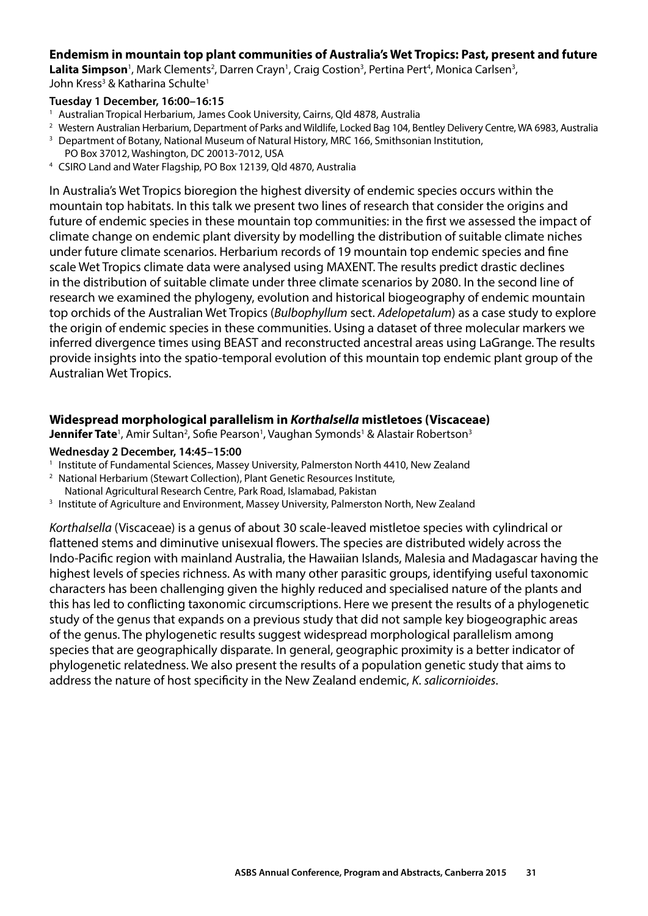### Endemism in mountain top plant communities of Australia's Wet Tropics: Past, present and future

**Lalita Simpson**[1], Mark Clements[2], Darren Crayn[1], Craig Costion[3], Pertina Pert[4], Monica Carlsen[3], John Kress[3] & Katharina Schulte[1]

**Tuesday 1 December, 16:00–16:15**

[1] Australian Tropical Herbarium, James Cook University, Cairns, Qld 4878, Australia
[2] Western Australian Herbarium, Department of Parks and Wildlife, Locked Bag 104, Bentley Delivery Centre, WA 6983, Australia
[3] Department of Botany, National Museum of Natural History, MRC 166, Smithsonian Institution, PO Box 37012, Washington, DC 20013-7012, USA
[4] CSIRO Land and Water Flagship, PO Box 12139, Qld 4870, Australia

In Australia's Wet Tropics bioregion the highest diversity of endemic species occurs within the mountain top habitats. In this talk we present two lines of research that consider the origins and future of endemic species in these mountain top communities: in the first we assessed the impact of climate change on endemic plant diversity by modelling the distribution of suitable climate niches under future climate scenarios. Herbarium records of 19 mountain top endemic species and fine scale Wet Tropics climate data were analysed using MAXENT. The results predict drastic declines in the distribution of suitable climate under three climate scenarios by 2080. In the second line of research we examined the phylogeny, evolution and historical biogeography of endemic mountain top orchids of the Australian Wet Tropics (*Bulbophyllum* sect. *Adelopetalum*) as a case study to explore the origin of endemic species in these communities. Using a dataset of three molecular markers we inferred divergence times using BEAST and reconstructed ancestral areas using LaGrange. The results provide insights into the spatio-temporal evolution of this mountain top endemic plant group of the Australian Wet Tropics.

### Widespread morphological parallelism in *Korthalsella* mistletoes (Viscaceae)

**Jennifer Tate**[1], Amir Sultan[2], Sofie Pearson[1], Vaughan Symonds[1] & Alastair Robertson[3]

**Wednesday 2 December, 14:45–15:00**

[1] Institute of Fundamental Sciences, Massey University, Palmerston North 4410, New Zealand
[2] National Herbarium (Stewart Collection), Plant Genetic Resources Institute, National Agricultural Research Centre, Park Road, Islamabad, Pakistan
[3] Institute of Agriculture and Environment, Massey University, Palmerston North, New Zealand

*Korthalsella* (Viscaceae) is a genus of about 30 scale-leaved mistletoe species with cylindrical or flattened stems and diminutive unisexual flowers. The species are distributed widely across the Indo-Pacific region with mainland Australia, the Hawaiian Islands, Malesia and Madagascar having the highest levels of species richness. As with many other parasitic groups, identifying useful taxonomic characters has been challenging given the highly reduced and specialised nature of the plants and this has led to conflicting taxonomic circumscriptions. Here we present the results of a phylogenetic study of the genus that expands on a previous study that did not sample key biogeographic areas of the genus. The phylogenetic results suggest widespread morphological parallelism among species that are geographically disparate. In general, geographic proximity is a better indicator of phylogenetic relatedness. We also present the results of a population genetic study that aims to address the nature of host specificity in the New Zealand endemic, *K. salicornioides*.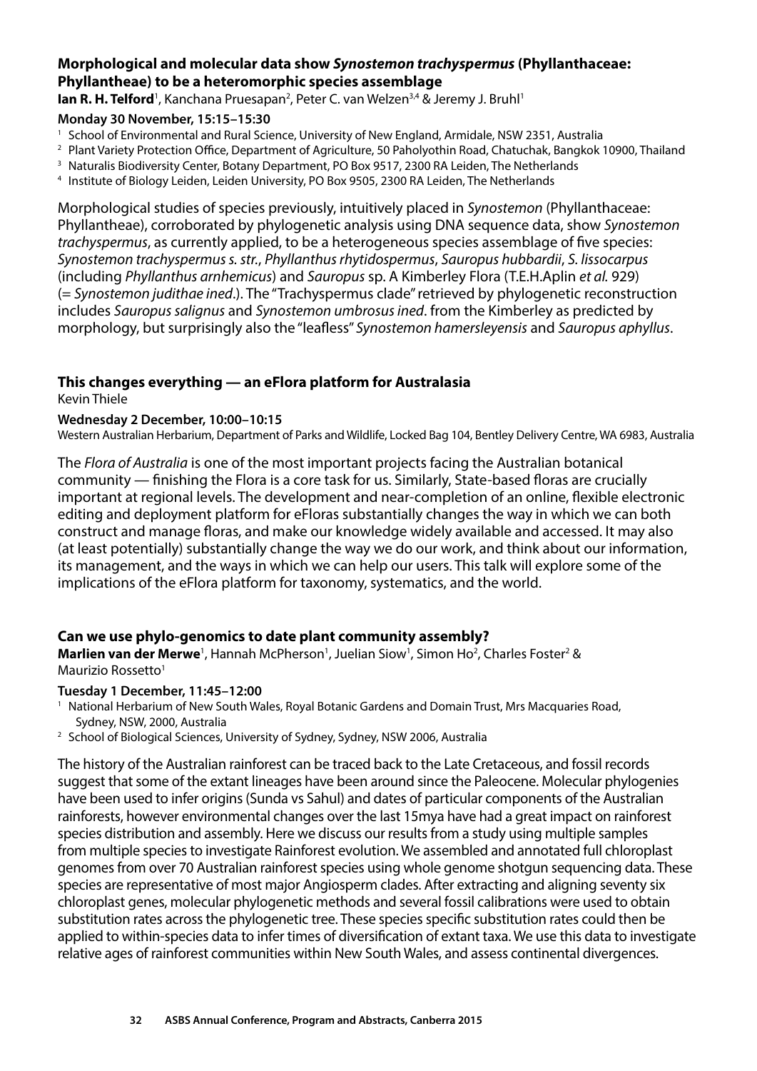### Morphological and molecular data show *Synostemon trachyspermus* (Phyllanthaceae: Phyllantheae) to be a heteromorphic species assemblage

**Ian R. H. Telford**[1], Kanchana Pruesapan[2], Peter C. van Welzen[3,4] & Jeremy J. Bruhl[1]

**Monday 30 November, 15:15–15:30**

[1] School of Environmental and Rural Science, University of New England, Armidale, NSW 2351, Australia
[2] Plant Variety Protection Office, Department of Agriculture, 50 Paholyothin Road, Chatuchak, Bangkok 10900, Thailand
[3] Naturalis Biodiversity Center, Botany Department, PO Box 9517, 2300 RA Leiden, The Netherlands
[4] Institute of Biology Leiden, Leiden University, PO Box 9505, 2300 RA Leiden, The Netherlands

Morphological studies of species previously, intuitively placed in *Synostemon* (Phyllanthaceae: Phyllantheae), corroborated by phylogenetic analysis using DNA sequence data, show *Synostemon trachyspermus*, as currently applied, to be a heterogeneous species assemblage of five species: *Synostemon trachyspermus s. str.*, *Phyllanthus rhytidospermus*, *Sauropus hubbardii*, *S. lissocarpus* (including *Phyllanthus arnhemicus*) and *Sauropus* sp. A Kimberley Flora (T.E.H.Aplin *et al.* 929) (= *Synostemon judithae ined*.). The "Trachyspermus clade" retrieved by phylogenetic reconstruction includes *Sauropus salignus* and *Synostemon umbrosus ined*. from the Kimberley as predicted by morphology, but surprisingly also the "leafless" *Synostemon hamersleyensis* and *Sauropus aphyllus*.

### This changes everything — an eFlora platform for Australasia

Kevin Thiele

**Wednesday 2 December, 10:00–10:15**

Western Australian Herbarium, Department of Parks and Wildlife, Locked Bag 104, Bentley Delivery Centre, WA 6983, Australia

The *Flora of Australia* is one of the most important projects facing the Australian botanical community — finishing the Flora is a core task for us. Similarly, State-based floras are crucially important at regional levels. The development and near-completion of an online, flexible electronic editing and deployment platform for eFloras substantially changes the way in which we can both construct and manage floras, and make our knowledge widely available and accessed. It may also (at least potentially) substantially change the way we do our work, and think about our information, its management, and the ways in which we can help our users. This talk will explore some of the implications of the eFlora platform for taxonomy, systematics, and the world.

### Can we use phylo-genomics to date plant community assembly?

**Marlien van der Merwe**[1], Hannah McPherson[1], Juelian Siow[1], Simon Ho[2], Charles Foster[2] & Maurizio Rossetto[1]

**Tuesday 1 December, 11:45–12:00**

[1] National Herbarium of New South Wales, Royal Botanic Gardens and Domain Trust, Mrs Macquaries Road, Sydney, NSW, 2000, Australia
[2] School of Biological Sciences, University of Sydney, Sydney, NSW 2006, Australia

The history of the Australian rainforest can be traced back to the Late Cretaceous, and fossil records suggest that some of the extant lineages have been around since the Paleocene. Molecular phylogenies have been used to infer origins (Sunda vs Sahul) and dates of particular components of the Australian rainforests, however environmental changes over the last 15mya have had a great impact on rainforest species distribution and assembly. Here we discuss our results from a study using multiple samples from multiple species to investigate Rainforest evolution. We assembled and annotated full chloroplast genomes from over 70 Australian rainforest species using whole genome shotgun sequencing data. These species are representative of most major Angiosperm clades. After extracting and aligning seventy six chloroplast genes, molecular phylogenetic methods and several fossil calibrations were used to obtain substitution rates across the phylogenetic tree. These species specific substitution rates could then be applied to within-species data to infer times of diversification of extant taxa. We use this data to investigate relative ages of rainforest communities within New South Wales, and assess continental divergences.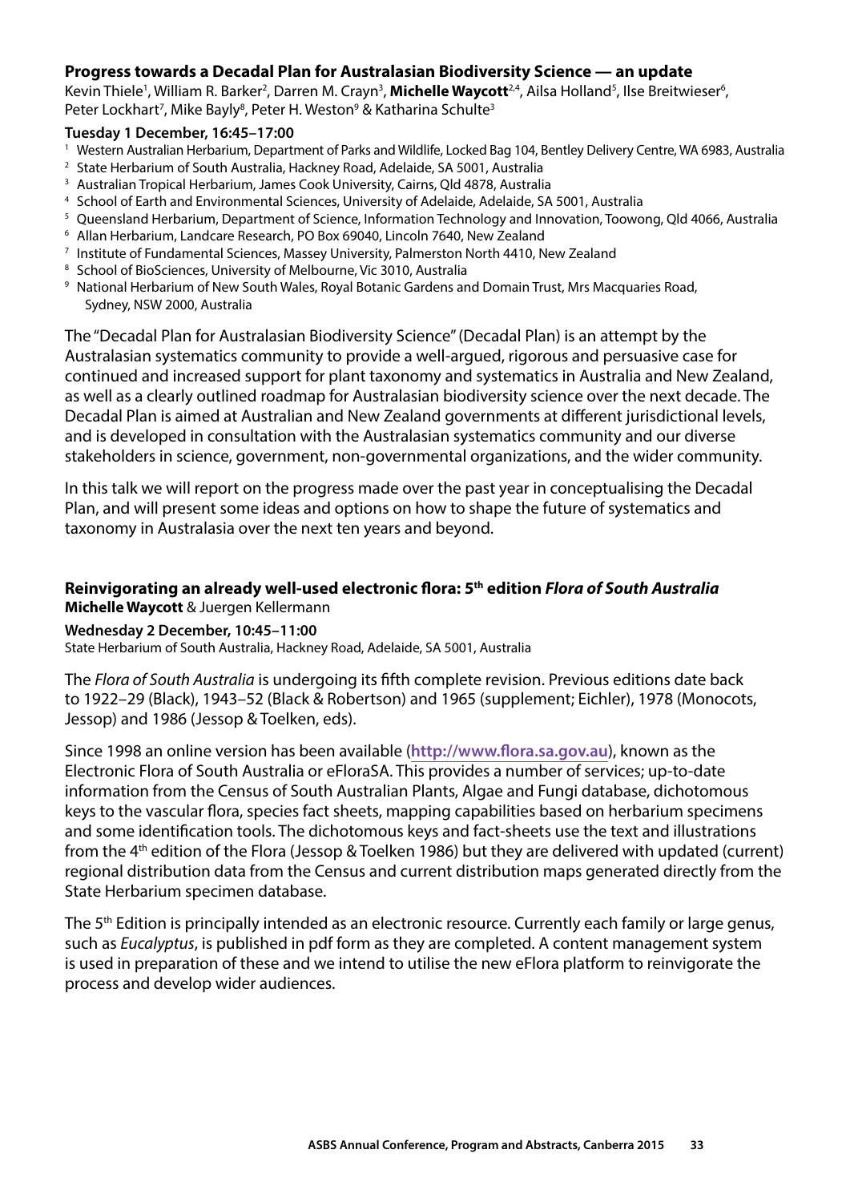### Progress towards a Decadal Plan for Australasian Biodiversity Science — an update

Kevin Thiele[1], William R. Barker[2], Darren M. Crayn[3], **Michelle Waycott**[2,4], Ailsa Holland[5], Ilse Breitwieser[6], Peter Lockhart[7], Mike Bayly[8], Peter H. Weston[9] & Katharina Schulte[3]

**Tuesday 1 December, 16:45–17:00**

[1] Western Australian Herbarium, Department of Parks and Wildlife, Locked Bag 104, Bentley Delivery Centre, WA 6983, Australia
[2] State Herbarium of South Australia, Hackney Road, Adelaide, SA 5001, Australia
[3] Australian Tropical Herbarium, James Cook University, Cairns, Qld 4878, Australia
[4] School of Earth and Environmental Sciences, University of Adelaide, Adelaide, SA 5001, Australia
[5] Queensland Herbarium, Department of Science, Information Technology and Innovation, Toowong, Qld 4066, Australia
[6] Allan Herbarium, Landcare Research, PO Box 69040, Lincoln 7640, New Zealand
[7] Institute of Fundamental Sciences, Massey University, Palmerston North 4410, New Zealand
[8] School of BioSciences, University of Melbourne, Vic 3010, Australia
[9] National Herbarium of New South Wales, Royal Botanic Gardens and Domain Trust, Mrs Macquaries Road, Sydney, NSW 2000, Australia

The "Decadal Plan for Australasian Biodiversity Science" (Decadal Plan) is an attempt by the Australasian systematics community to provide a well-argued, rigorous and persuasive case for continued and increased support for plant taxonomy and systematics in Australia and New Zealand, as well as a clearly outlined roadmap for Australasian biodiversity science over the next decade. The Decadal Plan is aimed at Australian and New Zealand governments at different jurisdictional levels, and is developed in consultation with the Australasian systematics community and our diverse stakeholders in science, government, non-governmental organizations, and the wider community.

In this talk we will report on the progress made over the past year in conceptualising the Decadal Plan, and will present some ideas and options on how to shape the future of systematics and taxonomy in Australasia over the next ten years and beyond.

### Reinvigorating an already well-used electronic flora: 5th edition *Flora of South Australia*

**Michelle Waycott** & Juergen Kellermann

**Wednesday 2 December, 10:45–11:00**

State Herbarium of South Australia, Hackney Road, Adelaide, SA 5001, Australia

The *Flora of South Australia* is undergoing its fifth complete revision. Previous editions date back to 1922–29 (Black), 1943–52 (Black & Robertson) and 1965 (supplement; Eichler), 1978 (Monocots, Jessop) and 1986 (Jessop & Toelken, eds).

Since 1998 an online version has been available (**http://www.flora.sa.gov.au**), known as the Electronic Flora of South Australia or eFloraSA. This provides a number of services; up-to-date information from the Census of South Australian Plants, Algae and Fungi database, dichotomous keys to the vascular flora, species fact sheets, mapping capabilities based on herbarium specimens and some identification tools. The dichotomous keys and fact-sheets use the text and illustrations from the 4th edition of the Flora (Jessop & Toelken 1986) but they are delivered with updated (current) regional distribution data from the Census and current distribution maps generated directly from the State Herbarium specimen database.

The 5th Edition is principally intended as an electronic resource. Currently each family or large genus, such as *Eucalyptus*, is published in pdf form as they are completed. A content management system is used in preparation of these and we intend to utilise the new eFlora platform to reinvigorate the process and develop wider audiences.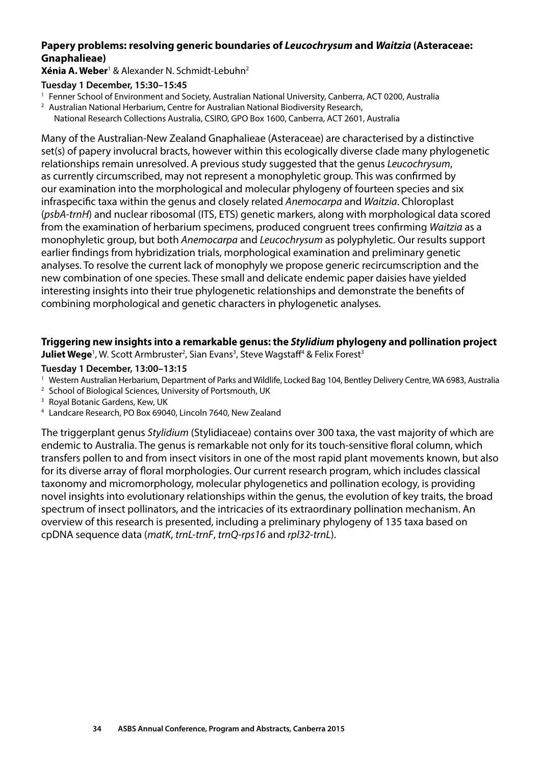### Papery problems: resolving generic boundaries of *Leucochrysum* and *Waitzia* (Asteraceae: Gnaphalieae)

**Xénia A. Weber**[1] & Alexander N. Schmidt-Lebuhn[2]

**Tuesday 1 December, 15:30–15:45**

[1] Fenner School of Environment and Society, Australian National University, Canberra, ACT 0200, Australia

[2] Australian National Herbarium, Centre for Australian National Biodiversity Research, National Research Collections Australia, CSIRO, GPO Box 1600, Canberra, ACT 2601, Australia

Many of the Australian-New Zealand Gnaphalieae (Asteraceae) are characterised by a distinctive set(s) of papery involucral bracts, however within this ecologically diverse clade many phylogenetic relationships remain unresolved. A previous study suggested that the genus *Leucochrysum*, as currently circumscribed, may not represent a monophyletic group. This was confirmed by our examination into the morphological and molecular phylogeny of fourteen species and six infraspecific taxa within the genus and closely related *Anemocarpa* and *Waitzia*. Chloroplast (*psbA-trnH*) and nuclear ribosomal (ITS, ETS) genetic markers, along with morphological data scored from the examination of herbarium specimens, produced congruent trees confirming *Waitzia* as a monophyletic group, but both *Anemocarpa* and *Leucochrysum* as polyphyletic. Our results support earlier findings from hybridization trials, morphological examination and preliminary genetic analyses. To resolve the current lack of monophyly we propose generic recircumscription and the new combination of one species. These small and delicate endemic paper daisies have yielded interesting insights into their true phylogenetic relationships and demonstrate the benefits of combining morphological and genetic characters in phylogenetic analyses.

### Triggering new insights into a remarkable genus: the *Stylidium* phylogeny and pollination project

**Juliet Wege**[1], W. Scott Armbruster[2], Sian Evans[3], Steve Wagstaff[4] & Felix Forest[3]

**Tuesday 1 December, 13:00–13:15**

[1] Western Australian Herbarium, Department of Parks and Wildlife, Locked Bag 104, Bentley Delivery Centre, WA 6983, Australia

[2] School of Biological Sciences, University of Portsmouth, UK

[3] Royal Botanic Gardens, Kew, UK

[4] Landcare Research, PO Box 69040, Lincoln 7640, New Zealand

The triggerplant genus *Stylidium* (Stylidiaceae) contains over 300 taxa, the vast majority of which are endemic to Australia. The genus is remarkable not only for its touch-sensitive floral column, which transfers pollen to and from insect visitors in one of the most rapid plant movements known, but also for its diverse array of floral morphologies. Our current research program, which includes classical taxonomy and micromorphology, molecular phylogenetics and pollination ecology, is providing novel insights into evolutionary relationships within the genus, the evolution of key traits, the broad spectrum of insect pollinators, and the intricacies of its extraordinary pollination mechanism. An overview of this research is presented, including a preliminary phylogeny of 135 taxa based on cpDNA sequence data (*matK*, *trnL-trnF*, *trnQ-rps16* and *rpl32-trnL*).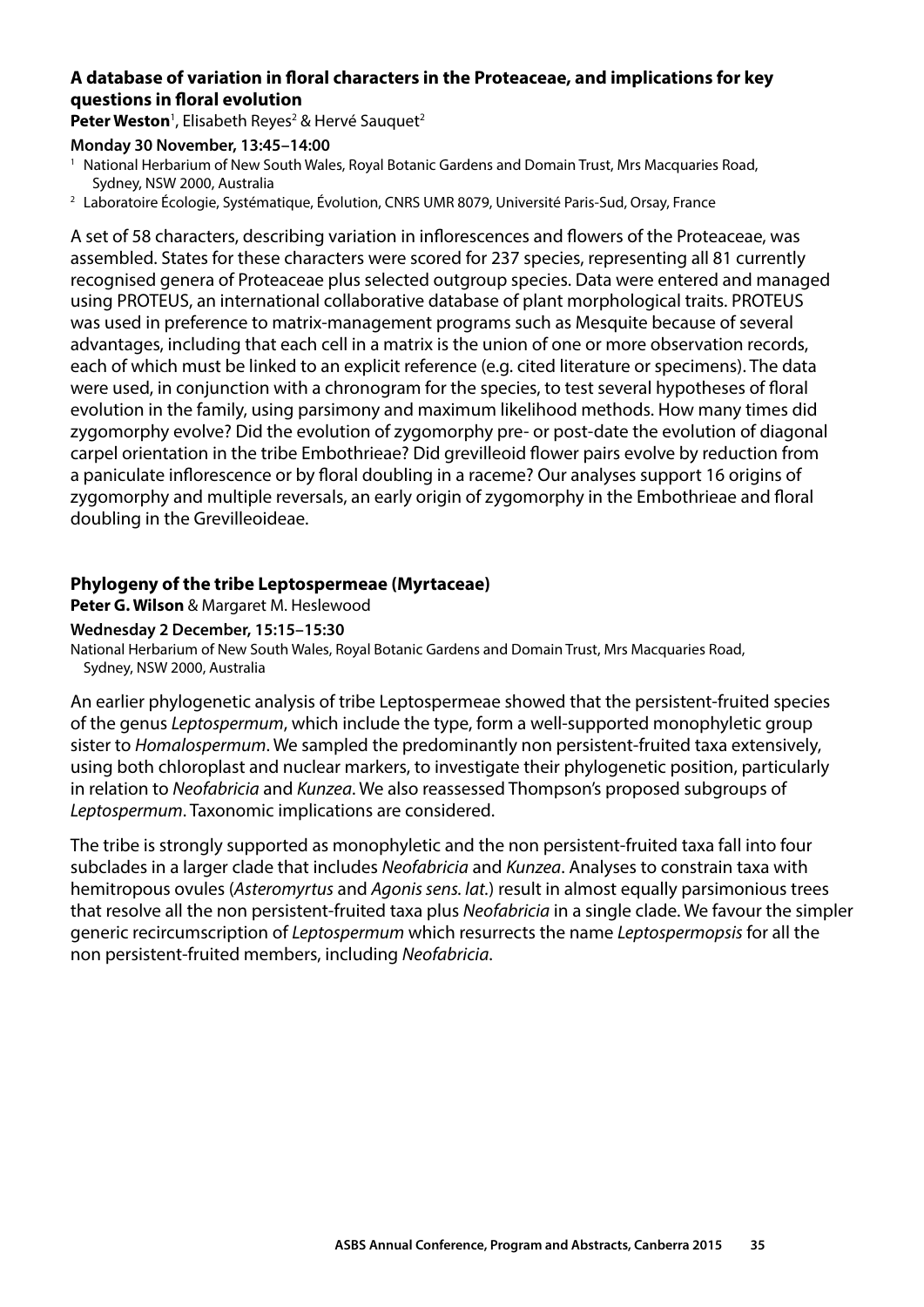### A database of variation in floral characters in the Proteaceae, and implications for key questions in floral evolution

**Peter Weston**[1], Elisabeth Reyes[2] & Hervé Sauquet[2]

**Monday 30 November, 13:45–14:00**

[1] National Herbarium of New South Wales, Royal Botanic Gardens and Domain Trust, Mrs Macquaries Road, Sydney, NSW 2000, Australia

[2] Laboratoire Écologie, Systématique, Évolution, CNRS UMR 8079, Université Paris-Sud, Orsay, France

A set of 58 characters, describing variation in inflorescences and flowers of the Proteaceae, was assembled. States for these characters were scored for 237 species, representing all 81 currently recognised genera of Proteaceae plus selected outgroup species. Data were entered and managed using PROTEUS, an international collaborative database of plant morphological traits. PROTEUS was used in preference to matrix-management programs such as Mesquite because of several advantages, including that each cell in a matrix is the union of one or more observation records, each of which must be linked to an explicit reference (e.g. cited literature or specimens). The data were used, in conjunction with a chronogram for the species, to test several hypotheses of floral evolution in the family, using parsimony and maximum likelihood methods. How many times did zygomorphy evolve? Did the evolution of zygomorphy pre- or post-date the evolution of diagonal carpel orientation in the tribe Embothrieae? Did grevilleoid flower pairs evolve by reduction from a paniculate inflorescence or by floral doubling in a raceme? Our analyses support 16 origins of zygomorphy and multiple reversals, an early origin of zygomorphy in the Embothrieae and floral doubling in the Grevilleoideae.

### Phylogeny of the tribe Leptospermeae (Myrtaceae)

**Peter G. Wilson** & Margaret M. Heslewood

**Wednesday 2 December, 15:15–15:30**

National Herbarium of New South Wales, Royal Botanic Gardens and Domain Trust, Mrs Macquaries Road, Sydney, NSW 2000, Australia

An earlier phylogenetic analysis of tribe Leptospermeae showed that the persistent-fruited species of the genus *Leptospermum*, which include the type, form a well-supported monophyletic group sister to *Homalospermum*. We sampled the predominantly non persistent-fruited taxa extensively, using both chloroplast and nuclear markers, to investigate their phylogenetic position, particularly in relation to *Neofabricia* and *Kunzea*. We also reassessed Thompson's proposed subgroups of *Leptospermum*. Taxonomic implications are considered.

The tribe is strongly supported as monophyletic and the non persistent-fruited taxa fall into four subclades in a larger clade that includes *Neofabricia* and *Kunzea*. Analyses to constrain taxa with hemitropous ovules (*Asteromyrtus* and *Agonis sens. lat.*) result in almost equally parsimonious trees that resolve all the non persistent-fruited taxa plus *Neofabricia* in a single clade. We favour the simpler generic recircumscription of *Leptospermum* which resurrects the name *Leptospermopsis* for all the non persistent-fruited members, including *Neofabricia*.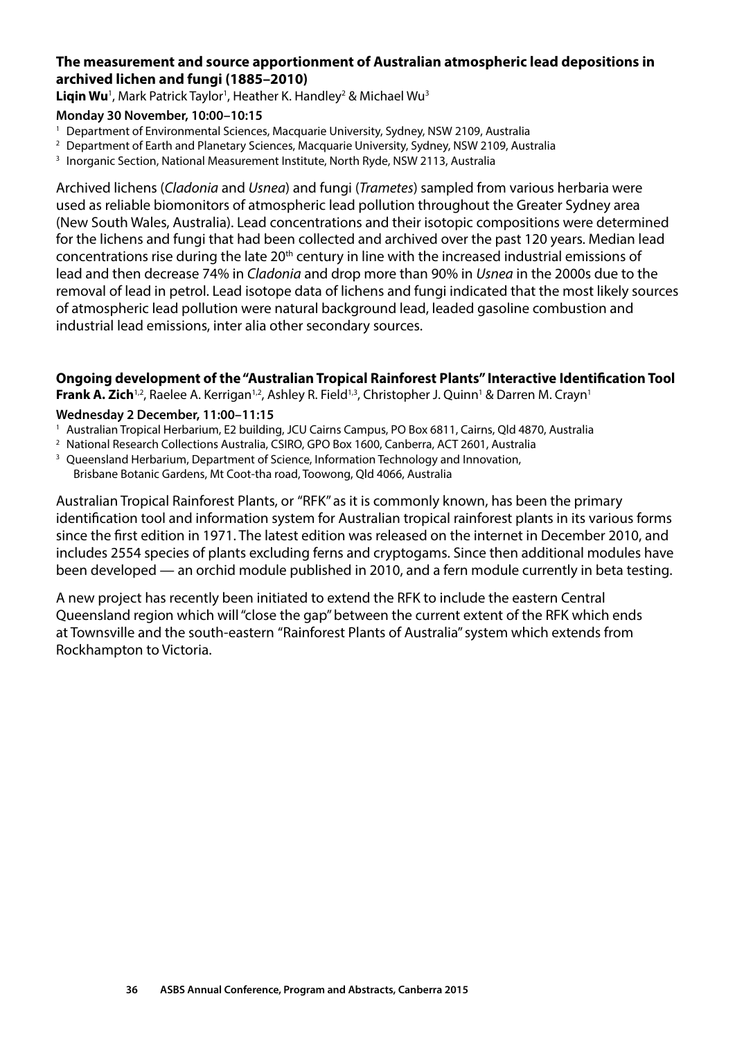### The measurement and source apportionment of Australian atmospheric lead depositions in archived lichen and fungi (1885–2010)

**Liqin Wu**[1], Mark Patrick Taylor[1], Heather K. Handley[2] & Michael Wu[3]

**Monday 30 November, 10:00–10:15**

[1] Department of Environmental Sciences, Macquarie University, Sydney, NSW 2109, Australia
[2] Department of Earth and Planetary Sciences, Macquarie University, Sydney, NSW 2109, Australia
[3] Inorganic Section, National Measurement Institute, North Ryde, NSW 2113, Australia

Archived lichens (*Cladonia* and *Usnea*) and fungi (*Trametes*) sampled from various herbaria were used as reliable biomonitors of atmospheric lead pollution throughout the Greater Sydney area (New South Wales, Australia). Lead concentrations and their isotopic compositions were determined for the lichens and fungi that had been collected and archived over the past 120 years. Median lead concentrations rise during the late 20th century in line with the increased industrial emissions of lead and then decrease 74% in *Cladonia* and drop more than 90% in *Usnea* in the 2000s due to the removal of lead in petrol. Lead isotope data of lichens and fungi indicated that the most likely sources of atmospheric lead pollution were natural background lead, leaded gasoline combustion and industrial lead emissions, inter alia other secondary sources.

### Ongoing development of the "Australian Tropical Rainforest Plants" Interactive Identification Tool

**Frank A. Zich**[1,2], Raelee A. Kerrigan[1,2], Ashley R. Field[1,3], Christopher J. Quinn[1] & Darren M. Crayn[1]

**Wednesday 2 December, 11:00–11:15**

[1] Australian Tropical Herbarium, E2 building, JCU Cairns Campus, PO Box 6811, Cairns, Qld 4870, Australia
[2] National Research Collections Australia, CSIRO, GPO Box 1600, Canberra, ACT 2601, Australia
[3] Queensland Herbarium, Department of Science, Information Technology and Innovation, Brisbane Botanic Gardens, Mt Coot-tha road, Toowong, Qld 4066, Australia

Australian Tropical Rainforest Plants, or "RFK" as it is commonly known, has been the primary identification tool and information system for Australian tropical rainforest plants in its various forms since the first edition in 1971. The latest edition was released on the internet in December 2010, and includes 2554 species of plants excluding ferns and cryptogams. Since then additional modules have been developed — an orchid module published in 2010, and a fern module currently in beta testing.

A new project has recently been initiated to extend the RFK to include the eastern Central Queensland region which will "close the gap" between the current extent of the RFK which ends at Townsville and the south-eastern "Rainforest Plants of Australia" system which extends from Rockhampton to Victoria.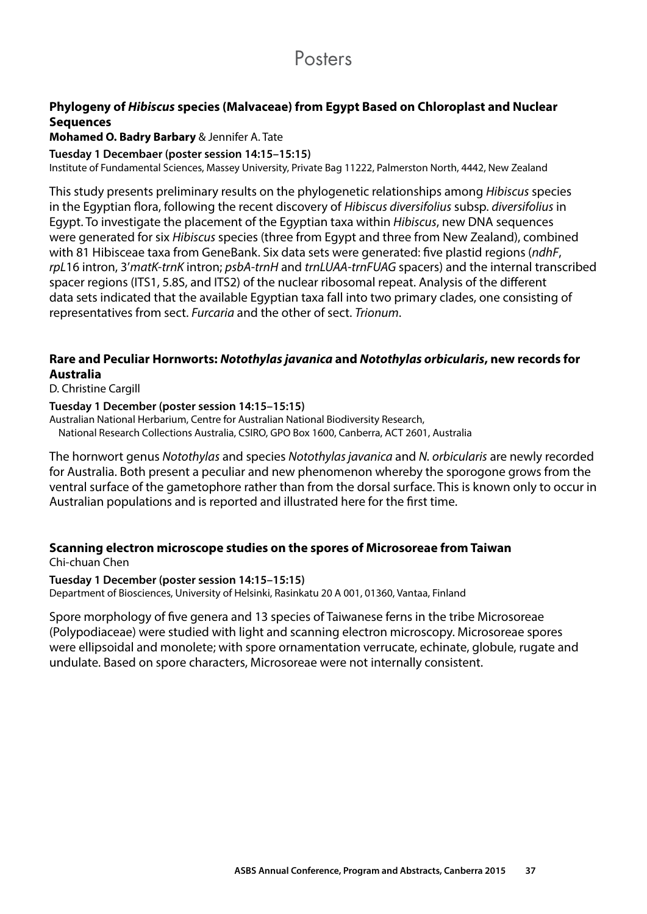# Posters

### Phylogeny of *Hibiscus* species (Malvaceae) from Egypt Based on Chloroplast and Nuclear Sequences

**Mohamed O. Badry Barbary** & Jennifer A. Tate

**Tuesday 1 Decembaer (poster session 14:15–15:15)**

Institute of Fundamental Sciences, Massey University, Private Bag 11222, Palmerston North, 4442, New Zealand

This study presents preliminary results on the phylogenetic relationships among *Hibiscus* species in the Egyptian flora, following the recent discovery of *Hibiscus diversifolius* subsp. *diversifolius* in Egypt. To investigate the placement of the Egyptian taxa within *Hibiscus*, new DNA sequences were generated for six *Hibiscus* species (three from Egypt and three from New Zealand), combined with 81 Hibisceae taxa from GeneBank. Six data sets were generated: five plastid regions (*ndhF*, *rpL*16 intron, 3'*matK-trnK* intron; *psbA-trnH* and *trnLUAA-trnFUAG* spacers) and the internal transcribed spacer regions (ITS1, 5.8S, and ITS2) of the nuclear ribosomal repeat. Analysis of the different data sets indicated that the available Egyptian taxa fall into two primary clades, one consisting of representatives from sect. *Furcaria* and the other of sect. *Trionum*.

### Rare and Peculiar Hornworts: *Notothylas javanica* and *Notothylas orbicularis*, new records for Australia

D. Christine Cargill

**Tuesday 1 December (poster session 14:15–15:15)**

Australian National Herbarium, Centre for Australian National Biodiversity Research, National Research Collections Australia, CSIRO, GPO Box 1600, Canberra, ACT 2601, Australia

The hornwort genus *Notothylas* and species *Notothylas javanica* and *N. orbicularis* are newly recorded for Australia. Both present a peculiar and new phenomenon whereby the sporogone grows from the ventral surface of the gametophore rather than from the dorsal surface. This is known only to occur in Australian populations and is reported and illustrated here for the first time.

### Scanning electron microscope studies on the spores of Microsoreae from Taiwan

Chi-chuan Chen

**Tuesday 1 December (poster session 14:15–15:15)**

Department of Biosciences, University of Helsinki, Rasinkatu 20 A 001, 01360, Vantaa, Finland

Spore morphology of five genera and 13 species of Taiwanese ferns in the tribe Microsoreae (Polypodiaceae) were studied with light and scanning electron microscopy. Microsoreae spores were ellipsoidal and monolete; with spore ornamentation verrucate, echinate, globule, rugate and undulate. Based on spore characters, Microsoreae were not internally consistent.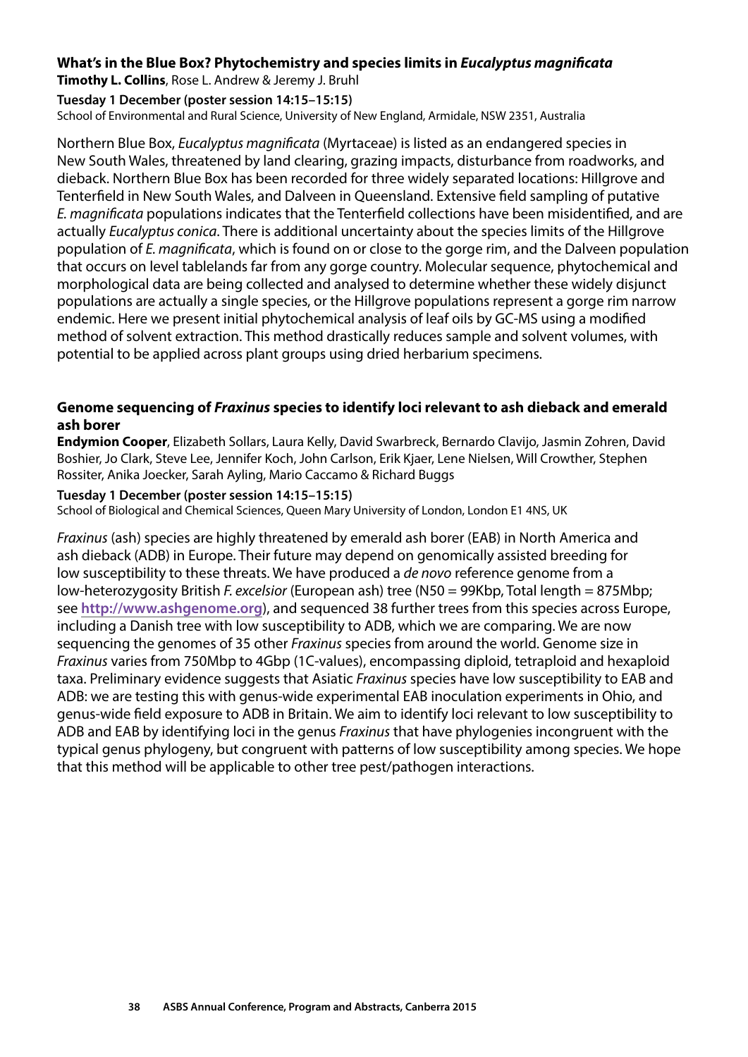### What's in the Blue Box? Phytochemistry and species limits in *Eucalyptus magnificata*

**Timothy L. Collins**, Rose L. Andrew & Jeremy J. Bruhl

**Tuesday 1 December (poster session 14:15–15:15)**

School of Environmental and Rural Science, University of New England, Armidale, NSW 2351, Australia

Northern Blue Box, *Eucalyptus magnificata* (Myrtaceae) is listed as an endangered species in New South Wales, threatened by land clearing, grazing impacts, disturbance from roadworks, and dieback. Northern Blue Box has been recorded for three widely separated locations: Hillgrove and Tenterfield in New South Wales, and Dalveen in Queensland. Extensive field sampling of putative *E. magnificata* populations indicates that the Tenterfield collections have been misidentified, and are actually *Eucalyptus conica*. There is additional uncertainty about the species limits of the Hillgrove population of *E. magnificata*, which is found on or close to the gorge rim, and the Dalveen population that occurs on level tablelands far from any gorge country. Molecular sequence, phytochemical and morphological data are being collected and analysed to determine whether these widely disjunct populations are actually a single species, or the Hillgrove populations represent a gorge rim narrow endemic. Here we present initial phytochemical analysis of leaf oils by GC-MS using a modified method of solvent extraction. This method drastically reduces sample and solvent volumes, with potential to be applied across plant groups using dried herbarium specimens.

### Genome sequencing of *Fraxinus* species to identify loci relevant to ash dieback and emerald ash borer

**Endymion Cooper**, Elizabeth Sollars, Laura Kelly, David Swarbreck, Bernardo Clavijo, Jasmin Zohren, David Boshier, Jo Clark, Steve Lee, Jennifer Koch, John Carlson, Erik Kjaer, Lene Nielsen, Will Crowther, Stephen Rossiter, Anika Joecker, Sarah Ayling, Mario Caccamo & Richard Buggs

**Tuesday 1 December (poster session 14:15–15:15)**

School of Biological and Chemical Sciences, Queen Mary University of London, London E1 4NS, UK

*Fraxinus* (ash) species are highly threatened by emerald ash borer (EAB) in North America and ash dieback (ADB) in Europe. Their future may depend on genomically assisted breeding for low susceptibility to these threats. We have produced a *de novo* reference genome from a low-heterozygosity British *F. excelsior* (European ash) tree (N50 = 99Kbp, Total length = 875Mbp; see **http://www.ashgenome.org**), and sequenced 38 further trees from this species across Europe, including a Danish tree with low susceptibility to ADB, which we are comparing. We are now sequencing the genomes of 35 other *Fraxinus* species from around the world. Genome size in *Fraxinus* varies from 750Mbp to 4Gbp (1C-values), encompassing diploid, tetraploid and hexaploid taxa. Preliminary evidence suggests that Asiatic *Fraxinus* species have low susceptibility to EAB and ADB: we are testing this with genus-wide experimental EAB inoculation experiments in Ohio, and genus-wide field exposure to ADB in Britain. We aim to identify loci relevant to low susceptibility to ADB and EAB by identifying loci in the genus *Fraxinus* that have phylogenies incongruent with the typical genus phylogeny, but congruent with patterns of low susceptibility among species. We hope that this method will be applicable to other tree pest/pathogen interactions.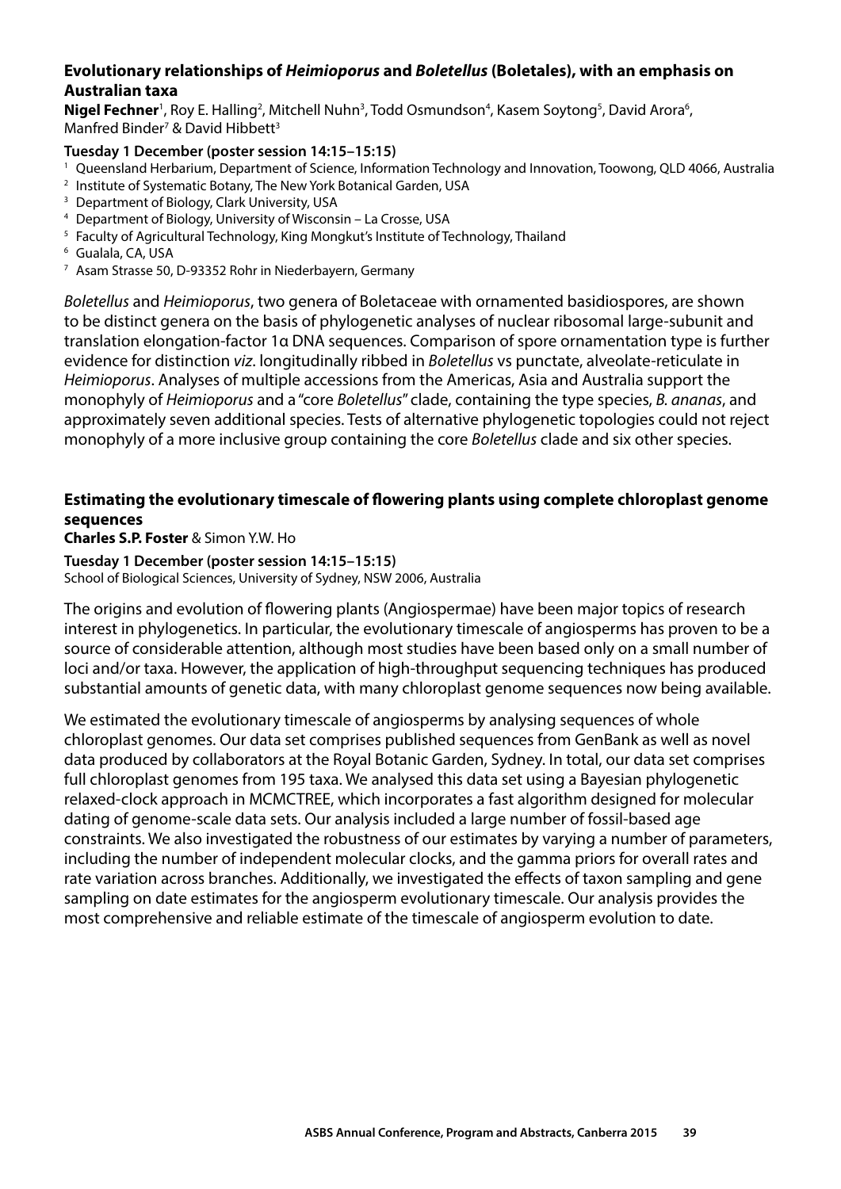### Evolutionary relationships of *Heimioporus* and *Boletellus* (Boletales), with an emphasis on Australian taxa

**Nigel Fechner**[1], Roy E. Halling[2], Mitchell Nuhn[3], Todd Osmundson[4], Kasem Soytong[5], David Arora[6], Manfred Binder[7] & David Hibbett[3]

**Tuesday 1 December (poster session 14:15–15:15)**

[1] Queensland Herbarium, Department of Science, Information Technology and Innovation, Toowong, QLD 4066, Australia
[2] Institute of Systematic Botany, The New York Botanical Garden, USA
[3] Department of Biology, Clark University, USA
[4] Department of Biology, University of Wisconsin – La Crosse, USA
[5] Faculty of Agricultural Technology, King Mongkut's Institute of Technology, Thailand
[6] Gualala, CA, USA
[7] Asam Strasse 50, D-93352 Rohr in Niederbayern, Germany

*Boletellus* and *Heimioporus*, two genera of Boletaceae with ornamented basidiospores, are shown to be distinct genera on the basis of phylogenetic analyses of nuclear ribosomal large-subunit and translation elongation-factor 1α DNA sequences. Comparison of spore ornamentation type is further evidence for distinction *viz.* longitudinally ribbed in *Boletellus* vs punctate, alveolate-reticulate in *Heimioporus*. Analyses of multiple accessions from the Americas, Asia and Australia support the monophyly of *Heimioporus* and a "core *Boletellus*" clade, containing the type species, *B. ananas*, and approximately seven additional species. Tests of alternative phylogenetic topologies could not reject monophyly of a more inclusive group containing the core *Boletellus* clade and six other species.

### Estimating the evolutionary timescale of flowering plants using complete chloroplast genome sequences

**Charles S.P. Foster** & Simon Y.W. Ho

**Tuesday 1 December (poster session 14:15–15:15)**

School of Biological Sciences, University of Sydney, NSW 2006, Australia

The origins and evolution of flowering plants (Angiospermae) have been major topics of research interest in phylogenetics. In particular, the evolutionary timescale of angiosperms has proven to be a source of considerable attention, although most studies have been based only on a small number of loci and/or taxa. However, the application of high-throughput sequencing techniques has produced substantial amounts of genetic data, with many chloroplast genome sequences now being available.

We estimated the evolutionary timescale of angiosperms by analysing sequences of whole chloroplast genomes. Our data set comprises published sequences from GenBank as well as novel data produced by collaborators at the Royal Botanic Garden, Sydney. In total, our data set comprises full chloroplast genomes from 195 taxa. We analysed this data set using a Bayesian phylogenetic relaxed-clock approach in MCMCTREE, which incorporates a fast algorithm designed for molecular dating of genome-scale data sets. Our analysis included a large number of fossil-based age constraints. We also investigated the robustness of our estimates by varying a number of parameters, including the number of independent molecular clocks, and the gamma priors for overall rates and rate variation across branches. Additionally, we investigated the effects of taxon sampling and gene sampling on date estimates for the angiosperm evolutionary timescale. Our analysis provides the most comprehensive and reliable estimate of the timescale of angiosperm evolution to date.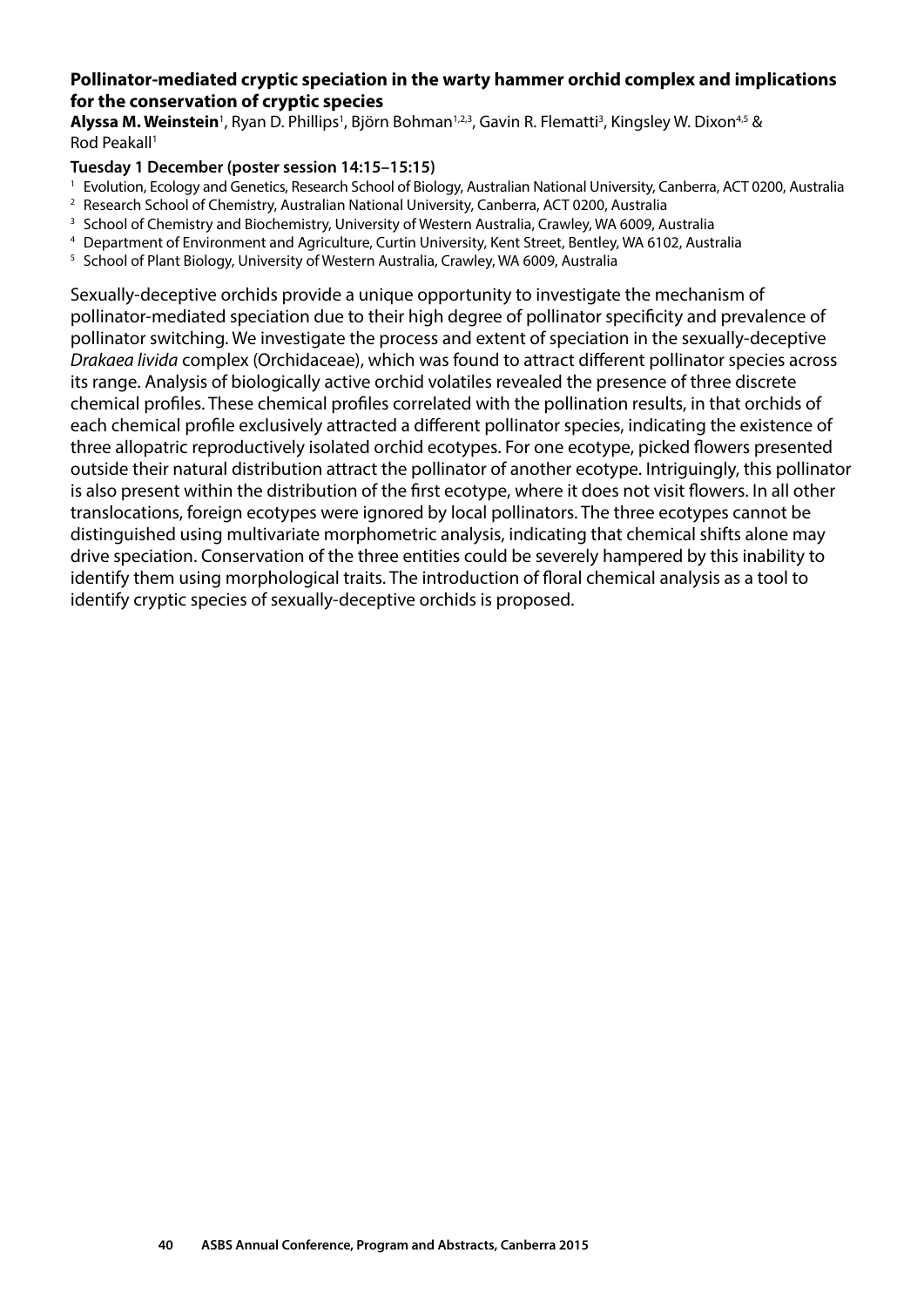### Pollinator-mediated cryptic speciation in the warty hammer orchid complex and implications for the conservation of cryptic species

**Alyssa M. Weinstein**[1], Ryan D. Phillips[1], Björn Bohman[1,2,3], Gavin R. Flematti[3], Kingsley W. Dixon[4,5] & Rod Peakall[1]

**Tuesday 1 December (poster session 14:15–15:15)**

[1] Evolution, Ecology and Genetics, Research School of Biology, Australian National University, Canberra, ACT 0200, Australia
[2] Research School of Chemistry, Australian National University, Canberra, ACT 0200, Australia
[3] School of Chemistry and Biochemistry, University of Western Australia, Crawley, WA 6009, Australia
[4] Department of Environment and Agriculture, Curtin University, Kent Street, Bentley, WA 6102, Australia
[5] School of Plant Biology, University of Western Australia, Crawley, WA 6009, Australia

Sexually-deceptive orchids provide a unique opportunity to investigate the mechanism of pollinator-mediated speciation due to their high degree of pollinator specificity and prevalence of pollinator switching. We investigate the process and extent of speciation in the sexually-deceptive *Drakaea livida* complex (Orchidaceae), which was found to attract different pollinator species across its range. Analysis of biologically active orchid volatiles revealed the presence of three discrete chemical profiles. These chemical profiles correlated with the pollination results, in that orchids of each chemical profile exclusively attracted a different pollinator species, indicating the existence of three allopatric reproductively isolated orchid ecotypes. For one ecotype, picked flowers presented outside their natural distribution attract the pollinator of another ecotype. Intriguingly, this pollinator is also present within the distribution of the first ecotype, where it does not visit flowers. In all other translocations, foreign ecotypes were ignored by local pollinators. The three ecotypes cannot be distinguished using multivariate morphometric analysis, indicating that chemical shifts alone may drive speciation. Conservation of the three entities could be severely hampered by this inability to identify them using morphological traits. The introduction of floral chemical analysis as a tool to identify cryptic species of sexually-deceptive orchids is proposed.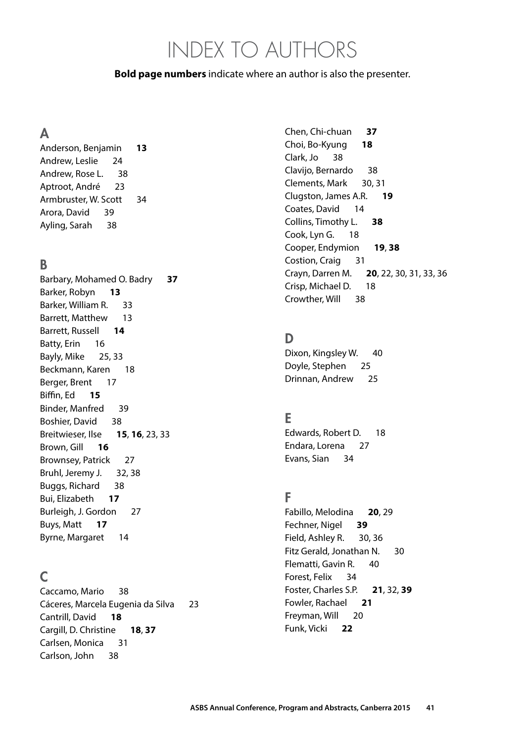# INDEX TO AUTHORS

**Bold page numbers** indicate where an author is also the presenter.

## A

Anderson, Benjamin **13**
Andrew, Leslie 24
Andrew, Rose L. 38
Aptroot, André 23
Armbruster, W. Scott 34
Arora, David 39
Ayling, Sarah 38

## B

Barbary, Mohamed O. Badry **37**
Barker, Robyn **13**
Barker, William R. 33
Barrett, Matthew 13
Barrett, Russell **14**
Batty, Erin 16
Bayly, Mike 25, 33
Beckmann, Karen 18
Berger, Brent 17
Biffin, Ed **15**
Binder, Manfred 39
Boshier, David 38
Breitwieser, Ilse **15**, **16**, 23, 33
Brown, Gill **16**
Brownsey, Patrick 27
Bruhl, Jeremy J. 32, 38
Buggs, Richard 38
Bui, Elizabeth **17**
Burleigh, J. Gordon 27
Buys, Matt **17**
Byrne, Margaret 14

## C

Caccamo, Mario 38
Cáceres, Marcela Eugenia da Silva 23
Cantrill, David **18**
Cargill, D. Christine **18**, **37**
Carlsen, Monica 31
Carlson, John 38
Chen, Chi-chuan **37**
Choi, Bo-Kyung **18**
Clark, Jo 38
Clavijo, Bernardo 38
Clements, Mark 30, 31
Clugston, James A.R. **19**
Coates, David 14
Collins, Timothy L. **38**
Cook, Lyn G. 18
Cooper, Endymion **19**, **38**
Costion, Craig 31
Crayn, Darren M. **20**, 22, 30, 31, 33, 36
Crisp, Michael D. 18
Crowther, Will 38

## D

Dixon, Kingsley W. 40
Doyle, Stephen 25
Drinnan, Andrew 25

## E

Edwards, Robert D. 18
Endara, Lorena 27
Evans, Sian 34

## F

Fabillo, Melodina **20**, 29
Fechner, Nigel **39**
Field, Ashley R. 30, 36
Fitz Gerald, Jonathan N. 30
Flematti, Gavin R. 40
Forest, Felix 34
Foster, Charles S.P. **21**, 32, **39**
Fowler, Rachael **21**
Freyman, Will 20
Funk, Vicki **22**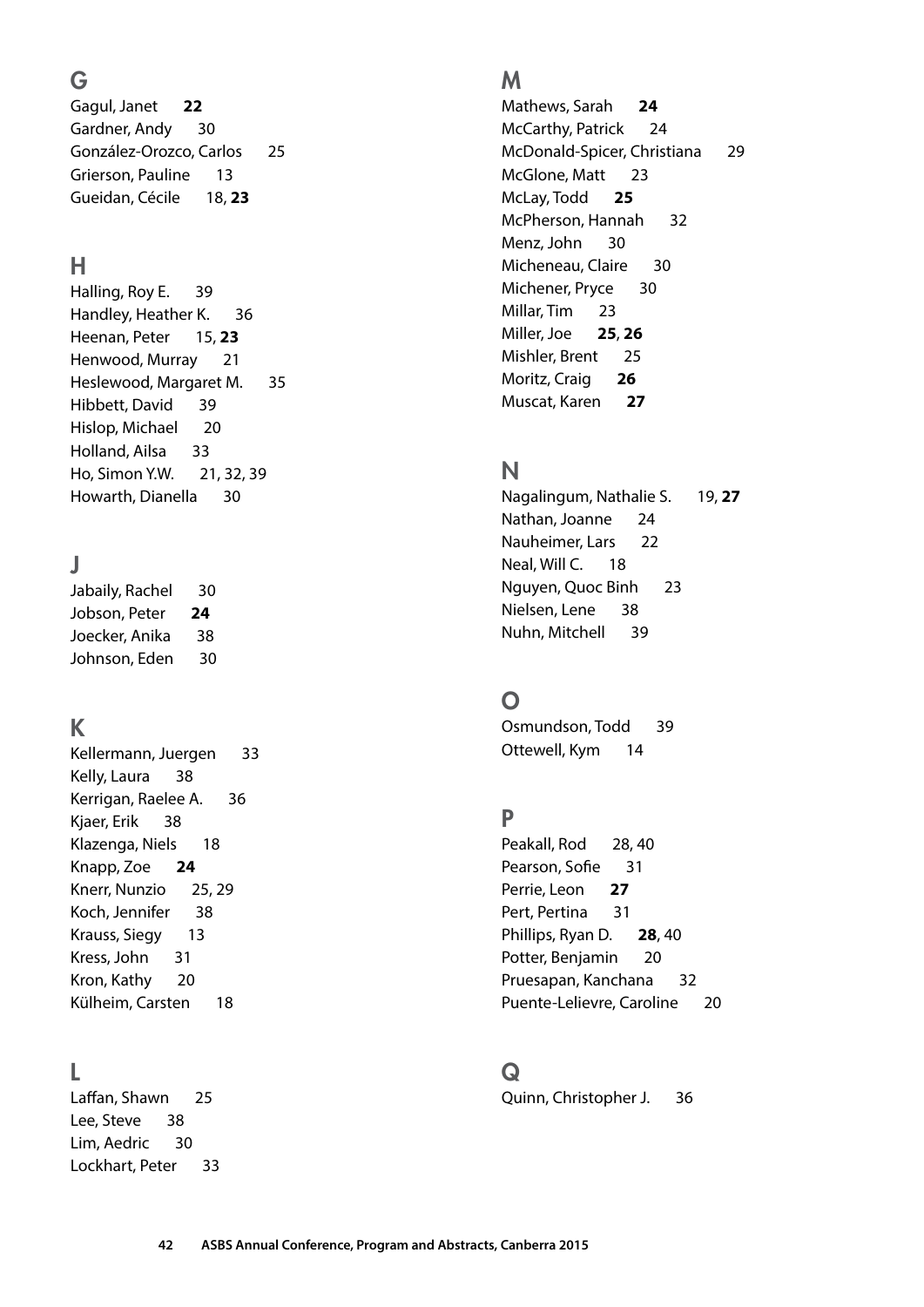## G

Gagul, Janet **22**
Gardner, Andy 30
González-Orozco, Carlos 25
Grierson, Pauline 13
Gueidan, Cécile 18, **23**

## H

Halling, Roy E. 39
Handley, Heather K. 36
Heenan, Peter 15, **23**
Henwood, Murray 21
Heslewood, Margaret M. 35
Hibbett, David 39
Hislop, Michael 20
Holland, Ailsa 33
Ho, Simon Y.W. 21, 32, 39
Howarth, Dianella 30

## J

Jabaily, Rachel 30
Jobson, Peter **24**
Joecker, Anika 38
Johnson, Eden 30

## K

Kellermann, Juergen 33
Kelly, Laura 38
Kerrigan, Raelee A. 36
Kjaer, Erik 38
Klazenga, Niels 18
Knapp, Zoe **24**
Knerr, Nunzio 25, 29
Koch, Jennifer 38
Krauss, Siegy 13
Kress, John 31
Kron, Kathy 20
Külheim, Carsten 18

## L

Laffan, Shawn 25
Lee, Steve 38
Lim, Aedric 30
Lockhart, Peter 33

## M

Mathews, Sarah **24**
McCarthy, Patrick 24
McDonald-Spicer, Christiana 29
McGlone, Matt 23
McLay, Todd **25**
McPherson, Hannah 32
Menz, John 30
Micheneau, Claire 30
Michener, Pryce 30
Millar, Tim 23
Miller, Joe **25**, **26**
Mishler, Brent 25
Moritz, Craig **26**
Muscat, Karen **27**

## N

Nagalingum, Nathalie S. 19, **27**
Nathan, Joanne 24
Nauheimer, Lars 22
Neal, Will C. 18
Nguyen, Quoc Binh 23
Nielsen, Lene 38
Nuhn, Mitchell 39

## O

Osmundson, Todd 39
Ottewell, Kym 14

## P

Peakall, Rod 28, 40
Pearson, Sofie 31
Perrie, Leon **27**
Pert, Pertina 31
Phillips, Ryan D. **28**, 40
Potter, Benjamin 20
Pruesapan, Kanchana 32
Puente-Lelievre, Caroline 20

## Q

Quinn, Christopher J. 36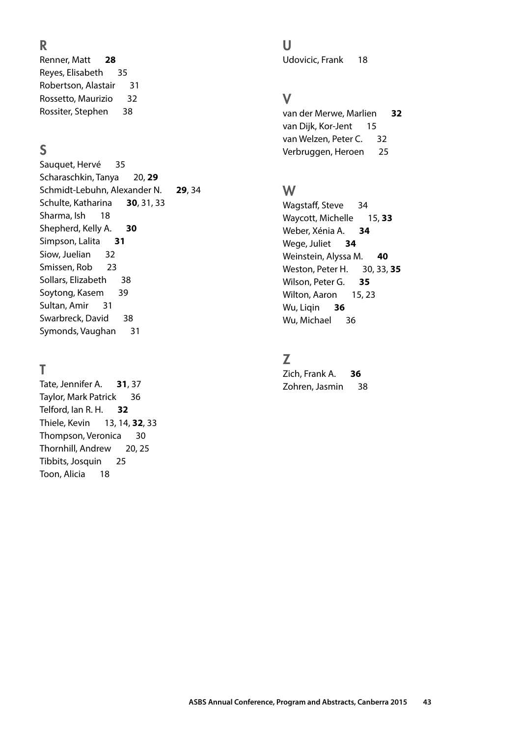## R

Renner, Matt **28**
Reyes, Elisabeth 35
Robertson, Alastair 31
Rossetto, Maurizio 32
Rossiter, Stephen 38

## S

Sauquet, Hervé 35
Scharaschkin, Tanya 20, **29**
Schmidt-Lebuhn, Alexander N. **29**, 34
Schulte, Katharina **30**, 31, 33
Sharma, Ish 18
Shepherd, Kelly A. **30**
Simpson, Lalita **31**
Siow, Juelian 32
Smissen, Rob 23
Sollars, Elizabeth 38
Soytong, Kasem 39
Sultan, Amir 31
Swarbreck, David 38
Symonds, Vaughan 31

## T

Tate, Jennifer A. **31**, 37
Taylor, Mark Patrick 36
Telford, Ian R. H. **32**
Thiele, Kevin 13, 14, **32**, 33
Thompson, Veronica 30
Thornhill, Andrew 20, 25
Tibbits, Josquin 25
Toon, Alicia 18

## U

Udovicic, Frank 18

## V

van der Merwe, Marlien **32**
van Dijk, Kor-Jent 15
van Welzen, Peter C. 32
Verbruggen, Heroen 25

## W

Wagstaff, Steve 34
Waycott, Michelle 15, **33**
Weber, Xénia A. **34**
Wege, Juliet **34**
Weinstein, Alyssa M. **40**
Weston, Peter H. 30, 33, **35**
Wilson, Peter G. **35**
Wilton, Aaron 15, 23
Wu, Liqin **36**
Wu, Michael 36

## Z

Zich, Frank A. **36**
Zohren, Jasmin 38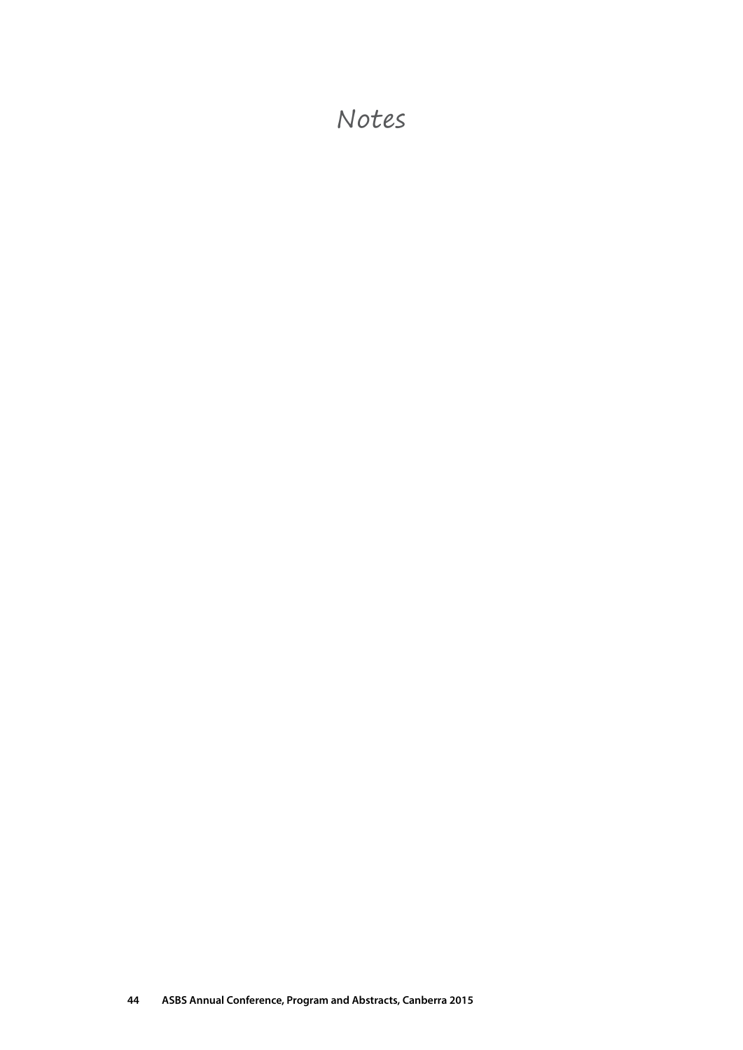# Notes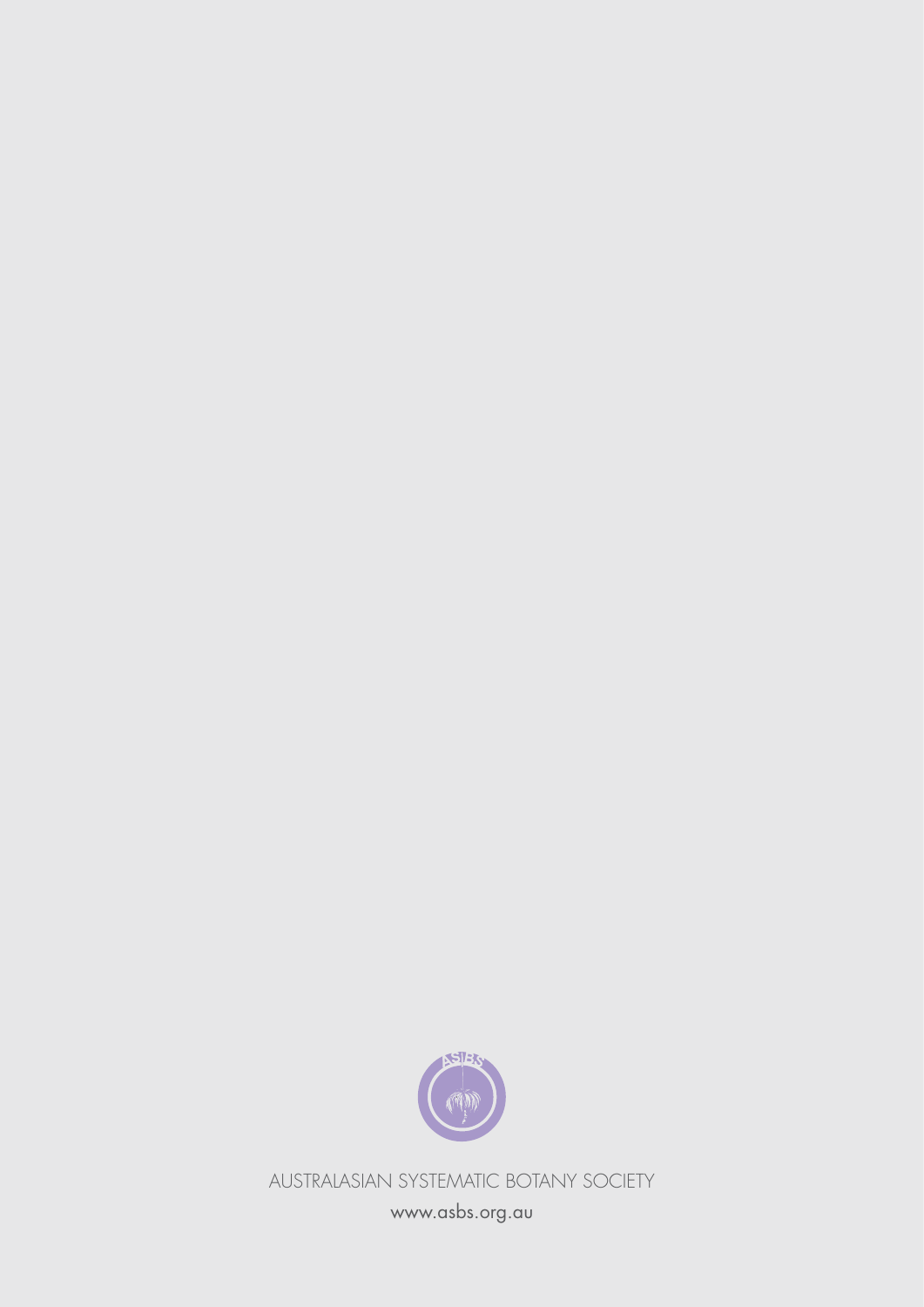AUSTRALASIAN SYSTEMATIC BOTANY SOCIETY

www.asbs.org.au